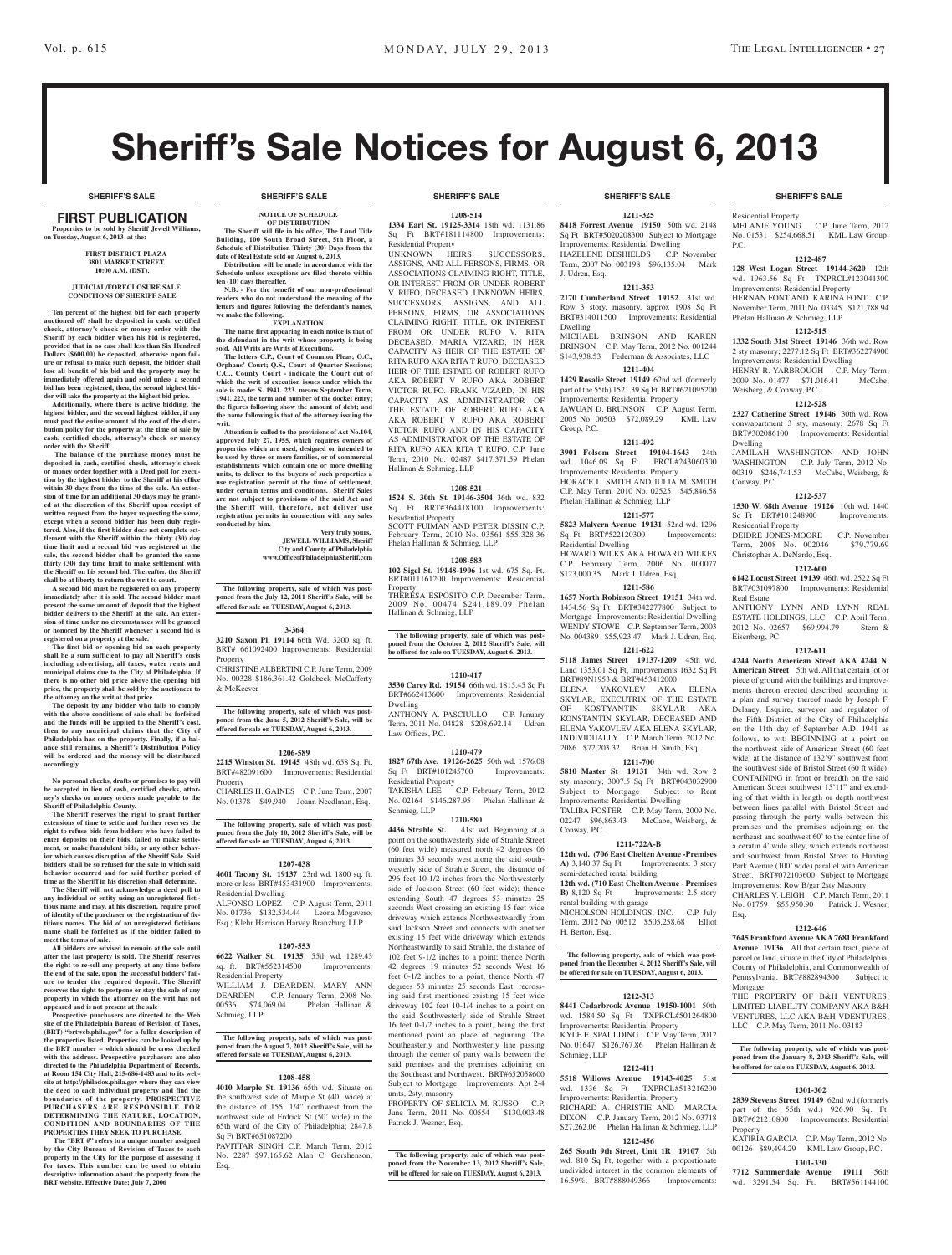# Sheriff's Sale Notices for August 6, 2013

## SHERIFF'S SALE

### FIRST PUBLICATION

**Properties to be sold by Sheriff Jewell Williams, on Tuesday, August 6, 2013 at the:**

**FIRST DISTRICT PLAZA**
**3801 MARKET STREET**
**10:00 A.M. (DST).**

**JUDICIAL/FORECLOSURE SALE CONDITIONS OF SHERIFF SALE**

**Ten percent of the highest bid for each property auctioned off shall be deposited in cash, certified check, attorney's check or money order with the Sheriff by each bidder when his bid is registered, provided that in no case shall less than Six Hundred Dollars ($600.00) be deposited, otherwise upon failure or refusal to make such deposit, the bidder shall lose all benefit of his bid and the property may be immediately offered again and sold unless a second bid has been registered, then, the second highest bidder will take the property at the highest bid price.**

**Additionally, where there is active bidding, the highest bidder, and the second highest bidder, if any must post the entire amount of the cost of the distribution policy for the property at the time of sale by cash, certified check, attorney's check or money order with the Sheriff**

**The balance of the purchase money must be deposited in cash, certified check, attorney's check or money order together with a Deed poll for execution by the highest bidder to the Sheriff at his office within 30 days from the time of the sale. An extension of time for an additional 30 days may be granted at the discretion of the Sheriff upon receipt of written request from the buyer requesting the same, except when a second bidder has been duly registered. Also, if the first bidder does not complete settlement with the Sheriff within the thirty (30) day time limit and a second bid was registered at the sale, the second bidder shall be granted the same thirty (30) day time limit to make settlement with the Sheriff on his second bid. Thereafter, the Sheriff shall be at liberty to return the writ to court.**

**A second bid must be registered on any property immediately after it is sold. The second bidder must present the same amount of deposit that the highest bidder delivers to the Sheriff at the sale. An extension of time under no circumstances will be granted or honored by the Sheriff whenever a second bid is registered on a property at the sale.**

**The first bid or opening bid on each property shall be a sum sufficient to pay all Sheriff's costs including advertising, all taxes, water rents and municipal claims due to the City of Philadelphia. If there is no other bid price above the opening bid price, the property shall be sold by the auctioneer to the attorney on the writ at that price.**

**The deposit by any bidder who fails to comply with the above conditions of sale shall be forfeited and the funds will be applied to the Sheriff's cost, then to any municipal claims that the City of Philadelphia has on the property. Finally, if a balance still remains, a Sheriff's Distribution Policy will be ordered and the money will be distributed accordingly.**

**No personal checks, drafts or promises to pay will be accepted in lieu of cash, certified checks, attorney's checks or money orders made payable to the Sheriff of Philadelphia County.**

**The Sheriff reserves the right to grant further extensions of time to settle and further reserves the right to refuse bids from bidders who have failed to enter deposits on their bids, failed to make settlement, or make fraudulent bids, or any other behavior which causes disruption of the Sheriff Sale. Said bidders shall be so refused for the sale in which said behavior occurred and for said further period of time as the Sheriff in his discretion shall determine.**

**The Sheriff will not acknowledge a deed poll to any individual or entity using an unregistered fictitious name and may, at his discretion, require proof of identity of the purchaser or the registration of fictitious names. The bid of an unregistered fictitious name shall be forfeited as if the bidder failed to meet the terms of sale.**

**All bidders are advised to remain at the sale until after the last property is sold. The Sheriff reserves the right to re-sell any property at any time before the end of the sale, upon the successful bidders' failure to tender the required deposit. The Sheriff reserves the right to postpone or stay the sale of any property in which the attorney on the writ has not appeared and is not present at the sale**

**Prospective purchasers are directed to the Web site of the Philadelphia Bureau of Revision of Taxes, (BRT) "brtweb.phila.gov" for a fuller description of the properties listed. Properties can be looked up by the BRT number – which should be cross checked with the address. Prospective purchasers are also directed to the Philadelphia Department of Records, at Room 154 City Hall, 215-686-1483 and to its website at http://philadox.phila.gov where they can view the deed to each individual property and find the boundaries of the property. PROSPECTIVE PURCHASERS ARE RESPONSIBLE FOR DETERMINING THE NATURE, LOCATION, CONDITION AND BOUNDARIES OF THE PROPERTIES THEY SEEK TO PURCHASE.**

**The "BRT #" refers to a unique number assigned by the City Bureau of Revision of Taxes to each property in the City for the purpose of assessing it for taxes. This number can be used to obtain descriptive information about the property from the BRT website. Effective Date: July 7, 2006**

**NOTICE OF SCHEDULE OF DISTRIBUTION**

**The Sheriff will file in his office, The Land Title Building, 100 South Broad Street, 5th Floor, a Schedule of Distribution Thirty (30) Days from the date of Real Estate sold on August 6, 2013.**

**Distribution will be made in accordance with the Schedule unless exceptions are filed thereto within ten (10) days thereafter.**

**N.B. - For the benefit of our non-professional readers who do not understand the meaning of the letters and figures following the defendant's names, we make the following.**

**EXPLANATION**

**The name first appearing in each notice is that of the defendant in the writ whose property is being sold. All Writs are Writs of Executions.**

**The letters C.P., Court of Common Pleas; O.C., Orphans' Court; Q.S., Court of Quarter Sessions; C.C., County Court - indicate the Court out of which the writ of execution issues under which the sale is made: S. 1941. 223. means September Term, 1941. 223, the term and number of the docket entry; the figures following show the amount of debt; and the name following is that of the attorney issuing the writ.**

**Attention is called to the provisions of Act No.104, approved July 27, 1955, which requires owners of properties which are used, designed or intended to be used by three or more families, or of commercial establishments which contain one or more dwelling units, to deliver to the buyers of such properties a use registration permit at the time of settlement, under certain terms and conditions. Sheriff Sales are not subject to provisions of the said Act and the Sheriff will, therefore, not deliver use registration permits in connection with any sales conducted by him.**

**Very truly yours,**
**JEWELL WILLIAMS, Sheriff**
**City and County of Philadelphia**
**www.OfficeofPhiladelphiaSheriff.com**

**The following property, sale of which was postponed from the July 12, 2011 Sheriff's Sale, will be offered for sale on TUESDAY, August 6, 2013.**

**3-364**

**3210 Saxon Pl. 19114** 66th Wd. 3200 sq. ft. BRT# 661092400 Improvements: Residential Property
CHRISTINE ALBERTINI C.P. June Term, 2009 No. 00328 $186,361.42 Goldbeck McCafferty & McKeever

**The following property, sale of which was postponed from the June 5, 2012 Sheriff's Sale, will be offered for sale on TUESDAY, August 6, 2013.**

**1206-589**

**2215 Winston St. 19145** 48th wd. 658 Sq. Ft. BRT#482091600 Improvements: Residential Property
CHARLES H. GAINES C.P. June Term, 2007 No. 01378 $49,940 Joann Needlman, Esq.

**The following property, sale of which was postponed from the July 10, 2012 Sheriff's Sale, will be offered for sale on TUESDAY, August 6, 2013.**

**1207-438**

**4601 Tacony St. 19137** 23rd wd. 1800 sq. ft. more or less BRT#453431900 Improvements: Residential Dwelling
ALFONSO LOPEZ C.P. August Term, 2011 No. 01736 $132,534.44 Leona Mogavero, Esq.; Klehr Harrison Harvey Branzburg LLP

**1207-553**

**6622 Walker St. 19135** 55th wd. 1289.43 sq. ft. BRT#552314500 Improvements: Residential Property
WILLIAM J. DEARDEN, MARY ANN DEARDEN C.P. January Term, 2008 No. 00536 $74,069.04 Phelan Hallinan & Schmieg, LLP

**The following property, sale of which was postponed from the August 7, 2012 Sheriff's Sale, will be offered for sale on TUESDAY, August 6, 2013.**

**1208-458**

**4010 Marple St. 19136** 65th wd. Situate on the southwest side of Marple St (40' wide) at the distance of 155' 1/4" northwest from the northwest side of Erdrick St (50' wide) in the 65th ward of the City of Philadelphia; 2847.8 Sq Ft BRT#651087200
PAVITTAR SINGH C.P. March Term, 2012 No. 2287 $97,165.62 Alan C. Gershenson, Esq.

**1208-514**

**1334 Earl St. 19125-3314** 18th wd. 1131.86 Sq Ft BRT#181114800 Improvements: Residential Property
UNKNOWN HEIRS, SUCCESSORS, ASSIGNS, AND ALL PERSONS, FIRMS, OR ASSOCIATIONS CLAIMING RIGHT, TITLE, OR INTEREST FROM OR UNDER ROBERT V. RUFO, DECEASED. UNKNOWN HEIRS, SUCCESSORS, ASSIGNS, AND ALL PERSONS, FIRMS, OR ASSOCIATIONS CLAIMING RIGHT, TITLE, OR INTEREST FROM OR UNDER RUFO V. RITA DECEASED. MARIA VIZARD, IN HER CAPACITY AS HEIR OF THE ESTATE OF RITA RUFO AKA RITA T RUFO, DECEASED HEIR OF THE ESTATE OF ROBERT RUFO AKA ROBERT V RUFO AKA ROBERT VICTOR RUFO. FRANK VIZARD, IN HIS CAPACITY AS ADMINISTRATOR OF THE ESTATE OF ROBERT RUFO AKA AKA ROBERT V RUFO AKA ROBERT VICTOR RUFO AND IN HIS CAPACITY AS ADMINISTRATOR OF THE ESTATE OF RITA RUFO AKA RITA T RUFO. C.P. June Term, 2010 No. 02487 $417,371.59 Phelan Hallinan & Schmieg, LLP

**1208-521**

**1524 S. 30th St. 19146-3504** 36th wd. 832 Sq Ft BRT#364418100 Improvements: Residential Property
SCOTT FUIMAN AND PETER DISSIN C.P. February Term, 2010 No. 03561 $55,328.36 Phelan Hallinan & Schmieg, LLP

**1208-583**

**102 Sigel St. 19148-1906** 1st wd. 675 Sq. Ft. BRT#011161200 Improvements: Residential Property
THERESA ESPOSITO C.P. December Term, 2009 No. 00474 $241,189.09 Phelan Hallinan & Schmieg, LLP

**The following property, sale of which was postponed from the October 2, 2012 Sheriff's Sale, will be offered for sale on TUESDAY, August 6, 2013.**

**1210-417**

**3530 Carey Rd. 19154** 66th wd. 1815.45 Sq Ft BRT#662413600 Improvements: Residential Dwelling
ANTHONY A. PASCIULLO C.P. January Term, 2011 No. 04828 $208,692.14 Udren Law Offices, P.C.

**1210-479**

**1827 67th Ave. 19126-2625** 50th wd. 1576.08 Sq Ft BRT#101245700 Improvements: Residential Property
TAKISHA LEE C.P. February Term, 2012 No. 02164 $146,287.95 Phelan Hallinan & Schmieg, LLP

**1210-580**

**4436 Strahle St.** 41st wd. Beginning at a point on the southwesterly side of Strahle Street (60 feet wide) measured north 42 degrees 06 minutes 35 seconds west along the said southwesterly side of Strahle Street, the distance of 296 feet 10-1/2 inches from the Northwesterly side of Jackson Street (60 feet wide); thence extending South 47 degrees 53 minutes 25 seconds West crossing an existing 15 feet wide driveway which extends Northwestwardly from said Jackson Street and connects with another existing 15 feet wide driveway which extends Northeastwardly to said Strahle, the distance of 102 feet 9-1/2 inches to a point; thence North 42 degrees 19 minutes 52 seconds West 16 feet 0-1/2 inches to a point; thence North 47 degrees 53 minutes 25 seconds East, recrossing said first mentioned existing 15 feet wide driveway 102 feet 10-1/4 inches to a point on the said Southwesterly side of Strahle Street 16 feet 0-1/2 inches to a point, being the first mentioned point an place of beginning. The Southeasterly and Northwesterly line passing through the center of party walls between the said premises and the premises adjoining on the Southeast and Northwest. BRT#652058600 Subject to Mortgage Improvements: Apt 2-4 units, 2sty, masonry
PROPERTY OF SELICIA M. RUSSO C.P. June Term, 2011 No. 00554 $130,003.48 Patrick J. Wesner, Esq.

**The following property, sale of which was postponed from the November 13, 2012 Sheriff's Sale, will be offered for sale on TUESDAY, August 6, 2013.**

**1211-325**

**8418 Forrest Avenue 19150** 50th wd. 2148 Sq Ft BRT#5020208300 Subject to Mortgage Improvements: Residential Dwelling
HAZELENE DESHIELDS C.P. November Term, 2007 No. 003198 $96,135.04 Mark J. Udren, Esq.

**1211-353**

**2170 Cumberland Street 19152** 31st wd. Row 3 story, masonry, approx 1908 Sq Ft BRT#314011500 Improvements: Residential Dwelling
MICHAEL BRINSON AND KAREN BRINSON C.P. May Term, 2012 No. 001244 $143,938.53 Federman & Associates, LLC

**1211-404**

**1429 Rosalie Street 19149** 62nd wd. (formerly part of the 55th) 1521.39 Sq Ft BRT#621095200 Improvements: Residential Property
JAWUAN D. BRUNSON C.P. August Term, 2005 No. 00503 $72,089.29 KML Law Group, P.C.

**1211-492**

**3901 Folsom Street 19104-1643** 24th wd. 1046.09 Sq Ft PRCL#243060300 Improvements: Residential Property
HORACE L. SMITH AND JULIA M. SMITH C.P. May Term, 2010 No. 02525 $45,846.58 Phelan Hallinan & Schmieg, LLP

**1211-577**

**5823 Malvern Avenue 19131** 52nd wd. 1296 Sq Ft BRT#522120300 Improvements: Residential Dwelling
HOWARD WILKS AKA HOWARD WILKES C.P. February Term, 2006 No. 000077 $123,000.35 Mark J. Udren, Esq.

**1211-586**

**1657 North Robinson Street 19151** 34th wd. 1434.56 Sq Ft BRT#342277800 Subject to Mortgage Improvements: Residential Dwelling
WENDY STOWE C.P. September Term, 2003 No. 004389 $55,923.47 Mark J. Udren, Esq.

**1211-622**

**5118 James Street 19137-1209** 45th wd. Land 1353.01 Sq Ft. improvements 1632 Sq Ft BRT#89N1953 & BRT#453412000
ELENA YAKOVLEV AKA ELENA SKYLAR, EXECUTRIX OF THE ESTATE OF KOSTYANTIN SKYLAR AKA KONSTANTIN SKYLAR, DECEASED AND ELENA YAKOVLEV AKA ELENA SKYLAR, INDIVIDUALLY C.P. March Term, 2012 No. 2086 $72,203.32 Brian H. Smith, Esq.

**1211-700**

**5810 Master St 19131** 34th wd. Row 2 sty masonry; 3007.5 Sq Ft BRT#043032900 Subject to Mortgage Subject to Rent Improvements: Residential Dwelling
TALIBA FOSTER C.P. May Term, 2009 No. 02247 $96,863.43 McCabe, Weisberg, & Conway, P.C.

**1211-722A-B**

**12th wd. (706 East Chelten Avenue -Premises A)** 3,140.37 Sq Ft Improvements: 3 story semi-detached rental building
**12th wd. (710 East Chelten Avenue - Premises B)** 8,120 Sq Ft Improvements: 2.5 story rental building with garage
NICHOLSON HOLDINGS, INC. C.P. July Term, 2012 No. 00512 $505,258.68 Elliot H. Berton, Esq.

**The following property, sale of which was postponed from the December 4, 2012 Sheriff's Sale, will be offered for sale on TUESDAY, August 6, 2013.**

**1212-313**

**8441 Cedarbrook Avenue 19150-1001** 50th wd. 1584.59 Sq Ft TXPRCL#501264800 Improvements: Residential Property
KYLE E. SPAULDING C.P. May Term, 2012 No. 01647 $126,767.86 Phelan Hallinan & Schmieg, LLP

**1212-411**

**5518 Willows Avenue 19143-4025** 51st wd. 1336 Sq Ft TXPRCL#513216200 Improvements: Residential Property
RICHARD A. CHRISTIE AND MARCIA DIXON C.P. January Term, 2012 No. 03718 $27,262.06 Phelan Hallinan & Schmieg, LLP

**1212-456**

**265 South 9th Street, Unit 1R 19107** 5th wd. 810 Sq Ft, together with a proportionate undivided interest in the common elements of 16.59%. BRT#888049366 Improvements: Residential Property
MELANIE YOUNG C.P. June Term, 2012 No. 01531 $254,668.51 KML Law Group, P.C.

**1212-487**

**128 West Logan Street 19144-3620** 12th wd. 1963.56 Sq Ft TXPRCL#123041300 Improvements: Residential Property
HERNAN FONT AND KARINA FONT C.P. November Term, 2011 No. 03345 $121,788.94 Phelan Hallinan & Schmieg, LLP

**1212-515**

**1332 South 31st Street 19146** 36th wd. Row 2 sty masonry; 2277.12 Sq Ft BRT#362274900 Improvements: Residential Dwelling
HENRY R. YARBROUGH C.P. May Term, 2009 No. 01477 $71,016.41 McCabe, Weisberg, & Conway, P.C.

**1212-528**

**2327 Catherine Street 19146** 30th wd. Row conv/apartment 3 sty, masonry; 2678 Sq Ft BRT#302086100 Improvements: Residential Dwelling
JAMILAH WASHINGTON AND JOHN WASHINGTON C.P. July Term, 2012 No. 00319 $246,741.53 McCabe, Weisberg, & Conway, P.C.

**1212-537**

**1530 W. 68th Avenue 19126** 10th wd. 1440 Sq Ft BRT#101248900 Improvements: Residential Property
DEIDRE JONES-MOORE C.P. November Term, 2008 No. 002046 $79,779.69 Christopher A. DeNardo, Esq.

**1212-600**

**6142 Locust Street 19139** 46th wd. 2522 Sq Ft BRT#031097800 Improvements: Residential Real Estate
ANTHONY LYNN AND LYNN REAL ESTATE HOLDINGS, LLC C.P. April Term, 2012 No. 02657 $69,994.79 Stern & Eisenberg, PC

**1212-611**

**4244 North American Street AKA 4244 N. American Street** 5th wd. All that certain lot or piece of ground with the buildings and improvements thereon erected described according to a plan and survey thereof made by Joseph F. Delaney, Esquire, surveyor and regulator of the Fifth District of the City of Philadelphia on the 11th day of September A.D. 1941 as follows, to wit: BEGINNING at a point on the northwest side of American Street (60 feet wide) at the distance of 132'9" southwest from the southwest side of Bristol Street (60 ft wide). CONTAINING in front or breadth on the said American Street southwest 15'11" and extending of that width in length or depth northwest between lines parallel with Bristol Street and passing through the party walls between this premises and the premises adjoining on the northeast and southwest 60' to the center line of a ceratin 4' wide alley, which extends northeast and southwest from Bristol Street to Hunting Park Avenue (100' wide) parallel with American Street. BRT#072103600 Subject to Mortgage Improvements: Row B/gar 2sty Masonry
CHARLES V. LEIGH C.P. March Term, 2011 No. 01759 $55,950.90 Patrick J. Wesner, Esq.

**1212-646**

**7645 Frankford Avenue AKA 7681 Frankford Avenue 19136** All that certain tract, piece of parcel or land, situate in the City of Philadelphia, County of Philadelphia, and Commonwealth of Pennsylvania. BRT#882894300 Subject to Mortgage
THE PROPERTY OF B&H VENTURES, LIMITED LIABILITY COMPANY AKA B&H VENTURES, LLC AKA B&H VDENTURES, LLC C.P. May Term, 2011 No. 03183

**The following property, sale of which was postponed from the January 8, 2013 Sheriff's Sale, will be offered for sale on TUESDAY, August 6, 2013.**

**1301-302**

**2839 Stevens Street 19149** 62nd wd.(formerly part of the 55th wd.) 926.90 Sq. Ft. BRT#621210800 Improvements: Residential Property
KATIRIA GARCIA C.P. May Term, 2012 No. 00126 $89,494.29 KML Law Group, P.C.

**1301-330**

**7712 Summerdale Avenue 19111** 56th wd. 3291.54 Sq. Ft. BRT#561144100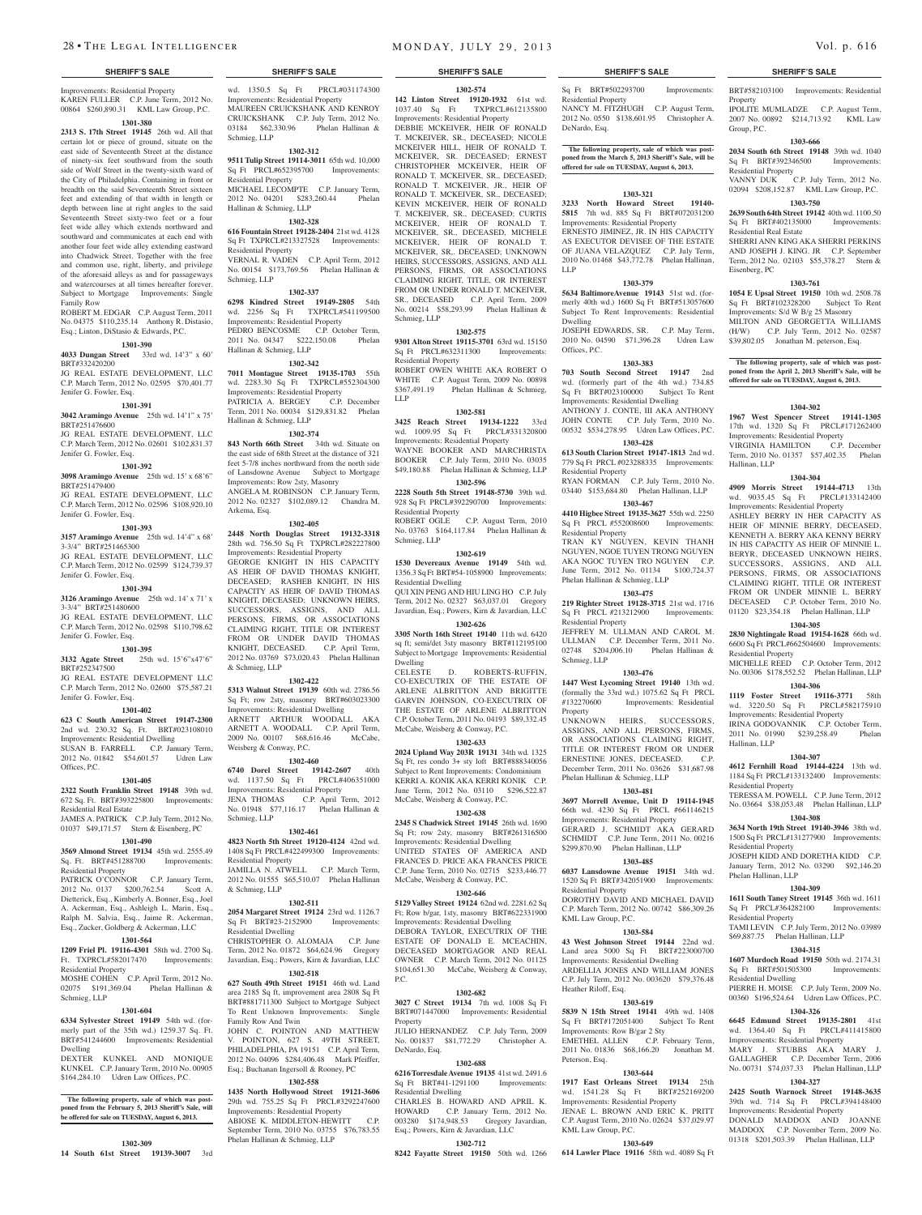Improvements: Residential Property
KAREN FULLER C.P. June Term, 2012 No. 00864 $260,890.31 KML Law Group, P.C.

**1301-380**

**2313 S. 17th Street 19145** 26th wd. All that certain lot or piece of ground, situate on the east side of Seventeenth Street at the distance of ninety-six feet southward from the south side of Wolf Street in the twenty-sixth ward of the City of Philadelphia. Containing in front or breadth on the said Seventeenth Street sixteen feet and extending of that width in length or depth between line at right angles to the said Seventeenth Street sixty-two feet or a four feet wide alley which extends northward and southward and communicates at each end with another four feet wide alley extending eastward into Chadwick Street. Together with the free and common use, right, liberty, and privilege of the aforesaid alleys as and for passageways and watercourses at all times hereafter forever. Subject to Mortgage Improvements: Single Family Row
ROBERT M. EDGAR C.P. August Term, 2011 No. 04375 $110,235.14 Anthony R. Distasio, Esq.; Linton, DiStasio & Edwards, P.C.

**1301-390**

**4033 Dungan Street** 33rd wd. 14'3" x 60' BRT#332420200
JG REAL ESTATE DEVELOPMENT, LLC C.P. March Term, 2012 No. 02595 $70,401.77 Jenifer G. Fowler, Esq.

**1301-391**

**3042 Aramingo Avenue** 25th wd. 14'1" x 75' BRT#251476600
JG REAL ESTATE DEVELOPMENT, LLC C.P. March Term, 2012 No. 02601 $102,831.37 Jenifer G. Fowler, Esq.

**1301-392**

**3098 Aramingo Avenue** 25th wd. 15' x 68'6" BRT#251479400
JG REAL ESTATE DEVELOPMENT, LLC C.P. March Term, 2012 No. 02596 $108,920.10 Jenifer G. Fowler, Esq.

**1301-393**

**3157 Aramingo Avenue** 25th wd. 14'4" x 68' 3-3/4" BRT#251465300
JG REAL ESTATE DEVELOPMENT, LLC C.P. March Term, 2012 No. 02599 $124,739.37 Jenifer G. Fowler, Esq.

**1301-394**

**3126 Aramingo Avenue** 25th wd. 14' x 71' x 3-3/4" BRT#251480600
JG REAL ESTATE DEVELOPMENT, LLC C.P. March Term, 2012 No. 02598 $110,798.62 Jenifer G. Fowler, Esq.

**1301-395**

**3132 Agate Street** 25th wd. 15'6"x47'6" BRT#252347500
JG REAL ESTATE DEVELOPMENT LLC C.P. March Term, 2012 No. 02600 $75,587.21 Jenifer G. Fowler, Esq.

**1301-402**

**623 C South American Street 19147-2300** 2nd wd. 230.32 Sq. Ft. BRT#023108010 Improvements: Residential Dwelling
SUSAN B. FARRELL C.P. January Term, 2012 No. 01842 $54,601.57 Udren Law Offices, P.C.

**1301-405**

**2322 South Franklin Street 19148** 39th wd. 672 Sq. Ft. BRT#393225800 Improvements: Residential Real Estate
JAMES A. PATRICK C.P. July Term, 2012 No. 01037 $49,171.57 Stern & Eisenberg, PC

**1301-490**

**3569 Almond Street 19134** 45th wd. 2555.49 Sq. Ft. BRT#451288700 Improvements: Residential Property
PATRICK O'CONNOR C.P. January Term, 2012 No. 0137 $200,762.54 Scott A. Dietterick, Esq., Kimberly A. Bonner, Esq., Joel A. Ackerman, Esq., Ashleigh L. Marin, Esq., Ralph M. Salvia, Esq., Jaime R. Ackerman, Esq., Zucker, Goldberg & Ackerman, LLC

**1301-564**

**1209 Friel Pl. 19116-4301** 58th wd. 2700 Sq. Ft. TXPRCL#582017470 Improvements: Residential Property
MOSHE COHEN C.P. April Term, 2012 No. 02075 $191,369.04 Phelan Hallinan & Schmieg, LLP

**1301-604**

**6334 Sylvester Street 19149** 54th wd. (formerly part of the 35th wd.) 1259.37 Sq. Ft. BRT#541244600 Improvements: Residential Dwelling
DEXTER KUNKEL AND MONIQUE KUNKEL C.P. January Term, 2010 No. 00905 $164,284.10 Udren Law Offices, P.C.

**The following property, sale of which was postponed from the February 5, 2013 Sheriff's Sale, will be offered for sale on TUESDAY, August 6, 2013.**

**1302-309**

**14 South 61st Street 19139-3007** 3rd wd. 1350.5 Sq Ft PRCL#031174300 Improvements: Residential Property
MAUREEN CRUICKSHANK AND KENROY CRUICKSHANK C.P. July Term, 2012 No. 03184 $62,330.96 Phelan Hallinan & Schmieg, LLP

**1302-312**

**9511 Tulip Street 19114-3011** 65th wd. 10,000 Sq Ft PRCL#652395700 Improvements: Residential Property
MICHAEL LECOMPTE C.P. January Term, 2012 No. 04201 $283,260.44 Phelan Hallinan & Schmieg, LLP

**1302-328**

**616 Fountain Street 19128-2404** 21st wd. 4128 Sq Ft TXPRCL#213327528 Improvements: Residential Property
VERNAL R. VADEN C.P. April Term, 2012 No. 00154 $173,769.56 Phelan Hallinan & Schmieg, LLP

**1302-337**

**6298 Kindred Street 19149-2805** 54th wd. 2256 Sq Ft TXPRCL#541199500 Improvements: Residential Property
PEDRO BENCOSME C.P. October Term, 2011 No. 04347 $222,150.08 Phelan Hallinan & Schmieg, LLP

**1302-342**

**7011 Montague Street 19135-1703** 55th wd. 2283.30 Sq Ft TXPRCL#552304300 Improvements: Residential Property
PATRICIA A. BERGEY C.P. December Term, 2011 No. 00034 $129,831.82 Phelan Hallinan & Schmieg, LLP

**1302-374**

**843 North 66th Street** 34th wd. Situate on the east side of 68th Street at the distance of 321 feet 5-7/8 inches northward from the north side of Lansdowne Avenue Subject to Mortgage Improvements: Row 2sty, Masonry
ANGELA M. ROBINSON C.P. January Term, 2012 No. 02327 $102,089.12 Chandra M. Arkema, Esq.

**1302-405**

**2448 North Douglas Street 19132-3318** 28th wd. 756.50 Sq Ft TXPRCL#282227800 Improvements: Residential Property
GEORGE KNIGHT IN HIS CAPACITY AS HEIR OF DAVID THOMAS KNIGHT, DECEASED; RASHEB KNIGHT, IN HIS CAPACITY AS HEIR OF DAVID THOMAS KNIGHT, DECEASED; UNKNOWN HEIRS, SUCCESSORS, ASSIGNS, AND ALL PERSONS, FIRMS, OR ASSOCIATIONS CLAIMING RIGHT, TITLE OR INTEREST FROM OR UNDER DAVID THOMAS KNIGHT, DECEASED. C.P. April Term, 2012 No. 03769 $73,020.43 Phelan Hallinan & Schmieg, LLP

**1302-422**

**5313 Walnut Street 19139** 60th wd. 2786.56 Sq Ft; row 2sty, masonry BRT#603023300 Improvements: Residential Dwelling
ARNETT ARTHUR WOODALL AKA ARNETT A. WOODALL C.P. April Term, 2009 No. 00107 $68,616.46 McCabe, Weisberg & Conway, P.C.

**1302-460**

**6740 Dorel Street 19142-2607** 40th wd. 1137.50 Sq Ft PRCL#406351000 Improvements: Residential Property
JENA THOMAS C.P. April Term, 2012 No. 01948 $77,116.17 Phelan Hallinan & Schmieg, LLP

**1302-461**

**4823 North 5th Street 19120-4124** 42nd wd. 1408 Sq Ft PRCL#422499300 Improvements: Residential Property
JAMILLA N. ATWELL C.P. March Term, 2012 No. 01555 $65,510.07 Phelan Hallinan & Schmieg, LLP

**1302-511**

**2054 Margaret Street 19124** 23rd wd. 1126.7 Sq Ft BRT#23-2152900 Improvements: Residential Dwelling
CHRISTOPHER O. ALOMAJA C.P. June Term, 2012 No. 01872 $64,624.96 Gregory Javardian, Esq.; Powers, Kirn & Javardian, LLC

**1302-518**

**627 South 49th Street 19151** 46th wd. Land area 2185 Sq ft, improvement area 2808 Sq Ft BRT#881711300 Subject to Mortgage Subject To Rent Unknown Improvements: Single Family Row And Twin
JOHN C. POINTON AND MATTHEW V. POINTON, 627 S. 49TH STREET, PHILADELPHIA, PA 19151 C.P. April Term, 2012 No. 04096 $284,406.48 Mark Pfeiffer, Esq.; Buchanan Ingersoll & Rooney, PC

**1302-558**

**1435 North Hollywood Street 19121-3606** 29th wd. 755.25 Sq Ft PRCL#3292247600 Improvements: Residential Property
ABIOSE K. MIDDLETON-HEWITT C.P. September Term, 2010 No. 03755 $76,783.55 Phelan Hallinan & Schmieg, LLP

**1302-574**

**142 Linton Street 19120-1932** 61st wd. 1037.40 Sq Ft TXPRCL#612135800 Improvements: Residential Property
DEBBIE MCKEIVER, HEIR OF RONALD T. MCKEIVER, SR., DECEASED; NICOLE MCKEIVER HILL, HEIR OF RONALD T. MCKEIVER, SR. DECEASED; ERNEST CHRISTOPHER MCKEIVER, HEIR OF RONALD T. MCKEIVER, SR., DECEASED; RONALD T. MCKEIVER, JR., HEIR OF RONALD T. MCKEIVER, SR., DECEASED; KEVIN MCKEIVER, HEIR OF RONALD T. MCKEIVER, SR., DECEASED; CURTIS MCKEIVER, HEIR OF RONALD T. MCKEIVER, SR., DECEASED, MICHELE MCKEIVER, HEIR OF RONALD T. MCKEIVER, SR., DECEASED; UNKNOWN HEIRS, SUCCESSORS, ASSIGNS, AND ALL PERSONS, FIRMS, OR ASSOCIATIONS CLAIMING RIGHT, TITLE, OR INTEREST FROM OR UNDER RONALD T. MCKEIVER, SR., DECEASED C.P. April Term, 2009 No. 00214 $58,293.99 Phelan Hallinan & Schmieg, LLP

**1302-575**

**9301 Alton Street 19115-3701** 63rd wd. 15150 Sq Ft PRCL#632311300 Improvements: Residential Property
ROBERT OWEN WHITE AKA ROBERT O WHITE C.P. August Term, 2009 No. 00898 $367,491.19 Phelan Hallinan & Schmieg, LLP

**1302-581**

**3425 Reach Street 19134-1222** 33rd wd. 1009.95 Sq Ft PRCL#331320800 Improvements: Residential Property
WAYNE BOOKER AND MARCHRISTA BOOKER C.P. July Term, 2010 No. 03035 $49,180.88 Phelan Hallinan & Schmieg, LLP

**1302-596**

**2228 South 5th Street 19148-5730** 39th wd. 928 Sq Ft PRCL#392290700 Improvements: Residential Property
ROBERT OGLE C.P. August Term, 2010 No. 03763 $164,117.84 Phelan Hallinan & Schmieg, LLP

**1302-619**

**1530 Devereaux Avenue 19149** 54th wd. 1356.3 Sq Ft BRT#54-1058900 Improvements: Residential Dwelling
QUI XIN PENG AND HIU LING HO C.P. July Term, 2012 No. 02327 $63,037.01 Gregory Javardian, Esq.; Powers, Kirn & Javardian, LLC

**1302-626**

**3305 North 16th Street 19140** 11th wd. 6420 sq ft; semi/det 3sty masonry BRT#112195100 Subject to Mortgage Improvements: Residential Dwelling
CELESTE D. ROBERTS-RUFFIN, CO-EXECUTRIX OF THE ESTATE OF ARLENE ALBRITTON AND BRIGITTE GARVIN JOHNSON, CO-EXECUTRIX OF THE ESTATE OF ARLENE ALBRITTON C.P. October Term, 2011 No. 04193 $89,332.45 McCabe, Weisberg & Conway, P.C.

**1302-633**

**2024 Upland Way 203R 19131** 34th wd. 1325 Sq Ft, res condo 3+ sty loft BRT#888340056 Subject to Rent Improvements: Condominium
KERRI A. KONIK AKA KERRI KONIK C.P. June Term, 2012 No. 03110 $296,522.87 McCabe, Weisberg & Conway, P.C.

**1302-638**

**2345 S Chadwick Street 19145** 26th wd. 1690 Sq Ft; row 2sty, masonry BRT#261316500 Improvements: Residential Dwelling
UNITED STATES OF AMERICA AND FRANCES D. PRICE AKA FRANCES PRICE C.P. June Term, 2010 No. 02715 $233,446.77 McCabe, Weisberg & Conway, P.C.

**1302-646**

**5129 Valley Street 19124** 62nd wd. 2281.62 Sq Ft; Row b/gar, 1sty, masonry BRT#622331900 Improvements: Residential Dwelling
DEBORA TAYLOR, EXECUTRIX OF THE ESTATE OF DONALD E. MCEACHIN, DECEASED MORTGAGOR AND REAL OWNER C.P. March Term, 2012 No. 01125 $104,651.30 McCabe, Weisberg & Conway, P.C.

**1302-682**

**3027 C Street 19134** 7th wd. 1008 Sq Ft BRT#071447000 Improvements: Residential Property
JULIO HERNANDEZ C.P. July Term, 2009 No. 001837 $81,772.29 Christopher A. DeNardo, Esq.

**1302-688**

**6216 Torresdale Avenue 19135** 41st wd. 2491.6 Sq Ft BRT#41-1291100 Improvements: Residential Dwelling
CHARLES B. HOWARD AND APRIL K. HOWARD C.P. January Term, 2012 No. 003280 $174,948.53 Gregory Javardian, Esq.; Powers, Kirn & Javardian, LLC

**1302-712**

**8242 Fayatte Street 19150** 50th wd. 1266 Sq Ft BRT#502293700 Improvements: Residential Property
NANCY M. FITZHUGH C.P. August Term, 2012 No. 0550 $138,601.95 Christopher A. DeNardo, Esq.

**The following property, sale of which was postponed from the March 5, 2013 Sheriff's Sale, will be offered for sale on TUESDAY, August 6, 2013.**

**1303-321**

**3233 North Howard Street 19140-5815** 7th wd. 885 Sq Ft BRT#072031200 Improvements: Residential Property
ERNESTO JIMINEZ, JR. IN HIS CAPACITY AS EXECUTOR DEVISEE OF THE ESTATE OF JUANA VELAZQUEZ C.P. July Term, 2010 No. 01468 $43,772.78 Phelan Hallinan, LLP

**1303-379**

**5634 BaltimoreAvenue 19143** 51st wd. (formerly 40th wd.) 1600 Sq Ft BRT#513057600 Subject To Rent Improvements: Residential Dwelling
JOSEPH EDWARDS, SR. C.P. May Term, 2010 No. 04590 $71,396.28 Udren Law Offices, P.C.

**1303-383**

**703 South Second Street 19147** 2nd wd. (formerly part of the 4th wd.) 734.85 Sq Ft BRT#023100000 Subject To Rent Improvements: Residential Dwelling
ANTHONY J. CONTE, III AKA ANTHONY JOHN CONTE C.P. July Term, 2010 No. 00532 $534,278.95 Udren Law Offices, P.C.

**1303-428**

**613 South Clarion Street 19147-1813** 2nd wd. 779 Sq Ft PRCL #023288335 Improvements: Residential Property
RYAN FORMAN C.P. July Term, 2010 No. 03440 $153,684.80 Phelan Hallinan, LLP

**1303-467**

**4410 Higbee Street 19135-3627** 55th wd. 2250 Sq Ft PRCL #552008600 Improvements: Residential Property
TRAN KY NGUYEN, KEVIN THANH NGUYEN, NGOE TUYEN TRONG NGUYEN AKA NGOC TUYEN TRO NGUYEN C.P. June Term, 2012 No. 01134 $100,724.37 Phelan Hallinan & Schmieg, LLP

**1303-475**

**219 Righter Street 19128-3715** 21st wd. 1716 Sq Ft PRCL #213212900 Improvements: Residential Property
JEFFREY M. ULLMAN AND CAROL M. ULLMAN C.P. December Term, 2011 No. 02748 $204,006.10 Phelan Hallinan & Schmieg, LLP

**1303-476**

**1447 West Lycoming Street 19140** 13th wd. (formally the 33rd wd.) 1075.62 Sq Ft PRCL #132270600 Improvements: Residential Property
UNKNOWN HEIRS, SUCCESSORS, ASSIGNS, AND ALL PERSONS, FIRMS, OR ASSOCIATIONS CLAIMING RIGHT, TITLE OR INTEREST FROM OR UNDER ERNESTINE JONES, DECEASED. C.P. December Term, 2011 No. 03626 $31,687.98 Phelan Hallinan & Schmieg, LLP

**1303-481**

**3697 Morrell Avenue, Unit D 19114-1945** 66th wd. 4230 Sq Ft PRCL #661146215 Improvements: Residential Property
GERARD J. SCHMIDT AKA GERARD SCHMIDT C.P. June Term, 2011 No. 00216 $299,870.90 Phelan Hallinan, LLP

**1303-485**

**6037 Lansdowne Avenue 19151** 34th wd. 1520 Sq Ft BRT#342051900 Improvements: Residential Property
DOROTHY DAVID AND MICHAEL DAVID C.P. March Term, 2012 No. 00742 $86,309.26 KML Law Group, P.C.

**1303-584**

**43 West Johnson Street 19144** 22nd wd. Land area 5000 Sq Ft BRT#223000700 Improvements: Residential Dwelling
ARDELLIA JONES AND WILLIAM JONES C.P. July Term, 2012 No. 003620 $79,376.48 Heather Riloff, Esq.

**1303-619**

**5839 N 15th Street 19141** 49th wd. 1408 Sq Ft BRT#172051400 Subject To Rent Improvements: Row B/gar 2 Sty
EMETHEL ALLEN C.P. February Term, 2011 No. 01836 $68,166.20 Jonathan M. Peterson, Esq.

**1303-644**

**1917 East Orleans Street 19134** 25th wd. 1541.28 Sq Ft BRT#252169200 Improvements: Residential Property
JENAE L. BROWN AND ERIC K. PRITT C.P. August Term, 2010 No. 02624 $37,029.97 KML Law Group, P.C.

**1303-649**

**614 Lawler Place 19116** 58th wd. 4089 Sq Ft BRT#582103100 Improvements: Residential Property
IPOLITE MUMLADZE C.P. August Term, 2007 No. 00892 $214,713.92 KML Law Group, P.C.

**1303-666**

**2034 South 6th Street 19148** 39th wd. 1040 Sq Ft BRT#392346500 Improvements: Residential Property
VANNY DUK C.P. July Term, 2012 No. 02094 $208,152.87 KML Law Group, P.C.

**1303-750**

**2639 South 64th Street 19142** 40th wd. 1100.50 Sq Ft BRT#402135000 Improvements: Residential Real Estate
SHERRI ANN KING AKA SHERRI PERKINS AND JOSEPH J. KING. JR C.P. September Term, 2012 No. 02103 $55,378.27 Stern & Eisenberg, PC

**1303-761**

**1054 E Upsal Street 19150** 10th wd. 2508.78 Sq Ft BRT#102328200 Subject To Rent Improvements: S/d W B/g 25 Masonry
MILTON AND GEORGETTA WILLIAMS (H/W) C.P. July Term, 2012 No. 02587 $39,802.05 Jonathan M. peterson, Esq.

**The following property, sale of which was postponed from the April 2, 2013 Sheriff's Sale, will be offered for sale on TUESDAY, August 6, 2013.**

**1304-302**

**1967 West Spencer Street 19141-1305** 17th wd. 1320 Sq Ft PRCL#171262400 Improvements: Residential Property
VIRGINIA HAMILTON C.P. December Term, 2010 No. 01357 $57,402.35 Phelan Hallinan, LLP

**1304-304**

**4909 Morris Street 19144-4713** 13th wd. 9035.45 Sq Ft PRCL#133142400 Improvements: Residential Property
ASHLEY BERRY IN HER CAPACITY AS HEIR OF MINNIE BERRY, DECEASED, KENNETH A. BERRY AKA KENNY BERRY IN HIS CAPACITY AS HEIR OF MINNIE L. BERRY, DECEASED UNKNOWN HEIRS, SUCCESSORS, ASSIGNS, AND ALL PERSONS, FIRMS, OR ASSOCIATIONS CLAIMING RIGHT, TITLE OR INTEREST FROM OR UNDER MINNIE L. BERRY DECEASED C.P. October Term, 2010 No. 01120 $23,354.18 Phelan Hallinan, LLP

**1304-305**

**2830 Nightingale Road 19154-1628** 66th wd. 6600 Sq Ft PRCL#662504600 Improvements: Residential Property
MICHELLE REED C.P. October Term, 2012 No. 00306 $178,552.52 Phelan Hallinan, LLP

**1304-306**

**1119 Foster Street 19116-3771** 58th wd. 3220.50 Sq Ft PRCL#582175910 Improvements: Residential Property
IRINA GODOVANNIK C.P. October Term, 2011 No. 01990 $239,258.49 Phelan Hallinan, LLP

**1304-307**

**4612 Fernhill Road 19144-4224** 13th wd. 1184 Sq Ft PRCL#133132400 Improvements: Residential Property
TERESSA M. POWELL C.P. June Term, 2012 No. 03664 $38,053.48 Phelan Hallinan, LLP

**1304-308**

**3634 North 19th Street 19140-3946** 38th wd. 1500 Sq Ft PRCL#131277900 Improvements: Residential Property
JOSEPH KIDD AND DORETHA KIDD C.P. January Term, 2012 No. 03290 $92,146.20 Phelan Hallinan, LLP

**1304-309**

**1611 South Taney Street 19145** 36th wd. 1611 Sq Ft PRCL#364282100 Improvements: Residential Property
TAMI LEVIN C.P. July Term, 2012 No. 03989 $69,887.75 Phelan Hallinan, LLP

**1304-315**

**1607 Murdoch Road 19150** 50th wd. 2174.31 Sq Ft BRT#501505300 Improvements: Residential Dwelling
PIERRE H. MOISE C.P. July Term, 2009 No. 00360 $196,524.64 Udren Law Offices, P.C.

**1304-326**

**6645 Edmund Street 19135-2801** 41st wd. 1364.40 Sq Ft PRCL#411415800 Improvements: Residential Property
MARY J. STUBBS AKA MARY J. GALLAGHER C.P. December Term, 2006 No. 00731 $74,037.33 Phelan Hallinan, LLP

**1304-327**

**2425 South Warnock Street 19148-3635** 39th wd. 714 Sq Ft PRCL#394148400 Improvements: Residential Property
DONALD MADDOX AND JOANNE MADDOX C.P. November Term, 2009 No. 01318 $201,503.39 Phelan Hallinan, LLP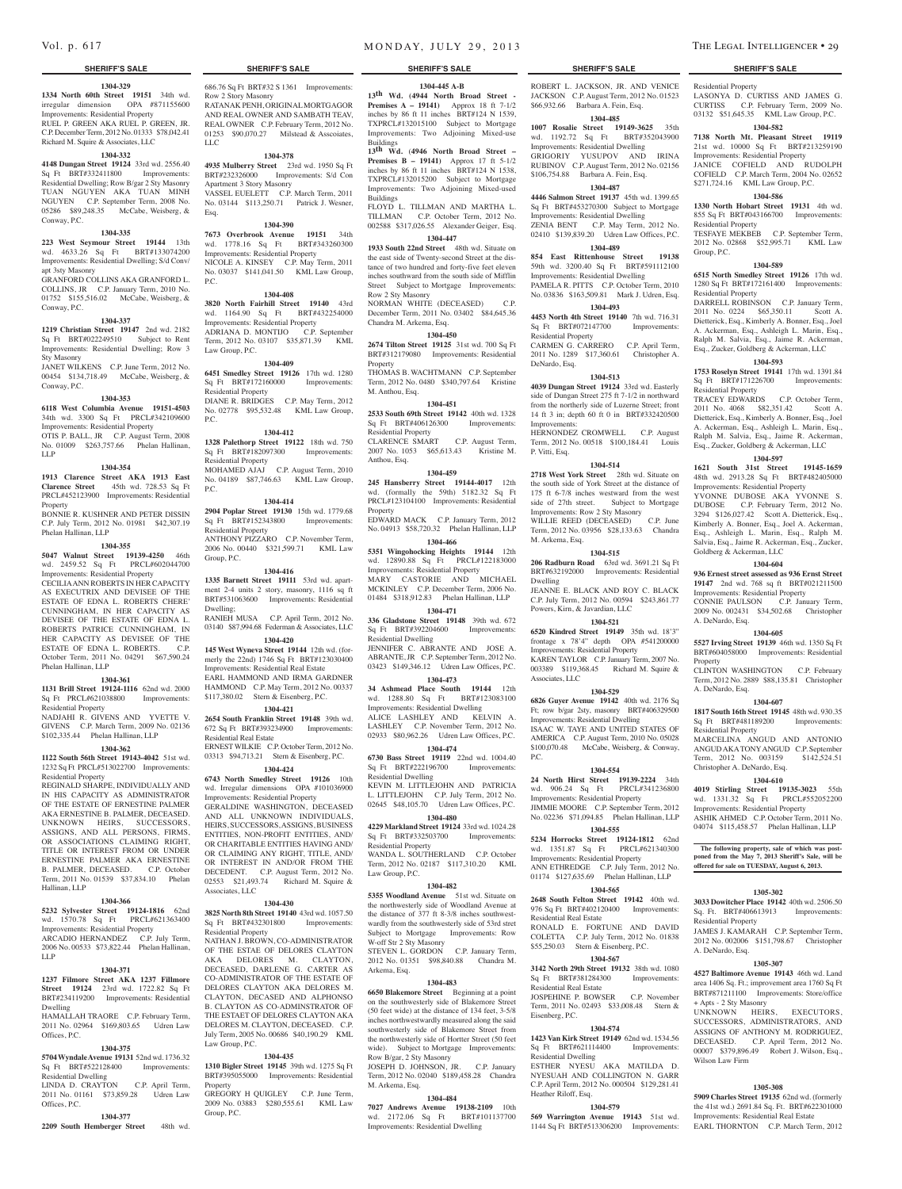## SHERIFF'S SALE

**1304-329**

**1334 North 60th Street 19151** 34th wd. irregular dimension OPA #871155600 Improvements: Residential Property
RUEL P. GREEN AKA RUEL P. GREEN, JR. C.P. December Term, 2012 No. 01333 $78,042.41 Richard M. Squire & Associates, LLC

**1304-332**

**4148 Dungan Street 19124** 33rd wd. 2556.40 Sq Ft BRT#332411800 Improvements: Residential Dwelling; Row B/gar 2 Sty Masonry
TUAN NGUYEN AKA TUAN MINH NGUYEN C.P. September Term, 2008 No. 05286 $89,248.35 McCabe, Weisberg, & Conway, P.C.

**1304-335**

**223 West Seymour Street 19144** 13th wd. 4633.26 Sq Ft BRT#133074200 Improvements: Residential Dwelling; S/d Conv/ apt 3sty Masonry
GRANFORD COLLINS AKA GRANFORD L. COLLINS, JR C.P. January Term, 2010 No. 01752 $155,516.02 McCabe, Weisberg, & Conway, P.C.

**1304-337**

**1219 Christian Street 19147** 2nd wd. 2182 Sq Ft BRT#022249510 Subject to Rent Improvements: Residential Dwelling; Row 3 Sty Masonry
JANET WILKENS C.P. June Term, 2012 No. 00454 $134,718.49 McCabe, Weisberg, & Conway, P.C.

**1304-353**

**6118 West Columbia Avenue 19151-4503** 34th wd. 3300 Sq Ft PRCL#342109600 Improvements: Residential Property
OTIS P. BALL, JR C.P. August Term, 2008 No. 01009 $263,757.66 Phelan Hallinan, LLP

**1304-354**

**1913 Clarence Street AKA 1913 East Clarence Street** 45th wd. 728.53 Sq Ft PRCL#452123900 Improvements: Residential Property
BONNIE R. KUSHNER AND PETER DISSIN C.P. July Term, 2012 No. 01981 $42,307.19 Phelan Hallinan, LLP

**1304-355**

**5047 Walnut Street 19139-4250** 46th wd. 2459.52 Sq Ft PRCL#602044700 Improvements: Residential Property
CECILIA ANN ROBERTS IN HER CAPACITY AS EXECUTRIX AND DEVISEE OF THE ESTATE OF EDNA L. ROBERTS CHERE' CUNNINGHAM, IN HER CAPACITY AS DEVISEE OF THE ESTATE OF EDNA L. ROBERTS PATRICE CUNNINGHAM, IN HER CAPACITY AS DEVISEE OF THE ESTATE OF EDNA L. ROBERTS. C.P. October Term, 2011 No. 04291 $67,590.24 Phelan Hallinan, LLP

**1304-361**

**1131 Brill Street 19124-1116** 62nd wd. 2000 Sq Ft PRCL#621038800 Improvements: Residential Property
NADJAHI R. GIVENS AND YVETTE V. GIVENS C.P. March Term, 2009 No. 02136 $102,335.44 Phelan Hallinan, LLP

**1304-362**

**1122 South 56th Street 19143-4042** 51st wd. 1232 Sq Ft PRCL#513022700 Improvements: Residential Property
REGINALD SHARPE, INDIVIDUALLY AND IN HIS CAPACITY AS ADMINISTRATOR OF THE ESTATE OF ERNESTINE PALMER AKA ERNESTINE B. PALMER, DECEASED. UNKNOWN HEIRS, SUCCESSORS, ASSIGNS, AND ALL PERSONS, FIRMS, OR ASSOCIATIONS CLAIMING RIGHT, TITLE OR INTEREST FROM OR UNDER ERNESTINE PALMER AKA ERNESTINE B. PALMER, DECEASED. C.P. October Term, 2011 No. 01539 $37,834.10 Phelan Hallinan, LLP

**1304-366**

**5232 Sylvester Street 19124-1816** 62nd wd. 1570.78 Sq Ft PRCL#621363400 Improvements: Residential Property
ARCADIO HERNANDEZ C.P. July Term, 2006 No. 00533 $73,822.44 Phelan Hallinan, LLP

**1304-371**

**1237 Filmore Street AKA 1237 Fillmore Street 19124** 23rd wd. 1722.82 Sq Ft BRT#234119200 Improvements: Residential Dwelling
HAMALLAH TRAORE C.P. February Term, 2011 No. 02964 $169,803.65 Udren Law Offices, P.C.

**1304-375**

**5704 Wyndale Avenue 19131** 52nd wd. 1736.32 Sq Ft BRT#522128400 Improvements: Residential Dwelling
LINDA D. CRAYTON C.P. April Term, 2011 No. 01161 $73,859.28 Udren Law Offices, P.C.

**1304-377**

**2209 South Hemberger Street** 48th wd. 686.76 Sq Ft BRT#32 S 1361 Improvements: Row 2 Story Masonry
RATANAK PENH, ORIGINAL MORTGAGOR AND REAL OWNER AND SAMBATH TEAV, REAL OWNER C.P. February Term, 2012 No. 01253 $90,070.27 Milstead & Asscoiates, LLC

**1304-378**

**4935 Mulberry Street** 23rd wd. 1950 Sq Ft BRT#232326000 Improvements: S/d Con Apartment 3 Story Masonry
VASSEL EUELETT C.P. March Term, 2011 No. 03144 $113,250.71 Patrick J. Wesner, Esq.

**1304-390**

**7673 Overbrook Avenue 19151** 34th wd. 1778.16 Sq Ft BRT#343260300 Improvements: Residential Property
NICOLE A. KINSEY C.P. May Term, 2011 No. 03037 $141,041.50 KML Law Group, P.C.

**1304-408**

**3820 North Fairhill Street 19140** 43rd wd. 1164.90 Sq Ft BRT#432254000 Improvements: Residential Property
ADRIANA D. MONTIJO C.P. September Term, 2012 No. 03107 $35,871.39 KML Law Group, P.C.

**1304-409**

**6451 Smedley Street 19126** 17th wd. 1280 Sq Ft BRT#172160000 Improvements: Residential Property
DIANE R. BRIDGES C.P. May Term, 2012 No. 02778 $95,532.48 KML Law Group, P.C.

**1304-412**

**1328 Palethorp Street 19122** 18th wd. 750 Sq Ft BRT#182097300 Improvements: Residential Property
MOHAMED AJAJ C.P. August Term, 2010 No. 04189 $87,746.63 KML Law Group, P.C.

**1304-414**

**2904 Poplar Street 19130** 15th wd. 1779.68 Sq Ft BRT#152343800 Improvements: Residential Property
ANTHONY PIZZARO C.P. November Term, 2006 No. 00440 $321,599.71 KML Law Group, P.C.

**1304-416**

**1335 Barnett Street 19111** 53rd wd. apartment 2-4 units 2 story, masonry, 1116 sq ft BRT#531063600 Improvements: Residential Dwelling;
RANIEH MUSA C.P. April Term, 2012 No. 03140 $87,994.68 Federman & Associates, LLC

**1304-420**

**145 West Wyneva Street 19144** 12th wd. (formerly the 22nd) 1746 Sq Ft BRT#123030400 Improvements: Residential Real Estate
EARL HAMMOND AND IRMA GARDNER HAMMOND C.P. May Term, 2012 No. 00337 $117,380.02 Stern & Eisenberg, P.C.

**1304-421**

**2654 South Franklin Street 19148** 39th wd. 672 Sq Ft BRT#393234900 Improvements: Residential Real Estate
ERNEST WILKIE C.P. October Term, 2012 No. 03313 $94,713.21 Stern & Eisenberg, P.C.

**1304-424**

**6743 North Smedley Street 19126** 10th wd. Irregular dimensions OPA #101036900 Improvements: Residential Property
GERALDINE WASHINGTON, DECEASED AND ALL UNKNOWN INDIVIDUALS, HEIRS, SUCCESSORS, ASSIGNS, BUSINESS ENTITIES, NON-PROFIT ENTITIES, AND/ OR CHARITABLE ENTITIES HAVING AND/ OR CLAIMING ANY RIGHT, TITLE, AND/ OR INTEREST IN AND/OR FROM THE DECEDENT. C.P. August Term, 2012 No. 02553 $21,493.74 Richard M. Squire & Associates, LLC

**1304-430**

**3825 North 8th Street 19140** 43rd wd. 1057.50 Sq Ft BRT#432301800 Improvements: Residential Property
NATHAN J. BROWN, CO-ADMINISTRATOR OF THE ESTAE OF DELORES CLAYTON AKA DELORES M. CLAYTON, DECEASED, DARLENE G. CARTER AS CO-ADMINISTRATOR OF THE ESTATE OF DELORES CLAYTON AKA DELORES M. CLAYTON, DECASED AND ALPHONSO B. CLAYTON AS CO-ADMINSTRATOR OF THE ESTAET OF DELORES CLAYTON AKA DELORES M. CLAYTON, DECEASED. C.P. July Term, 2005 No. 00686 $40,190.29 KML Law Group, P.C.

**1304-435**

**1310 Bigler Street 19145** 39th wd. 1275 Sq Ft BRT#395055000 Improvements: Residential Property
GREGORY H QUIGLEY C.P. June Term, 2009 No. 03883 $280,555.61 KML Law Group, P.C.

**1304-445 A-B**

**13th Wd. (4944 North Broad Street - Premises A – 19141)** Approx 18 ft 7-1/2 inches by 86 ft 11 inches BRT#124 N 1539, TXPRCL#132015100 Subject to Mortgage Improvements: Two Adjoining Mixed-use Buildings
**13th Wd. (4946 North Broad Street – Premises B – 19141)** Approx 17 ft 5-1/2 inches by 86 ft 11 inches BRT#124 N 1538, TXPRCL#132015200 Subject to Mortgage Improvements: Two Adjoining Mixed-used Buildings
FLOYD L. TILLMAN AND MARTHA L. TILLMAN C.P. October Term, 2012 No. 002588 $317,026.55 Alexander Geiger, Esq.

**1304-447**

**1933 South 22nd Street** 48th wd. Situate on the east side of Twenty-second Street at the distance of two hundred and forty-five feet eleven inches southward from the south side of Mifflin Street Subject to Mortgage Improvements: Row 2 Sty Masonry
NORMAN WHITE (DECEASED) C.P. December Term, 2011 No. 03402 $84,645.36 Chandra M. Arkema, Esq.

**1304-450**

**2674 Tilton Street 19125** 31st wd. 700 Sq Ft BRT#312179080 Improvements: Residential Property
THOMAS B. WACHTMANN C.P. September Term, 2012 No. 0480 $340,797.64 Kristine M. Anthou, Esq.

**1304-451**

**2533 South 69th Street 19142** 40th wd. 1328 Sq Ft BRT#406126300 Improvements: Residential Property
CLARENCE SMART C.P. August Term, 2007 No. 1053 $65,613.43 Kristine M. Anthou, Esq.

**1304-459**

**245 Hansberry Street 19144-4017** 12th wd. (formerly the 59th) 5182.32 Sq Ft PRCL#123104100 Improvements: Residential Property
EDWARD MACK C.P. January Term, 2012 No. 04913 $58,720.32 Phelan Hallinan, LLP

**1304-466**

**5351 Wingohocking Heights 19144** 12th wd. 12890.88 Sq Ft PRCL#122183000 Improvements: Residential Property
MARY CASTORIE AND MICHAEL MCKINLEY C.P. December Term, 2006 No. 01484 $318,912.83 Phelan Hallinan, LLP

**1304-471**

**336 Gladstone Street 19148** 39th wd. 672 Sq Ft BRT#392204600 Improvements: Residential Dwelling
JENNIFER C. ABRANTE AND JOSE A. ABRANTE, JR C.P. September Term, 2012 No. 03423 $149,346.12 Udren Law Offices, P.C.

**1304-473**

**34 Ashmead Place South 19144** 12th wd. 1288.80 Sq Ft BRT#123083100 Improvements: Residential Dwelling
ALICE LASHLEY AND KELVIN A. LASHLEY C.P. November Term, 2012 No. 02933 $80,962.26 Udren Law Offices, P.C.

**1304-474**

**6730 Bass Street 19119** 22nd wd. 1004.40 Sq Ft BRT#222196700 Improvements: Residential Dwelling
KEVIN M. LITTLEJOHN AND PATRICIA L. LITTLEJOHN C.P. July Term, 2012 No. 02645 $48,105.70 Udren Law Offices, P.C.

**1304-480**

**4229 Markland Street 19124** 33rd wd. 1024.28 Sq Ft BRT#332503700 Improvements: Residential Property
WANDA L. SOUTHERLAND C.P. October Term, 2012 No. 02187 $117,310.20 KML Law Group, P.C.

**1304-482**

**5355 Woodland Avenue** 51st wd. Situate on the northwesterly side of Woodland Avenue at the distance of 377 ft 8-3/8 inches southwestwardly from the southwesterly side of 53rd stret Subject to Mortgage Improvements: Row W-off Str 2 Sty Masonry
STEVEN L. GORDON C.P. January Term, 2012 No. 01351 $98,840.88 Chandra M. Arkema, Esq.

**1304-483**

**6650 Blakemore Street** Beginning at a point on the southwesterly side of Blakemore Street (50 feet wide) at the distance of 134 feet, 3-5/8 inches northwestwardly measured along the said southwesterly side of Blakemore Street from the northwesterly side of Hortter Street (50 feet wide). Subject to Mortgage Improvements: Row B/gar, 2 Sty Masonry
JOSEPH D. JOHNSON, JR. C.P. January Term, 2012 No. 02040 $189,458.28 Chandra M. Arkema, Esq.

**1304-484**

**7027 Andrews Avenue 19138-2109** 10th wd. 2172.06 Sq Ft BRT#101137700 Improvements: Residential Dwelling
ROBERT L. JACKSON, JR. AND VENICE JACKSON C.P. August Term, 2012 No. 01523 $66,932.66 Barbara A. Fein, Esq.

**1304-485**

**1007 Rosalie Street 19149-3625** 35th wd. 1192.72 Sq Ft BRT#352043900 Improvements: Residential Dwelling
GRIGORIY YUSUPOV AND IRINA RUBINOV C.P. August Term, 2012 No. 02156 $106,754.88 Barbara A. Fein, Esq.

**1304-487**

**4446 Salmon Street 19137** 45th wd. 1399.65 Sq Ft BRT#453270300 Subject to Mortgage Improvements: Residential Dwelling
ZENIA BENT C.P. May Term, 2012 No. 02410 $139,839.20 Udren Law Offices, P.C.

**1304-489**

**854 East Rittenhouse Street 19138** 59th wd. 3200.40 Sq Ft BRT#591112100 Improvements: Residential Dwelling
PAMELA R. PITTS C.P. October Term, 2010 No. 03836 $163,509.81 Mark J. Udren, Esq.

**1304-493**

**4453 North 4th Street 19140** 7th wd. 716.31 Sq Ft BRT#072147700 Improvements: Residential Property
CARMEN G. CARRERO C.P. April Term, 2011 No. 1289 $17,360.61 Christopher A. DeNardo, Esq.

**1304-513**

**4039 Dungan Street 19124** 33rd wd. Easterly side of Dungan Street 275 ft 7-1/2 in northward from the northerly side of Luzerne Street; front 14 ft 3 in; depth 60 ft 0 in BRT#332420500 Improvements:
HERNONDEZ CROMWELL C.P. August Term, 2012 No. 00518 $100,184.41 Louis P. Vitti, Esq.

**1304-514**

**2718 West York Street** 28th wd. Situate on the south side of York Street at the distance of 175 ft 6-7/8 inches westward from the west side of 27th street. Subject to Mortgage Improvements: Row 2 Sty Masonry
WILLIE REED (DECEASED) C.P. June Term, 2012 No. 03956 $28,133.63 Chandra M. Arkema, Esq.

**1304-515**

**206 Radburn Road** 63rd wd. 3691.21 Sq Ft BRT#632192000 Improvements: Residential Dwelling
JEANNE E. BLACK AND ROY C. BLACK C.P. July Term, 2012 No. 00594 $243,861.77 Powers, Kirn, & Javardian, LLC

**1304-521**

**6520 Kindred Street 19149** 35th wd. 18'3" frontage x 78'4" depth OPA #541200000 Improvements: Residential Property
KAREN TAYLOR C.P. January Term, 2007 No. 003389 $119,368.45 Richard M. Squire & Associates, LLC

**1304-529**

**6826 Guyer Avenue 19142** 40th wd. 2176 Sq Ft; row b/gar 2sty, masonry BRT#406329500 Improvements: Residential Dwelling
ISAAC W. TAYE AND UNITED STATES OF AMERICA C.P. August Term, 2010 No. 05028 $100,070.48 McCabe, Weisberg, & Conway, P.C.

**1304-554**

**24 North Hirst Street 19139-2224** 34th wd. 906.24 Sq Ft PRCL#341236800 Improvements: Residential Property
JIMMIE MOORE C.P. September Term, 2012 No. 02236 $71,094.85 Phelan Hallinan, LLP

**1304-555**

**5234 Horrocks Street 19124-1812** 62nd wd. 1351.87 Sq Ft PRCL#621340300 Improvements: Residential Property
ANN ETHREDGE C.P. July Term, 2012 No. 01174 $127,635.69 Phelan Hallinan, LLP

**1304-565**

**2648 South Felton Street 19142** 40th wd. 976 Sq Ft BRT#402120400 Improvements: Residential Real Estate
RONALD E. FORTUNE AND DAVID COLETTA C.P. July Term, 2012 No. 01838 $55,250.03 Stern & Eisenberg, P.C.

**1304-567**

**3142 North 29th Street 19132** 38th wd. 1080 Sq Ft BRT#381284300 Improvements: Residential Real Estate
JOSPEHINE P. BOWSER C.P. November Term, 2011 No. 02493 $33,008.48 Stern & Eisenberg, P.C.

**1304-574**

**1423 Van Kirk Street 19149** 62nd wd. 1534.56 Sq Ft BRT#621114400 Improvements: Residential Dwelling
ESTHER NYESU AKA MATILDA D. NYESUAH AND COLLINGTON N. GARR C.P. April Term, 2012 No. 000504 $129,281.41 Heather Riloff, Esq.

**1304-579**

**569 Warrington Avenue 19143** 51st wd. 1144 Sq Ft BRT#513306200 Improvements: Residential Property
LASONYA D. CURTISS AND JAMES G. CURTISS C.P. February Term, 2009 No. 03132 $51,645.35 KML Law Group, P.C.

**1304-582**

**7138 North Mt. Pleasant Street 19119** 21st wd. 10000 Sq Ft BRT#213259190 Improvements: Residential Property
JANICE COFIELD AND RUDOLPH COFIELD C.P. March Term, 2004 No. 02652 $271,724.16 KML Law Group, P.C.

**1304-586**

**1330 North Hobart Street 19131** 4th wd. 855 Sq Ft BRT#043166700 Improvements: Residential Property
TESFAYE MEKBEB C.P. September Term, 2012 No. 02868 $52,995.71 KML Law Group, P.C.

**1304-589**

**6515 North Smedley Street 19126** 17th wd. 1280 Sq Ft BRT#172161400 Improvements: Residential Property
DARRELL ROBINSON C.P. January Term, 2011 No. 0224 $65,350.11 Scott A. Dietterick, Esq., Kimberly A. Bonner, Esq., Joel A. Ackerman, Esq., Ashleigh L. Marin, Esq., Ralph M. Salvia, Esq., Jaime R. Ackerman, Esq., Zucker, Goldberg & Ackerman, LLC

**1304-593**

**1753 Roselyn Street 19141** 17th wd. 1391.84 Sq Ft BRT#171226700 Improvements: Residential Property
TRACEY EDWARDS C.P. October Term, 2011 No. 4068 $82,351.42 Scott A. Dietterick, Esq., Kimberly A. Bonner, Esq., Joel A. Ackerman, Esq., Ashleigh L. Marin, Esq., Ralph M. Salvia, Esq., Jaime R. Ackerman, Esq., Zucker, Goldberg & Ackerman, LLC

**1304-597**

**1621 South 31st Street 19145-1659** 48th wd. 2913.28 Sq Ft BRT#482405000 Improvements: Residential Property
YVONNE DUBOSE AKA YVONNE S. DUBOSE C.P. February Term, 2012 No. 3294 $126,027.42 Scott A. Dietterick, Esq., Kimberly A. Bonner, Esq., Joel A. Ackerman, Esq., Ashleigh L. Marin, Esq., Ralph M. Salvia, Esq., Jaime R. Ackerman, Esq., Zucker, Goldberg & Ackerman, LLC

**1304-604**

**936 Ernest street assessed as 936 Ernst Street 19147** 2nd wd. 768 sq ft BRT#021211500 Improvements: Residential Property
CONNIE PAULSON C.P. January Term, 2009 No. 002431 $34,502.68 Christopher A. DeNardo, Esq.

**1304-605**

**5527 Irving Street 19139** 46th wd. 1350 Sq Ft BRT#604058000 Improvements: Residential Property
CLINTON WASHINGTON C.P. February Term, 2012 No. 2889 $88,135.81 Christopher A. DeNardo, Esq.

**1304-607**

**1817 South 16th Street 19145** 48th wd. 930.35 Sq Ft BRT#481189200 Improvements: Residential Property
MARCELINA ANGUD AND ANTONIO ANGUD AKA TONY ANGUD C.P. September Term, 2012 No. 003159 $142,524.51 Christopher A. DeNardo, Esq.

**1304-610**

**4019 Stirling Street 19135-3023** 55th wd. 1331.32 Sq Ft PRCL#552052200 Improvements: Residential Property
ASHIK AHMED C.P. October Term, 2011 No. 04074 $115,458.57 Phelan Hallinan, LLP

**The following property, sale of which was postponed from the May 7, 2013 Sheriff's Sale, will be offered for sale on TUESDAY, August 6, 2013.**

**1305-302**

**3033 Dowitcher Place 19142** 40th wd. 2506.50 Sq. Ft. BRT#406613913 Improvements: Residential Property
JAMES J. KAMARAH C.P. September Term, 2012 No. 002006 $151,798.67 Christopher A. DeNardo, Esq.

**1305-307**

**4527 Baltimore Avenue 19143** 46th wd. Land area 1406 Sq. Ft.; improvement area 1760 Sq Ft BRT#871211100 Improvements: Store/office + Apts - 2 Sty Masonry
UNKNOWN HEIRS, EXECUTORS, SUCCESSORS, ADMINISTRATORS, AND ASSIGNS OF ANTHONY M. RODRIGUEZ, DECEASED. C.P. April Term, 2012 No. 00007 $379,896.49 Robert J. Wilson, Esq., Wilson Law Firm

**1305-308**

**5909 Charles Street 19135** 62nd wd. (formerly the 41st wd.) 2691.84 Sq. Ft. BRT#622301000 Improvements: Residential Real Estate
EARL THORNTON C.P. March Term, 2012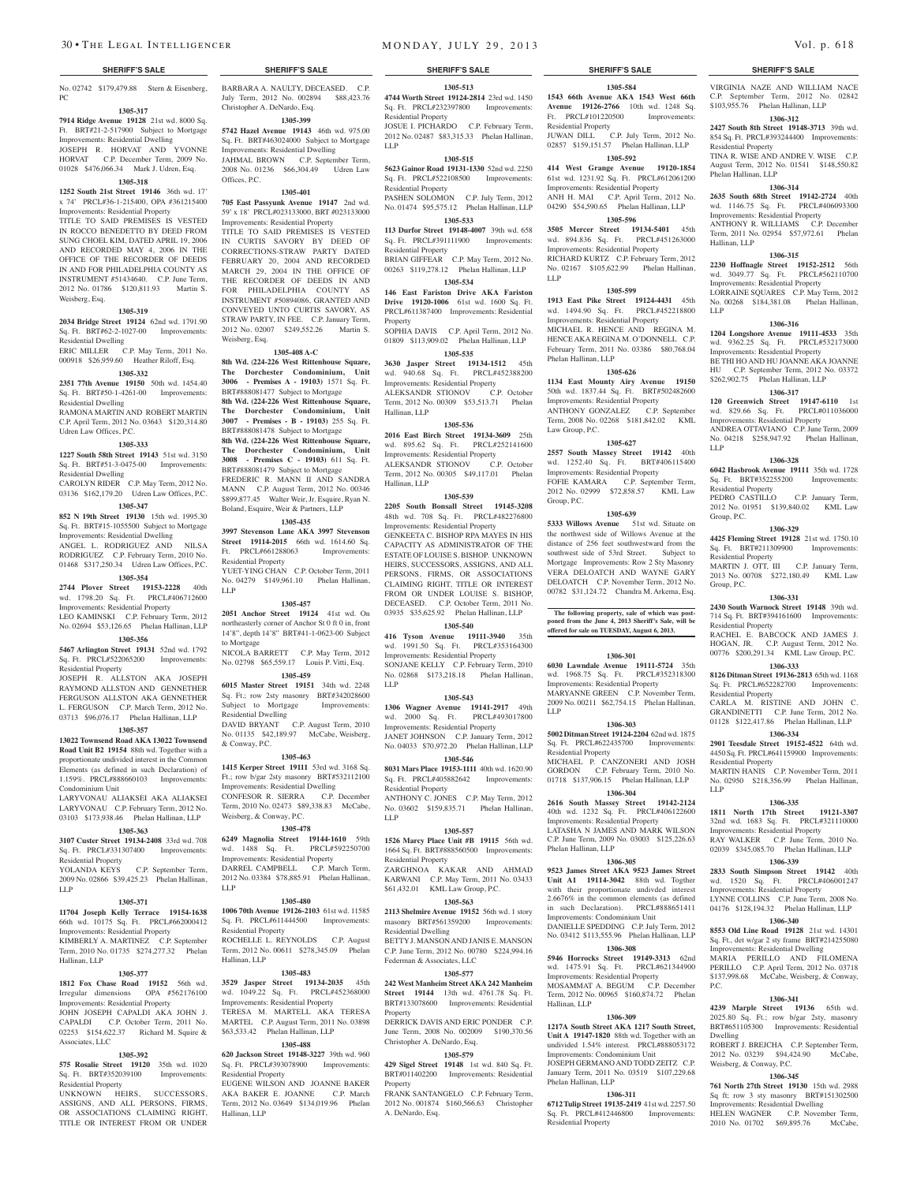## SHERIFF'S SALE

No. 02742 $179,479.88 Stern & Eisenberg, PC

**1305-317**

**7914 Ridge Avenue 19128** 21st wd. 8000 Sq. Ft. BRT#21-2-517900 Subject to Mortgage Improvements: Residential Dwelling
JOSEPH R. HORVAT AND YVONNE HORVAT C.P. December Term, 2009 No. 01028 $476,066.34 Mark J. Udren, Esq.

**1305-318**

**1252 South 21st Street 19146** 36th wd. 17' x 74' PRCL#36-1-215400, OPA #361215400 Improvements: Residential Property
TITLE TO SAID PREMISES IS VESTED IN ROCCO BENEDETTO BY DEED FROM SUNG CHOEL KIM, DATED APRIL 19, 2006 AND RECORDED MAY 4, 2006 IN THE OFFICE OF THE RECORDER OF DEEDS IN AND FOR PHILADELPHIA COUNTY AS INSTRUMENT #51434640. C.P. June Term, 2012 No. 01786 $120,811.93 Martin S. Weisberg, Esq.

**1305-319**

**2034 Bridge Street 19124** 62nd wd. 1791.90 Sq. Ft. BRT#62-2-1027-00 Improvements: Residential Dwelling
ERIC MILLER C.P. May Term, 2011 No. 000918 $26,959.60 Heather Riloff, Esq.

**1305-332**

**2351 77th Avenue 19150** 50th wd. 1454.40 Sq. Ft. BRT#50-1-4261-00 Improvements: Residential Dwelling
RAMONA MARTIN AND ROBERT MARTIN C.P. April Term, 2012 No. 03643 $120,314.80 Udren Law Offices, P.C.

**1305-333**

**1227 South 58th Street 19143** 51st wd. 3150 Sq. Ft. BRT#51-3-0475-00 Improvements: Residential Dwelling
CAROLYN RIDER C.P. May Term, 2012 No. 03136 $162,179.20 Udren Law Offices, P.C.

**1305-347**

**852 N 19th Street 19130** 15th wd. 1995.30 Sq. Ft. BRT#15-1055500 Subject to Mortgage Improvements: Residential Dwelling
ANGEL L. RODRIGUEZ AND NILSA RODRIGUEZ C.P. February Term, 2010 No. 01468 $317,250.34 Udren Law Offices, P.C.

**1305-354**

**2744 Plover Street 19153-2228** 40th wd. 1798.20 Sq. Ft. PRCL#406712600 Improvements: Residential Property
LEO KAMINSKI C.P. February Term, 2012 No. 02694 $53,126.65 Phelan Hallinan, LLP

**1305-356**

**5467 Arlington Street 19131** 52nd wd. 1792 Sq. Ft. PRCL#522065200 Improvements: Residential Property
JOSEPH R. ALLSTON AKA JOSEPH RAYMOND ALLSTON AND GENNETHER FERGUSON ALLSTON AKA GENNETHER L. FERGUSON C.P. March Term, 2012 No. 03713 $96,076.17 Phelan Hallinan, LLP

**1305-357**

**13022 Townsend Road AKA 13022 Townsend Road Unit B2 19154** 88th wd. Together with a proportionate undivided interest in the Common Elements (as defined in such Declaration) of 1.159%. PRCL#888660103 Improvements: Condominium Unit
LARYVONAU ALIAKSEI AKA ALIAKSEI LARYVONAU C.P. February Term, 2012 No. 03103 $173,938.46 Phelan Hallinan, LLP

**1305-363**

**3107 Custer Street 19134-2408** 33rd wd. 708 Sq. Ft. PRCL#331307400 Improvements: Residential Property
YOLANDA KEYS C.P. September Term, 2009 No. 02866 $39,425.23 Phelan Hallinan, LLP

**1305-371**

**11704 Joseph Kelly Terrace 19154-1638** 66th wd. 10175 Sq. Ft. PRCL#662000412 Improvements: Residential Property
KIMBERLY A. MARTINEZ C.P. September Term, 2010 No. 01735 $274,277.32 Phelan Hallinan, LLP

**1305-377**

**1812 Fox Chase Road 19152** 56th wd. Irregular dimensions OPA #562176100 Improvements: Residential Property
JOHN JOSEPH CAPALDI AKA JOHN J. CAPALDI C.P. October Term, 2011 No. 02253 $154,622.37 Richard M. Squire & Associates, LLC

**1305-392**

**575 Rosalie Street 19120** 35th wd. 1020 Sq. Ft. BRT#352039100 Improvements: Residential Property
UNKNOWN HEIRS, SUCCESSORS, ASSIGNS, AND ALL PERSONS, FIRMS, OR ASSOCIATIONS CLAIMING RIGHT, TITLE OR INTEREST FROM OR UNDER BARBARA A. NAULTY, DECEASED. C.P. July Term, 2012 No. 002894 $88,423.76 Christopher A. DeNardo, Esq.

**1305-399**

**5742 Hazel Avenue 19143** 46th wd. 975.00 Sq. Ft. BRT#463024000 Subject to Mortgage Improvements: Residential Dwelling
JAHMAL BROWN C.P. September Term, 2008 No. 01236 $66,304.49 Udren Law Offices, P.C.

**1305-401**

**705 East Passyunk Avenue 19147** 2nd wd. 59' x 18' PRCL#023133000, BRT #023133000 Improvements: Residential Property
TITLE TO SAID PREMISES IS VESTED IN CURTIS SAVORY BY DEED OF CORRECTIONS-STRAW PARTY DATED FEBRUARY 20, 2004 AND RECORDED MARCH 29, 2004 IN THE OFFICE OF THE RECORDER OF DEEDS IN AND FOR PHILADELPHIA COUNTY AS INSTRUMENT #50894086, GRANTED AND CONVEYED UNTO CURTIS SAVORY, AS STRAW PARTY, IN FEE. C.P. January Term, 2012 No. 02007 $249,552.26 Martin S. Weisberg, Esq.

**1305-408 A-C**

**8th Wd. (224-226 West Rittenhouse Square, The Dorchester Condominium, Unit 3006 - Premises A - 19103)** 1571 Sq. Ft. BRT#888081477 Subject to Mortgage
**8th Wd. (224-226 West Rittenhouse Square, The Dorchester Condominium, Unit 3007 - Premises - B - 19103)** 255 Sq. Ft. BRT#888081478 Subject to Mortgage
**8th Wd. (224-226 West Rittenhouse Square, The Dorchester Condominium, Unit 3008 - Premises C - 19103)** 611 Sq. Ft. BRT#888081479 Subject to Mortgage
FREDERIC R. MANN II AND SANDRA MANN C.P. August Term, 2012 No. 00346 $899,877.45 Walter Weir, Jr. Esquire, Ryan N. Boland, Esquire, Weir & Partners, LLP

**1305-435**

**3997 Stevenson Lane AKA 3997 Stevenson Street 19114-2015** 66th wd. 1614.60 Sq. Ft. PRCL#661288063 Improvements: Residential Property
YUET-YING CHAN C.P. October Term, 2011 No. 04279 $149,961.10 Phelan Hallinan, LLP

**1305-457**

**2051 Anchor Street 19124** 41st wd. On northeasterly corner of Anchor St 0 ft 0 in, front 14'8", depth 14'8" BRT#41-1-0623-00 Subject to Mortgage
NICOLA BARRETT C.P. May Term, 2012 No. 02798 $65,559.17 Louis P. Vitti, Esq.

**1305-459**

**6015 Master Street 19151** 34th wd. 2248 Sq. Ft.; row 2sty masonry BRT#342028600 Subject to Mortgage Improvements: Residential Dwelling
DAVID BRYANT C.P. August Term, 2010 No. 01135 $42,189.97 McCabe, Weisberg, & Conway, P.C.

**1305-463**

**1415 Kerper Street 19111** 53rd wd. 3168 Sq. Ft.; row b/gar 2sty masonry BRT#532112100 Improvements: Residential Dwelling
CONFESOR R. SIERRA C.P. December Term, 2010 No. 02473 $89,338.83 McCabe, Weisberg, & Conway, P.C.

**1305-478**

**6249 Magnolia Street 19144-1610** 59th wd. 1488 Sq. Ft. PRCL#592250700 Improvements: Residential Property
DARREL CAMPBELL C.P. March Term, 2012 No. 03384 $78,885.91 Phelan Hallinan, LLP

**1305-480**

**1006 70th Avenue 19126-2103** 61st wd. 11585 Sq. Ft. PRCL#611444500 Improvements: Residential Property
ROCHELLE L. REYNOLDS C.P. August Term, 2012 No. 00611 $278,345.09 Phelan Hallinan, LLP

**1305-483**

**3529 Jasper Street 19134-2035** 45th wd. 1049.22 Sq. Ft. PRCL#452368000 Improvements: Residential Property
TERESA M. MARTELL AKA TERESA MARTEL C.P. August Term, 2011 No. 03898 $63,533.42 Phelan Hallinan, LLP

**1305-488**

**620 Jackson Street 19148-3227** 39th wd. 960 Sq. Ft. PRCL#393078900 Improvements: Residential Property
EUGENE WILSON AND JOANNE BAKER AKA BAKER E. JOANNE C.P. March Term, 2012 No. 03649 $134,019.96 Phelan Hallinan, LLP

**1305-513**

**4744 Worth Street 19124-2814** 23rd wd. 1450 Sq. Ft. PRCL#232397800 Improvements: Residential Property
JOSUE I. PICHARDO C.P. February Term, 2012 No. 02487 $83,315.33 Phelan Hallinan, LLP

**1305-515**

**5623 Gainor Road 19131-1330** 52nd wd. 2250 Sq. Ft. PRCL#522108500 Improvements: Residential Property
PASHEN SOLOMON C.P. July Term, 2012 No. 01474 $95,575.12 Phelan Hallinan, LLP

**1305-533**

**113 Durfor Street 19148-4007** 39th wd. 658 Sq. Ft. PRCL#391111900 Improvements: Residential Property
BRIAN GIFFEAR C.P. May Term, 2012 No. 00263 $119,278.12 Phelan Hallinan, LLP

**1305-534**

**146 East Fariston Drive AKA Fariston Drive 19120-1006** 61st wd. 1600 Sq. Ft. PRCL#611387400 Improvements: Residential Property
SOPHIA DAVIS C.P. April Term, 2012 No. 01809 $113,909.02 Phelan Hallinan, LLP

**1305-535**

**3630 Jasper Street 19134-1512** 45th wd. 940.68 Sq. Ft. PRCL#452388200 Improvements: Residential Property
ALEKSANDR STIONOV C.P. October Term, 2012 No. 00309 $53,513.71 Phelan Hallinan, LLP

**1305-536**

**2016 East Birch Street 19134-3609** 25th wd. 895.62 Sq. Ft. PRCL#252141600 Improvements: Residential Property
ALEKSANDR STIONOV C.P. October Term, 2012 No. 00305 $49,117.01 Phelan Hallinan, LLP

**1305-539**

**2205 South Bonsall Street 19145-3208** 48th wd. 708 Sq. Ft. PRCL#482276800 Improvements: Residential Property
GENKEETA C. BISHOP RPA MAYES IN HIS CAPACITY AS ADMINISTRATOR OF THE ESTATE OF LOUISE S. BISHOP. UNKNOWN HEIRS, SUCCESSORS, ASSIGNS, AND ALL PERSONS, FIRMS, OR ASSOCIATIONS CLAIMING RIGHT, TITLE OR INTEREST FROM OR UNDER LOUISE S. BISHOP, DECEASED. C.P. October Term, 2011 No. 03935 $35,625.92 Phelan Hallinan, LLP

**1305-540**

**416 Tyson Avenue 19111-3940** 35th wd. 1991.50 Sq. Ft. PRCL#353164300 Improvements: Residential Property
SONJANE KELLY C.P. February Term, 2010 No. 02868 $173,218.18 Phelan Hallinan, LLP

**1305-543**

**1306 Wagner Avenue 19141-2917** 49th wd. 2000 Sq. Ft. PRCL#493017800 Improvements: Residential Property
JANET JOHNSON C.P. January Term, 2012 No. 04033 $70,972.20 Phelan Hallinan, LLP

**1305-546**

**8031 Mars Place 19153-1111** 40th wd. 1620.90 Sq. Ft. PRCL#405882642 Improvements: Residential Property
ANTHONY C. JONES C.P. May Term, 2012 No. 03602 $159,835.71 Phelan Hallinan, LLP

**1305-557**

**1526 Marcy Place Unit #B 19115** 56th wd. 1664 Sq. Ft. BRT#888560500 Improvements: Residential Property
ZARGHNOA KAKAR AND AHMAD KARWANI C.P. May Term, 2011 No. 03433 $61,432.01 KML Law Group, P.C.

**1305-563**

**2113 Shelmire Avenue 19152** 56th wd. 1 story masonry BRT#561359200 Improvements: Residential Dwelling
BETTY J. MANSON AND JANIS E. MANSON C.P. June Term, 2012 No. 00780 $224,994.16 Federman & Associates, LLC

**1305-577**

**242 West Manheim Street AKA 242 Manheim Street 19144** 13th wd. 4761.78 Sq. Ft. BRT#133078600 Improvements: Residential Property
DERRICK DAVIS AND ERIC PONDER C.P. June Term, 2008 No. 002009 $190,370.56 Christopher A. DeNardo, Esq.

**1305-579**

**429 Sigel Street 19148** 1st wd. 840 Sq. Ft. BRT#011402200 Improvements: Residential Property
FRANK SANTANGELO C.P. February Term, 2012 No. 001874 $160,566.63 Christopher A. DeNardo, Esq.

**1305-584**

**1543 66th Avenue AKA 1543 West 66th Avenue 19126-2766** 10th wd. 1248 Sq. Ft. PRCL#101220500 Improvements: Residential Property
JUWAN DILL C.P. July Term, 2012 No. 02857 $159,151.57 Phelan Hallinan, LLP

**1305-592**

**414 West Grange Avenue 19120-1854** 61st wd. 1231.92 Sq. Ft. PRCL#612061200 Improvements: Residential Property
ANH H. MAI C.P. April Term, 2012 No. 04290 $54,590.65 Phelan Hallinan, LLP

**1305-596**

**3505 Mercer Street 19134-5401** 45th wd. 894.836 Sq. Ft. PRCL#451263000 Improvements: Residential Property
RICHARD KURTZ C.P. February Term, 2012 No. 02167 $105,622.99 Phelan Hallinan, LLP

**1305-599**

**1913 East Pike Street 19124-4431** 45th wd. 1494.90 Sq. Ft. PRCL#452218800 Improvements: Residential Property
MICHAEL R. HENCE AND REGINA M. HENCE AKA REGINA M. O'DONNELL C.P. February Term, 2011 No. 03386 $80,768.04 Phelan Hallinan, LLP

**1305-626**

**1134 East Mounty Airy Avenue 19150** 50th wd. 1837.44 Sq. Ft. BRT#502482600 Improvements: Residential Property
ANTHONY GONZALEZ C.P. September Term, 2008 No. 02268 $181,842.02 KML Law Group, P.C.

**1305-627**

**2557 South Massey Street 19142** 40th wd. 1252.40 Sq. Ft. BRT#406115400 Improvements: Residential Property
FOFIE KAMARA C.P. September Term, 2012 No. 02999 $72,858.57 KML Law Group, P.C.

**1305-639**

**5333 Willows Avenue** 51st wd. Situate on the northwest side of Willows Avenue at the distance of 256 feet southwestward from the southwest side of 53rd Street. Subject to Mortgage Improvements: Row 2 Sty Masonry
VERA DELOATCH AND WAYNE GARY DELOATCH C.P. November Term, 2012 No. 00782 $31,124.72 Chandra M. Arkema, Esq.

**The following property, sale of which was postponed from the June 4, 2013 Sheriff's Sale, will be offered for sale on TUESDAY, August 6, 2013.**

**1306-301**

**6030 Lawndale Avenue 19111-5724** 35th wd. 1968.75 Sq. Ft. PRCL#352318300 Improvements: Residential Property
MARYANNE GREEN C.P. November Term, 2009 No. 00211 $62,754.15 Phelan Hallinan, LLP

**1306-303**

**5002 Ditman Street 19124-2204** 62nd wd. 1875 Sq. Ft. PRCL#622435700 Improvements: Residential Property
MICHAEL P. CANZONERI AND JOSH GORDON C.P. February Term, 2010 No. 01718 $137,906.15 Phelan Hallinan, LLP

**1306-304**

**2616 South Massey Street 19142-2124** 40th wd. 1232 Sq. Ft. PRCL#406122600 Improvements: Residential Property
LATASHA N JAMES AND MARK WILSON C.P. June Term, 2009 No. 03003 $125,226.63 Phelan Hallinan, LLP

**1306-305**

**9523 James Street AKA 9523 James Street Unit A1 19114-3042** 88th wd. Togther with their proportionate undivded interest 2.6676% in the common elements (as defined in such Declaration). PRCL#888651411 Improvements: Condominium Unit
DANIELLE SPEDDING C.P. July Term, 2012 No. 03412 $113,555.96 Phelan Hallinan, LLP

**1306-308**

**5946 Horrocks Street 19149-3313** 62nd wd. 1475.91 Sq. Ft. PRCL#621344900 Improvements: Residential Property
MOSAMMAT A. BEGUM C.P. December Term, 2012 No. 00965 $160,874.72 Phelan Hallinan, LLP

**1306-309**

**1217A South Street AKA 1217 South Street, Unit A 19147-1820** 88th wd. Together with an undivided 1.54% interest. PRCL#888053172 Improvements: Condominium Unit
JOSEPH GERMANO AND TODD ZEITZ C.P. January Term, 2011 No. 03519 $107,229.68 Phelan Hallinan, LLP

**1306-311**

**6712 Tulip Street 19135-2419** 41st wd. 2257.50 Sq. Ft. PRCL#412446800 Improvements: Residential Property
VIRGINIA NAZE AND WILLIAM NACE C.P. September Term, 2012 No. 02842 $103,955.76 Phelan Hallinan, LLP

**1306-312**

**2427 South 8th Street 19148-3713** 39th wd. 854 Sq. Ft. PRCL#393244400 Improvements: Residential Property
TINA R. WISE AND ANDRE V. WISE C.P. August Term, 2012 No. 01541 $148,550.82 Phelan Hallinan, LLP

**1306-314**

**2635 South 68th Street 19142-2724** 40th wd. 1146.75 Sq. Ft. PRCL#406093300 Improvements: Residential Property
ANTHONY R. WILLIAMS C.P. December Term, 2011 No. 02954 $57,972.61 Phelan Hallinan, LLP

**1306-315**

**2230 Hoffnagle Street 19152-2512** 56th wd. 3049.77 Sq. Ft. PRCL#562110700 Improvements: Residential Property
LORRAINE SQUARES C.P. May Term, 2012 No. 00268 $184,381.08 Phelan Hallinan, LLP

**1306-316**

**1204 Longshore Avenue 19111-4533** 35th wd. 9362.25 Sq. Ft. PRCL#532173000 Improvements: Residential Property
BE THI HO AND HU JOANNE AKA JOANNE HU C.P. September Term, 2012 No. 03372 $262,902.75 Phelan Hallinan, LLP

**1306-317**

**120 Greenwich Street 19147-6110** 1st wd. 829.66 Sq. Ft. PRCL#011036000 Improvements: Residential Property
ANDREA OTTAVIANO C.P. June Term, 2009 No. 04218 $258,947.92 Phelan Hallinan, LLP

**1306-328**

**6042 Hasbrook Avenue 19111** 35th wd. 1728 Sq. Ft. BRT#352255200 Improvements: Residential Property
PEDRO CASTILLO C.P. January Term, 2012 No. 01951 $139,840.02 KML Law Group, P.C.

**1306-329**

**4425 Fleming Street 19128** 21st wd. 1750.10 Sq. Ft. BRT#211309900 Improvements: Residential Property
MARTIN J. OTT, III C.P. January Term, 2013 No. 00708 $272,180.49 KML Law Group, P.C.

**1306-331**

**2430 South Warnock Street 19148** 39th wd. 714 Sq. Ft. BRT#394161600 Improvements: Residential Property
RACHEL E. BABCOCK AND JAMES J. HOGAN, JR. C.P. August Term, 2012 No. 00776 $200,291.34 KML Law Group, P.C.

**1306-333**

**8126 Ditman Street 19136-2813** 65th wd. 1168 Sq. Ft. PRCL#652282700 Improvements: Residential Property
CARLA M. RISTINE AND JOHN C. GRANDINETTI C.P. June Term, 2012 No. 01128 $122,417.86 Phelan Hallinan, LLP

**1306-334**

**2901 Teesdale Street 19152-4522** 64th wd. 4450 Sq. Ft. PRCL#641159900 Improvements: Residential Property
MARTIN HANIS C.P. November Term, 2011 No. 02950 $218,356.99 Phelan Hallinan, LLP

**1306-335**

**1811 North 17th Street 19121-3307** 32nd wd. 1683 Sq. Ft. PRCL#321110000 Improvements: Residential Property
RAY WALKER C.P. June Term, 2010 No. 02039 $345,085.70 Phelan Hallinan, LLP

**1306-339**

**2833 South Simpson Street 19142** 40th wd. 1520 Sq. Ft. PRCL#406001247 Improvements: Residential Property
LYNNE COLLINS C.P. June Term, 2008 No. 04176 $128,194.32 Phelan Hallinan, LLP

**1306-340**

**8553 Old Line Road 19128** 21st wd. 14301 Sq. Ft., det w/gar 2 sty frame BRT#214255080 Improvements: Residential Dwelling
MARIA PERILLO AND FILOMENA PERILLO C.P. April Term, 2012 No. 03718 $137,998.68 McCabe, Weisberg, & Conway, P.C.

**1306-341**

**4239 Marple Street 19136** 65th wd. 2025.80 Sq. Ft.; row b/gar 2sty, masonry BRT#651105300 Improvements: Residential Dwelling
ROBERT J. BREJCHA C.P. September Term, 2012 No. 03239 $94,424.90 McCabe, Weisberg, & Conway, P.C.

**1306-345**

**761 North 27th Street 19130** 15th wd. 2988 Sq ft; row 3 sty masonry BRT#151302500 Improvements: Residential Dwelling
HELEN WAGNER C.P. November Term, 2010 No. 01702 $69,895.76 McCabe,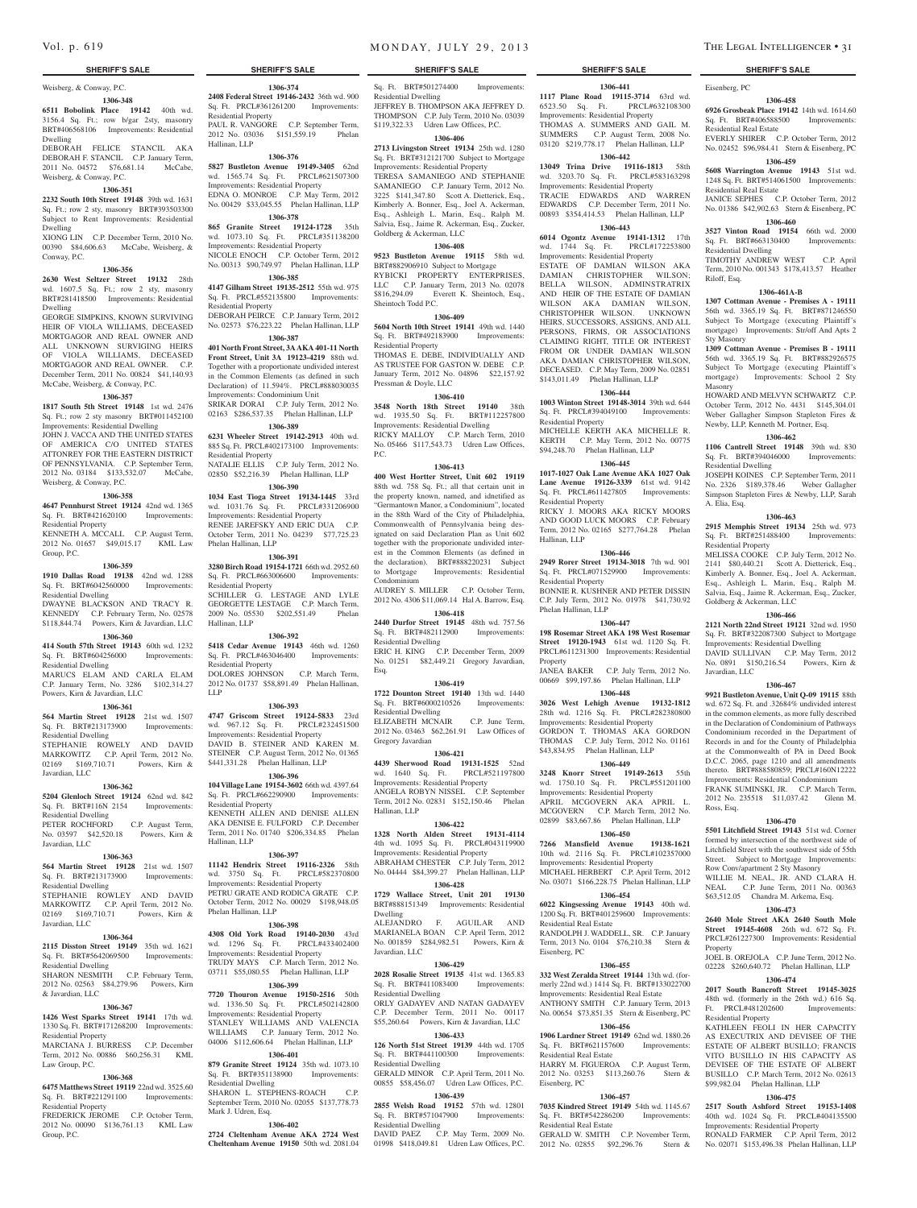Weisberg, & Conway, P.C.

**1306-348**

**6511 Bobolink Place 19142** 40th wd. 3156.4 Sq. Ft.; row b/gar 2sty, masonry BRT#406568106 Improvements: Residential Dwelling

DEBORAH FELICE STANCIL AKA DEBORAH F. STANCIL C.P. January Term, 2011 No. 04572 $76,681.14 McCabe, Weisberg & Conway, P.C.

**1306-351**

**2232 South 10th Street 19148** 39th wd. 1631 Sq. Ft.; row 2 sty, masonry BRT#393503300 Subject to Rent Improvements: Residential Dwelling

XIONG LIN C.P. December Term, 2010 No. 00390 $84,606.63 McCabe, Weisberg, & Conway, P.C.

**1306-356**

**2630 West Seltzer Street 19132** 28th wd. 1607.5 Sq. Ft.; row 2 sty, masonry BRT#281418500 Improvements: Residential Dwelling

GEORGE SIMPKINS, KNOWN SURVIVING HEIR OF VIOLA WILLIAMS, DECEASED MORTGAGOR AND REAL OWNER AND ALL UNKNOWN SURVIGING HEIRS OF VIOLA WILLIAMS, DECEASED MORTGAGOR AND REAL OWNER. C.P. December Term, 2011 No. 00824 $41,140.93 McCabe, Weisberg, & Conway, P.C.

**1306-357**

**1817 South 5th Street 19148** 1st wd. 2476 Sq. Ft.; row 2 sty masonry BRT#011452100 Improvements: Residential Dwelling

JOHN J. VACCA AND THE UNITED STATES OF AMERICA C/O UNITED STATES ATTONREY FOR THE EASTERN DISTRICT OF PENNSYLVANIA. C.P. September Term, 2012 No. 03184 $133,532.07 McCabe, Weisberg, & Conway, P.C.

**1306-358**

**4647 Pennhurst Street 19124** 42nd wd. 1365 Sq. Ft. BRT#421620100 Improvements: Residential Property

KENNETH A. MCCALL C.P. August Term, 2012 No. 01657 $49,015.17 KML Law Group, P.C.

**1306-359**

**1910 Dallas Road 19138** 42nd wd. 1288 Sq. Ft. BRT#6042560000 Improvements: Residential Dwelling

DWAYNE BLACKSON AND TRACY R. KENNEDY C.P. February Term, No. 02578 $118,844.74 Powers, Kirn & Javardian, LLC

**1306-360**

**414 South 57th Street 19143** 60th wd. 1232 Sq. Ft. BRT#604256000 Improvements: Residential Dwelling

MARUCS ELAM AND CARLA ELAM C.P. January Term, No. 3286 $102,314.27 Powers, Kirn & Javardian, LLC

**1306-361**

**564 Martin Street 19128** 21st wd. 1507 Sq. Ft. BRT#213173900 Improvements: Residential Dwelling

STEPHANIE ROWELY AND DAVID MARKOWITZ C.P. April Term, 2012 No. 02169 $169,710.71 Powers, Kirn & Javardian, LLC

**1306-362**

**5204 Glenloch Street 19124** 62nd wd. 842 Sq. Ft. BRT#116N 2154 Improvements: Residential Dwelling

PETER ROCHFORD C.P. August Term, No. 03597 $42,520.18 Powers, Kirn & Javardian, LLC

**1306-363**

**564 Martin Street 19128** 21st wd. 1507 Sq. Ft. BRT#213173900 Improvements: Residential Dwelling

STEPHANIE ROWLEY AND DAVID MARKOWITZ C.P. April Term, 2012 No. 02169 $169,710.71 Powers, Kirn & Javardian, LLC

**1306-364**

**2115 Disston Street 19149** 35th wd. 1621 Sq. Ft. BRT#5642069500 Improvements: Residential Dwelling

SHARON NESMITH C.P. February Term, 2012 No. 02563 $84,279.96 Powers, Kirn & Javardian, LLC

**1306-367**

**1426 West Sparks Street 19141** 17th wd. 1330 Sq. Ft. BRT#171268200 Improvements: Residential Property

MARCIANA J. BURRESS C.P. December Term, 2012 No. 00886 $60,256.31 KML Law Group, P.C.

**1306-368**

**6475 Matthews Street 19119** 22nd wd. 3525.60 Sq. Ft. BRT#221291100 Improvements: Residential Property

FREDERICK JEROME C.P. October Term, 2012 No. 00090 $136,761.13 KML Law Group, P.C.

**1306-374**

**2408 Federal Street 19146-2432** 36th wd. 900 Sq. Ft. PRCL#361261200 Improvements: Residential Property

PAUL R. VANGORE C.P. September Term, 2012 No. 03036 $151,559.19 Phelan Hallinan, LLP

**1306-376**

**5827 Bustleton Avenue 19149-3405** 62nd wd. 1565.74 Sq. Ft. PRCL#621507300 Improvements: Residential Property

EDNA O. MONROE C.P. May Term, 2012 No. 00429 $33,045.55 Phelan Hallinan, LLP

**1306-378**

**865 Granite Street 19124-1728** 35th wd. 1073.10 Sq. Ft. PRCL#351138200 Improvements: Residential Property

NICOLE ENOCH C.P. October Term, 2012 No. 00313 $90,749.97 Phelan Hallinan, LLP

**1306-385**

**4147 Gilham Street 19135-2512** 55th wd. 975 Sq. Ft. PRCL#552135800 Improvements: Residential Property

DEBORAH PEIRCE C.P. January Term, 2012 No. 02573 $76,223.22 Phelan Hallinan, LLP

**1306-387**

**401 North Front Street, 3A AKA 401-11 North Front Street, Unit 3A 19123-4219** 88th wd. Together with a proportionate undivided interest in the Common Elements (as defined in such Declaration) of 11.594%. PRCL#888030035 Improvements: Condominium Unit

SRIKAR DORAI C.P. July Term, 2012 No. 02163 $286,537.35 Phelan Hallinan, LLP

**1306-389**

**6231 Wheeler Street 19142-2913** 40th wd. 885 Sq. Ft. PRCL#402173100 Improvements: Residential Property

NATALIE ELLIS C.P. July Term, 2012 No. 02850 $52,216.39 Phelan Hallinan, LLP

**1306-390**

**1034 East Tioga Street 19134-1445** 33rd wd. 1031.76 Sq. Ft. PRCL#331206900 Improvements: Residential Property

RENEE JAREFSKY AND ERIC DUA C.P. October Term, 2011 No. 04239 $77,725.23 Phelan Hallinan, LLP

**1306-391**

**3280 Birch Road 19154-1721** 66th wd. 2952.60 Sq. Ft. PRCL#663006600 Improvements: Residential Property

SCHILLER G. LESTAGE AND LYLE GEORGETTE LESTAGE C.P. March Term, 2009 No. 05530 $202,551.49 Phelan Hallinan, LLP

**1306-392**

**5418 Cedar Avenue 19143** 46th wd. 1260 Sq. Ft. PRCL#463046400 Improvements: Residential Property

DOLORES JOHNSON C.P. March Term, 2012 No. 01737 $58,891.49 Phelan Hallinan, LLP

**1306-393**

**4747 Griscom Street 19124-5833** 23rd wd. 967.12 Sq. Ft. PRCL#232451500 Improvements: Residential Property

DAVID B. STEINER AND KAREN M. STEINER C.P. August Term, 2012 No. 01365 $441,331.28 Phelan Hallinan, LLP

**1306-396**

**104 Village Lane 19154-3602** 66th wd. 4397.64 Sq. Ft. PRCL#662290900 Improvements: Residential Property

KENNETH ALLEN AND DENISE ALLEN AKA DENISE E. FULFORD C.P. December Term, 2011 No. 01740 $206,334.85 Phelan Hallinan, LLP

**1306-397**

**11142 Hendrix Street 19116-2326** 58th wd. 3750 Sq. Ft. PRCL#582370800 Improvements: Residential Property

PETRU GRATE AND RODICA GRATE C.P. October Term, 2012 No. 00029 $198,948.05 Phelan Hallinan, LLP

**1306-398**

**4308 Old York Road 19140-2030** 43rd wd. 1296 Sq. Ft. PRCL#433402400 Improvements: Residential Property

TRUDY MAYS C.P. March Term, 2012 No. 03711 $55,080.55 Phelan Hallinan, LLP

**1306-399**

**7720 Thouron Avenue 19150-2516** 50th wd. 1336.50 Sq. Ft. PRCL#502142800 Improvements: Residential Property

STANLEY WILLIAMS AND VALENCIA WILLIAMS C.P. January Term, 2012 No. 04006 $112,606.64 Phelan Hallinan, LLP

**1306-401**

**879 Granite Street 19124** 35th wd. 1073.10 Sq. Ft. BRT#351138900 Improvements: Residential Dwelling

SHARON L. STEPHENS-ROACH C.P. September Term, 2010 No. 02055 $137,778.73 Mark J. Udren, Esq.

**1306-402**

**2724 Cleltenham Avenue AKA 2724 West Cheltenham Avenue 19150** 50th wd. 2081.04 Sq. Ft. BRT#501274400 Improvements: Residential Dwelling

JEFFREY B. THOMPSON AKA JEFFREY D. THOMPSON C.P. July Term, 2010 No. 03039 $119,322.33 Udren Law Offices, P.C.

**1306-406**

**2713 Livingston Street 19134** 25th wd. 1280 Sq. Ft. BRT#312121700 Subject to Mortgage Improvements: Residential Property

TERESA SAMANIEGO AND STEPHANIE SAMANIEGO C.P. January Term, 2012 No. 3225 $141,347.80 Scott A. Dietterick, Esq., Kimberly A. Bonner, Esq., Joel A. Ackerman, Esq., Ashleigh L. Marin, Esq., Ralph M. Salvia, Esq., Jaime R. Ackerman, Esq., Zucker, Goldberg & Ackerman, LLC

**1306-408**

**9523 Bustleton Avenue 19115** 58th wd. BRT#882906910 Subject to Mortgage

RYBICKI PROPERTY ENTERPRISES, LLC C.P. January Term, 2013 No. 02078 $816,294.09 Everett K. Sheintoch, Esq., Sheintoch Todd P.C.

**1306-409**

**5604 North 10th Street 19141** 49th wd. 1440 Sq. Ft. BRT#492183900 Improvements: Residential Property

THOMAS E. DEBE, INDIVIDUALLY AND AS TRUSTEE FOR GASTON W. DEBE C.P. January Term, 2012 No. 04896 $22,157.92 Pressman & Doyle, LLC

**1306-410**

**3548 North 18th Street 19140** 38th wd. 1935.50 Sq. Ft. BRT#112257800 Improvements: Residential Dwelling

RICKY MALLOY C.P. March Term, 2010 No. 05466 $117,543.73 Udren Law Offices, P.C.

**1306-413**

**400 West Hortter Street, Unit 602 19119** 88th wd. 758 Sq. Ft.; all that certain unit in the property known, named, and idnetified as "Germantown Manor, a Condominium", located in the 88th Ward of the City of Philadelphia, Commonwealth of Pennsylvania being designated on said Declaration Plan as Unit 602 together with the proporionate undivided interest in the Common Elements (as defined in the declaration). BRT#888220231 Subject to Mortgage Improvements: Residential Condominium

AUDREY S. MILLER C.P. October Term, 2012 No. 4306 $11,069.14 Hal A. Barrow, Esq.

**1306-418**

**2440 Durfor Street 19145** 48th wd. 757.56 Sq. Ft. BRT#482112900 Improvements: Residential Dwelling

ERIC H. KING C.P. December Term, 2009 No. 01251 $82,449.21 Gregory Javardian, Esq.

**1306-419**

**1722 Dounton Street 19140** 13th wd. 1440 Sq. Ft. BRT#6000210526 Improvements: Residential Dwelling

ELIZABETH MCNAIR C.P. June Term, 2012 No. 03463 $62,261.91 Law Offices of Gregory Javardian

**1306-421**

**4439 Sherwood Road 19131-1525** 52nd wd. 1640 Sq. Ft. PRCL#521197800 Improvements: Residential Property

ANGELA ROBYN NISSEL C.P. September Term, 2012 No. 02831 $152,150.46 Phelan Hallinan, LLP

**1306-422**

**1328 North Alden Street 19131-4114** 4th wd. 1095 Sq. Ft. PRCL#043119900 Improvements: Residential Property

ABRAHAM CHESTER C.P. July Term, 2012 No. 04444 $84,399.27 Phelan Hallinan, LLP

**1306-428**

**1729 Wallace Street, Unit 201 19130** BRT#888151349 Improvements: Residential Dwelling

ALEJANDRO F. AGUILAR AND MARIANELA BOAN C.P. April Term, 2012 No. 001859 $284,982.51 Powers, Kirn & Javardian, LLC

**1306-429**

**2028 Rosalie Street 19135** 41st wd. 1365.83 Sq. Ft. BRT#411083400 Improvements: Residential Dwelling

ORLY GADAYEV AND NATAN GADAYEV C.P. December Term, 2011 No. 00117 $55,260.64 Powers, Kirn & Javardian, LLC

**1306-433**

**126 North 51st Street 19139** 44th wd. 1705 Sq. Ft. BRT#441100300 Improvements: Residential Dwelling

GERALD MINOR C.P. April Term, 2011 No. 00855 $58,456.07 Udren Law Offices, P.C.

**1306-439**

**2855 Welsh Road 19152** 57th wd. 12801 Sq. Ft. BRT#571047900 Improvements: Residential Dwelling

DAVID PAEZ C.P. May Term, 2009 No. 01998 $418,049.81 Udren Law Offices, P.C.

**1306-441**

**1117 Plane Road 19115-3714** 63rd wd. 6523.50 Sq. Ft. PRCL#632108300 Improvements: Residential Property

THOMAS A. SUMMERS AND GAIL M. SUMMERS C.P. August Term, 2008 No. 03120 $219,778.17 Phelan Hallinan, LLP

**1306-442**

**13049 Trina Drive 19116-1813** 58th wd. 3203.70 Sq. Ft. PRCL#583163298 Improvements: Residential Property

TRACIE EDWARDS AND WARREN EDWARDS C.P. December Term, 2011 No. 00893 $354,414.53 Phelan Hallinan, LLP

**1306-443**

**6014 Ogontz Avenue 19141-1312** 17th wd. 1744 Sq. Ft. PRCL#172253800 Improvements: Residential Property

ESTATE OF DAMIAN WILSON AKA DAMIAN CHRISTOPHER WILSON; BELLA WILSON, ADMINSTRATRIX AND HEIR OF THE ESTATE OF DAMIAN WILSON AKA DAMIAN WILSON, CHRISTOPHER WILSON. UNKNOWN HEIRS, SUCCESSORS, ASSIGNS, AND ALL PERSONS, FIRMS, OR ASSOCIATIONS CLAIMING RIGHT, TITLE OR INTEREST FROM OR UNDER DAMIAN WILSON AKA DAMIAN CHRISTOPHER WILSON, DECEASED. C.P. May Term, 2009 No. 02851 $143,011.49 Phelan Hallinan, LLP

**1306-444**

**1003 Winton Street 19148-3014** 39th wd. 644 Sq. Ft. PRCL#394049100 Improvements: Residential Property

MICHELLE KERTH AKA MICHELLE R. KERTH C.P. May Term, 2012 No. 00775 $94,248.70 Phelan Hallinan, LLP

**1306-445**

**1017-1027 Oak Lane Avenue AKA 1027 Oak Lane Avenue 19126-3339** 61st wd. 9142 Sq. Ft. PRCL#611427805 Improvements: Residential Property

RICKY J. MOORS AKA RICKY MOORS AND GOOD LUCK MOORS C.P. February Term, 2012 No. 02165 $277,764.28 Phelan Hallinan, LLP

**1306-446**

**2949 Rorer Street 19134-3018** 7th wd. 901 Sq. Ft. PRCL#071529900 Improvements: Residential Property

BONNIE R. KUSHNER AND PETER DISSIN C.P. July Term, 2012 No. 01978 $41,730.92 Phelan Hallinan, LLP

**1306-447**

**198 Rosemar Street AKA 198 West Rosemar Street 19120-1943** 61st wd. 1120 Sq. Ft. PRCL#611231300 Improvements: Residential Property

JANEA BAKER C.P. July Term, 2012 No. 00669 $99,197.86 Phelan Hallinan, LLP

**1306-448**

**3026 West Lehigh Avenue 19132-1812** 28th wd. 1216 Sq. Ft. PRCL#282380800 Improvements: Residential Property

GORDON T. THOMAS AKA GORDON THOMAS C.P. July Term, 2012 No. 01161 $43,834.95 Phelan Hallinan, LLP

**1306-449**

**3248 Knorr Street 19149-2613** 55th wd. 1750.10 Sq. Ft. PRCL#551201100 Improvements: Residential Property

APRIL MCGOVERN AKA APRIL L. MCGOVERN C.P. March Term, 2012 No. 02899 $83,667.86 Phelan Hallinan, LLP

**1306-450**

**7266 Mansfield Avenue 19138-1621** 10th wd. 2116 Sq. Ft. PRCL#102357000 Improvements: Residential Property

MICHAEL HERBERT C.P. April Term, 2012 No. 03071 $166,228.75 Phelan Hallinan, LLP

**1306-454**

**6022 Kingsessing Avenue 19143** 40th wd. 1200 Sq. Ft. BRT#401259600 Improvements: Residential Real Estate

RANDOLPH J. WADDELL, SR. C.P. January Term, 2013 No. 0104 $76,210.38 Stern & Eisenberg, PC

**1306-455**

**332 West Zeralda Street 19144** 13th wd. (formerly 22nd wd.) 1414 Sq. Ft. BRT#133022700 Improvements: Residential Real Estate

ANTHONY SMITH C.P. January Term, 2013 No. 00654 $73,851.35 Stern & Eisenberg, PC

**1306-456**

**1906 Lardner Street 19149** 62nd wd. 1880.26 Sq. Ft. BRT#621157600 Improvements: Residential Real Estate

HARRY M. FIGUEROA C.P. August Term, 2012 No. 03253 $113,260.76 Stern & Eisenberg, PC

**1306-457**

**7035 Kindred Street 19149** 54th wd. 1145.67 Sq. Ft. BRT#542286200 Improvements: Residential Real Estate

GERALD W. SMITH C.P. November Term, 2012 No. 02855 $92,296.76 Stern & Eisenberg, PC

**1306-458**

**6926 Grosbeak Place 19142** 14th wd. 1614.60 Sq. Ft. BRT#406588500 Improvements: Residential Real Estate

EVERLY SHIRER C.P. October Term, 2012 No. 02452 $96,984.41 Stern & Eisenberg, PC

**1306-459**

**5608 Warrington Avenue 19143** 51st wd. 1248 Sq. Ft. BRT#514061500 Improvements: Residential Real Estate

JANICE SEPHES C.P. October Term, 2012 No. 01386 $42,902.63 Stern & Eisenberg, PC

**1306-460**

**3527 Vinton Road 19154** 66th wd. 2000 Sq. Ft. BRT#663130400 Improvements: Residential Dwelling

TIMOTHY ANDREW WEST C.P. April Term, 2010 No. 001343 $178,413.57 Heather Riloff, Esq.

**1306-461A-B**

**1307 Cottman Avenue - Premises A - 19111** 56th wd. 3365.19 Sq. Ft. BRT#871246550 Subject To Mortgage (executing Plaintiff's mortgage) Improvements: Str/off And Apts 2 Sty Masonry

**1309 Cottman Avenue - Premises B - 19111** 56th wd. 3365.19 Sq. Ft. BRT#882926575 Subject To Mortgage (executing Plaintiff's mortgage) Improvements: School 2 Sty Masonry

HOWARD AND MELVYN SCHWARTZ C.P. October Term, 2012 No. 4431 $145,304.01 Weber Gallagher Simpson Stapleton Fires & Newby, LLP, Kenneth M. Portner, Esq.

**1306-462**

**1106 Cantrell Street 19148** 39th wd. 830 Sq. Ft. BRT#394046000 Improvements: Residential Dwelling

JOSEPH KOINES C.P. September Term, 2011 No. 2326 $189,378.46 Weber Gallagher Simpson Stapleton Fires & Newby, LLP, Sarah A. Elia, Esq.

**1306-463**

**2915 Memphis Street 19134** 25th wd. 973 Sq. Ft. BRT#251488400 Improvements: Residential Property

MELISSA COOKE C.P. July Term, 2012 No. 2141 $80,440.21 Scott A. Dietterick, Esq., Kimberly A. Bonner, Esq., Joel A. Ackerman, Esq., Ashleigh L. Marin, Esq., Ralph M. Salvia, Esq., Jaime R. Ackerman, Esq., Zucker, Goldberg & Ackerman, LLC

**1306-466**

**2121 North 22nd Street 19121** 32nd wd. 1950 Sq. Ft. BRT#322087300 Subject to Mortgage Improvements: Residential Dwelling

DAVID SULLIVAN C.P. May Term, 2012 No. 0891 $150,216.54 Powers, Kirn & Javardian, LLC

**1306-467**

**9921 Bustleton Avenue, Unit Q-09 19115** 88th wd. 672 Sq. Ft. and .32684% undivided interest in the common elements, as more fully described in the Declaration of Condominium of Pathways Condominium recorded in the Department of Records in and for the County of Philadelphia at the Commonwealth of PA in Deed Book D.C.C. 2065, page 1210 and all amendments thereto. BRT#888580959; PRCL#160N12222 Improvements: Residential Condominium

FRANK SUMINSKI, JR. C.P. March Term, 2012 No. 235518 $11,037.42 Glenn M. Ross, Esq.

**1306-470**

**5501 Litchfield Street 19143** 51st wd. Corner formed by intersection of the northwest side of Litchfield Street with the southwest side of 55th Street. Subject to Mortgage Improvements: Row Conv/apartment 2 Sty Masonry

WILLIE M. NEAL, JR. AND CLARA H. NEAL C.P. June Term, 2011 No. 00363 $63,512.05 Chandra M. Arkema, Esq.

**1306-473**

**2640 Mole Street AKA 2640 South Mole Street 19145-4608** 26th wd. 672 Sq. Ft. PRCL#261227300 Improvements: Residential Property

JOEL B. OREJOLA C.P. June Term, 2012 No. 02228 $260,640.72 Phelan Hallinan, LLP

**1306-474**

**2017 South Bancroft Street 19145-3025** 48th wd. (formerly in the 26th wd.) 616 Sq. Ft. PRCL#481202600 Improvements: Residential Property

KATHLEEN FEOLI IN HER CAPACITY AS EXECUTRIX AND DEVISEE OF THE ESTATE OF ALBERT BUSILLO; FRANCIS VITO BUSILLO IN HIS CAPACITY AS DEVISEE OF THE ESTATE OF ALBERT BUSILLO C.P. March Term, 2012 No. 02613 $99,982.04 Phelan Hallinan, LLP

**1306-475**

**2517 South Ashford Street 19153-1408** 40th wd. 1024 Sq. Ft. PRCL#404135500 Improvements: Residential Property

RONALD FARMER C.P. April Term, 2012 No. 02071 $153,496.38 Phelan Hallinan, LLP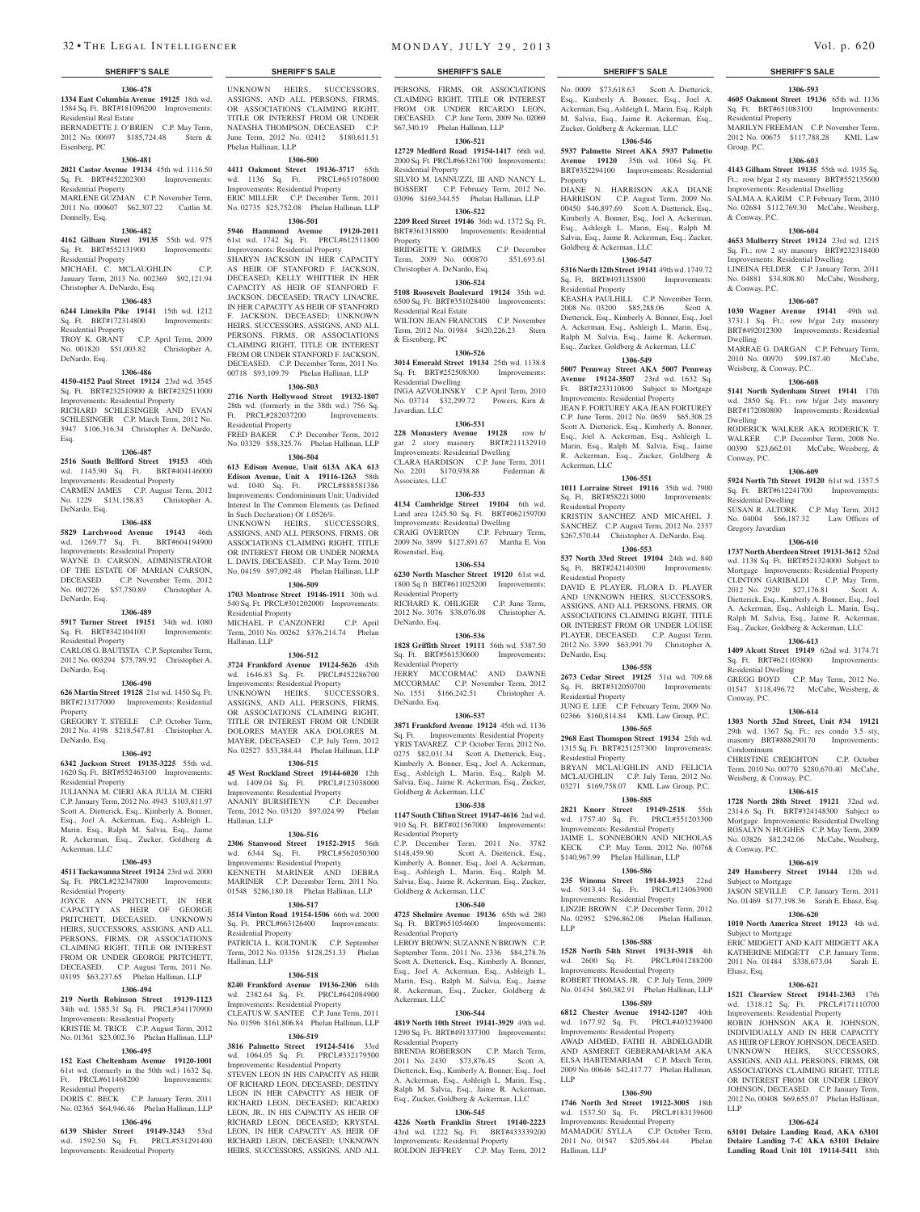## SHERIFF'S SALE

**1306-478**
**1334 East Columbia Avenue 19125** 18th wd. 1584 Sq. Ft. BRT#181096200 Improvements: Residential Real Estate
BERNADETTE J. O'BRIEN C.P. May Term, 2012 No. 00697 $185,724.48 Stern & Eisenberg, PC

**1306-481**
**2021 Castor Avenue 19134** 45th wd. 1116.50 Sq. Ft. BRT#452202300 Improvements: Residential Property
MARLENE GUZMAN C.P. November Term, 2011 No. 000607 $62,307.22 Caitlin M. Donnelly, Esq.

**1306-482**
**4162 Gilham Street 19135** 55th wd. 975 Sq. Ft. BRT#552131900 Improvements: Residential Property
MICHAEL C. MCLAUGHLIN C.P. January Term, 2013 No. 002369 $92,121.94 Christopher A. DeNardo, Esq.

**1306-483**
**6244 Limekiln Pike 19141** 15th wd. 1212 Sq. Ft. BRT#172314800 Improvements: Residential Property
TROY K. GRANT C.P. April Term, 2009 No. 001820 $51,003.82 Christopher A. DeNardo, Esq.

**1306-486**
**4150-4152 Paul Street 19124** 23rd wd. 3545 Sq. Ft. BRT#232510900 & BRT#232511000 Improvements: Residential Property
RICHARD SCHLESINGER AND EVAN SCHLESINGER C.P. March Term, 2012 No. 3947 $106,316.34 Christopher A. DeNardo, Esq.

**1306-487**
**2516 South Bellford Street 19153** 40th wd. 1145.90 Sq. Ft. BRT#404146000 Improvements: Residential Property
CARMEN JAMES C.P. August Term, 2012 No. 1229 $131,158.83 Christopher A. DeNardo, Esq.

**1306-488**
**5829 Larchwood Avenue 19143** 46th wd. 1269.77 Sq. Ft. BRT#604194900 Improvements: Residential Property
WAYNE D. CARSON, ADMINISTRATOR OF THE ESTATE OF MARIAN CARSON, DECEASED. C.P. November Term, 2012 No. 002726 $57,750.89 Christopher A. DeNardo, Esq.

**1306-489**
**5917 Turner Street 19151** 34th wd. 1080 Sq. Ft. BRT#342104100 Improvements: Residential Property
CARLOS G. BAUTISTA C.P. September Term, 2012 No. 003294 $75,789.92 Christopher A. DeNardo, Esq.

**1306-490**
**626 Martin Street 19128** 21st wd. 1450 Sq. Ft. BRT#213177000 Improvements: Residential Property
GREGORY T. STEELE C.P. October Term, 2012 No. 4198 $218,547.81 Christopher A. DeNardo, Esq.

**1306-492**
**6342 Jackson Street 19135-3225** 55th wd. 1620 Sq. Ft. BRT#552463100 Improvements: Residential Property
JULIANNA M. CIERI AKA JULIA M. CIERI C.P. January Term, 2012 No. 4943 $103,811.97 Scott A. Dietterick, Esq., Kimberly A. Bonner, Esq., Joel A. Ackerman, Esq., Ashleigh L. Marin, Esq., Ralph M. Salvia, Esq., Jaime R. Ackerman, Esq., Zucker, Goldberg & Ackerman, LLC

**1306-493**
**4511 Tackawanna Street 19124** 23rd wd. 2000 Sq. Ft. PRCL#232347800 Improvements: Residential Property
JOYCE ANN PRITCHETT, IN HER CAPACITY AS HEIR OF GEORGE PRITCHETT, DECEASED. UNKNOWN HEIRS, SUCCESSORS, ASSIGNS, AND ALL PERSONS, FIRMS, OR ASSOCIATIONS CLAIMING RIGHT, TITLE OR INTEREST FROM OR UNDER GEORGE PRITCHETT, DECEASED. C.P. August Term, 2011 No. 03195 $63,237.65 Phelan Hallinan, LLP

**1306-494**
**219 North Robinson Street 19139-1123** 34th wd. 1585.31 Sq. Ft. PRCL#341170900 Improvements: Residential Property
KRISTIE M. TRICE C.P. August Term, 2012 No. 01361 $23,002.36 Phelan Hallinan, LLP

**1306-495**
**152 East Cheltenham Avenue 19120-1001** 61st wd. (formerly in the 50th wd.) 1632 Sq. Ft. PRCL#611468200 Improvements: Residential Property
DORIS C. BECK C.P. January Term, 2011 No. 02365 $64,946.46 Phelan Hallinan, LLP

**1306-496**
**6139 Shisler Street 19149-3243** 53rd wd. 1592.50 Sq. Ft. PRCL#531291400 Improvements: Residential Property
UNKNOWN HEIRS, SUCCESSORS, ASSIGNS, AND ALL PERSONS, FIRMS, OR ASSOCIATIONS CLAIMING RIGHT, TITLE OR INTEREST FROM OR UNDER NATASHA THOMPSON, DECEASED C.P. June Term, 2012 No. 02412 $180,611.51 Phelan Hallinan, LLP

**1306-500**
**4411 Oakmont Street 19136-3717** 65th wd. 1136 Sq. Ft. PRCL#651078000 Improvements: Residential Property
ERIC MILLER C.P. December Term, 2011 No. 02735 $25,752.08 Phelan Hallinan, LLP

**1306-501**
**5946 Hammond Avenue 19120-2011** 61st wd. 1742 Sq. Ft. PRCL#612511800 Improvements: Residential Property
SHARYN JACKSON IN HER CAPACITY AS HEIR OF STANFORD F. JACKSON, DECEASED; KELLY WHITTIER IN HER CAPACITY AS HEIR OF STANFORD F. JACKSON, DECEASED; TRACY LINACRE, IN HER CAPACITY AS HEIR OF STANFORD F. JACKSON, DECEASED; UNKNOWN HEIRS, SUCCESSORS, ASSIGNS, AND ALL PERSONS, FIRMS, OR ASSOCIATIONS CLAIMING RIGHT, TITLE OR INTEREST FROM OR UNDER STANFORD F. JACKSON, DECEASED. C.P. December Term, 2011 No. 00718 $93,109.79 Phelan Hallinan, LLP

**1306-503**
**2716 North Hollywood Street 19132-1807** 28th wd. (formerly in the 38th wd.) 756 Sq. Ft. PRCL#282037200 Improvements: Residential Property
FRED BAKER C.P. December Term, 2012 No. 03329 $58,325.76 Phelan Hallinan, LLP

**1306-504**
**613 Edison Avenue, Unit 613A AKA 613 Edison Avenue, Unit A 19116-1263** 58th wd. 1040 Sq. Ft. PRCL#888581386 Improvements: Condomininum Unit; Undivided Interest In The Common Elements (as Defined In Such Declaration) Of 1.0526%.
UNKNOWN HEIRS, SUCCESSORS, ASSIGNS, AND ALL PERSONS, FIRMS, OR ASSOCIATIONS CLAIMING RIGHT, TITLE OR INTEREST FROM OR UNDER NORMA L. DAVIS, DECEASED. C.P. May Term, 2010 No. 04159 $97,092.48 Phelan Hallinan, LLP

**1306-509**
**1703 Montrose Street 19146-1911** 30th wd. 540 Sq. Ft. PRCL#301202000 Improvements: Residential Property
MICHAEL P. CANZONERI C.P. April Term, 2010 No. 00262 $376,214.74 Phelan Hallinan, LLP

**1306-512**
**3724 Frankford Avenue 19124-5626** 45th wd. 1646.83 Sq. Ft. PRCL#452286700 Improvements: Residential Property
UNKNOWN HEIRS, SUCCESSORS, ASSIGNS, AND ALL PERSONS, FIRMS, OR ASSOCIATIONS CLAIMING RIGHT, TITLE OR INTEREST FROM OR UNDER DOLORES MAYER AKA DOLORES M. MAYER, DECEASED C.P. July Term, 2012 No. 02527 $53,384.44 Phelan Hallinan, LLP

**1306-515**
**45 West Rockland Street 19144-6020** 12th wd. 1409.04 Sq. Ft. PRCL#123038000 Improvements: Residential Property
ANANIY BURSHTEYN C.P. December Term, 2012 No. 03120 $97,024.99 Phelan Hallinan, LLP

**1306-516**
**2306 Stanwood Street 19152-2915** 56th wd. 6344 Sq. Ft. PRCL#562050300 Improvements: Residential Property
KENNETH MARINER AND DEBRA MARINER C.P. December Term, 2011 No. 01548 $286,180.18 Phelan Hallinan, LLP

**1306-517**
**3514 Vinton Road 19154-1506** 66th wd. 2000 Sq. Ft. PRCL#663126400 Improvements: Residential Property
PATRICIA L. KOLTONUK C.P. September Term, 2012 No. 03356 $128,251.33 Phelan Hallinan, LLP

**1306-518**
**8240 Frankford Avenue 19136-2306** 64th wd. 2382.64 Sq. Ft. PRCL#642084900 Improvements: Residential Property
CLEATUS W. SANTEE C.P. June Term, 2011 No. 01596 $161,806.84 Phelan Hallinan, LLP

**1306-519**
**3816 Palmetto Street 19124-5416** 33rd wd. 1064.05 Sq. Ft. PRCL#332179500 Improvements: Residential Property
STEVEN LEON IN HIS CAPACITY AS HEIR OF RICHARD LEON, DECEASED; DESTINY LEON IN HER CAPACITY AS HEIR OF RICHARD LEON, DECEASED; RICARDO LEON, JR., IN HIS CAPACITY AS HEIR OF RICHARD LEON, DECEASED; KRYSTAL LEON, IN HER CAPACITY AS HEIR OF RICHARD LEON, DECEASED; UNKNOWN HEIRS, SUCCESSORS, ASSIGNS, AND ALL PERSONS, FIRMS, OR ASSOCIATIONS CLAIMING RIGHT, TITLE OR INTEREST FROM OR UNDER RICARDO LEON, DECEASED. C.P. June Term, 2009 No. 02069 $67,340.19 Phelan Hallinan, LLP

**1306-521**
**12729 Medford Road 19154-1417** 66th wd. 2000 Sq. Ft. PRCL#663261700 Improvements: Residential Property
SILVIO M. IANNUZZI, III AND NANCY L. BOSSERT C.P. February Term, 2012 No. 03096 $169,344.55 Phelan Hallinan, LLP

**1306-522**
**2209 Reed Street 19146** 36th wd. 1372 Sq. Ft. BRT#361318800 Improvements: Residential Property
BRIDGETTE Y. GRIMES C.P. December Term, 2009 No. 000870 $51,693.61 Christopher A. DeNardo, Esq.

**1306-524**
**5108 Roosevelt Boulevard 19124** 35th wd. 6500 Sq. Ft. BRT#351028400 Improvements: Residential Real Estate
WILTON JEAN FRANCOIS C.P. November Term, 2012 No. 01984 $420,226.23 Stern & Eisenberg, PC

**1306-526**
**3014 Emerald Street 19134** 25th wd. 1138.8 Sq. Ft. BRT#252508300 Improvements: Residential Dwelling
INGA AZVOLINSKY C.P. April Term, 2010 No. 03714 $32,299.72 Powers, Kirn & Javardian, LLC

**1306-531**
**228 Monastery Avenue 19128** row b/gar 2 story masonry BRT#211132910 Improvements: Residential Dwelling
CLARA HARDISON C.P. June Term, 2011 No. 2201 $170,938.88 Federman & Associates, LLC

**1306-533**
**4134 Cambridge Street 19104** 6th wd. Land area 1245.50 Sq. Ft. BRT#062159700 Improvements: Residential Dwelling
CRAIG OVERTON C.P. February Term, 2009 No. 3899 $127,891.67 Martha E. Von Rosenstiel, Esq.

**1306-534**
**6230 North Mascher Street 19120** 61st wd. 1800 Sq ft BRT#611025200 Improvements: Residential Property
RICHARD K. OHLIGER C.P. June Term, 2012 No. 3076 $38,076.08 Christopher A. DeNardo, Esq.

**1306-536**
**1828 Griffith Street 19111** 56th wd. 5387.50 Sq. Ft. BRT#561530600 Improvements: Residential Property
JERRY MCCORMAC AND DAWNE MCCORMAC C.P. November Term, 2012 No. 1551 $166,242.51 Christopher A. DeNardo, Esq.

**1306-537**
**3871 Frankford Avenue 19124** 45th wd. 1136 Sq. Ft. Improvements: Residential Property
YRIS TAVAREZ C.P. October Term, 2012 No. 0275 $82,031.34 Scott A. Dietterick, Esq., Kimberly A. Bonner, Esq., Joel A. Ackerman, Esq., Ashleigh L. Marin, Esq., Ralph M. Salvia, Esq., Jaime R. Ackerman, Esq., Zucker, Goldberg & Ackerman, LLC

**1306-538**
**1147 South Clifton Street 19147-4616** 2nd wd. 910 Sq. Ft. BRT#021567000 Improvements: Residential Property
C.P. December Term, 2011 No. 3782 $148,459.90 Scott A. Dietterick, Esq., Kimberly A. Bonner, Esq., Joel A. Ackerman, Esq., Ashleigh L. Marin, Esq., Ralph M. Salvia, Esq., Jaime R. Ackerman, Esq., Zucker, Goldberg & Ackerman, LLC

**1306-540**
**4725 Shelmire Avenue 19136** 65th wd. 280 Sq. Ft. BRT#651054600 Improvements: Residential Property
LEROY BROWN; SUZANNE N BROWN C.P. September Term, 2011 No. 2336 $84,278.76 Scott A. Dietterick, Esq., Kimberly A. Bonner, Esq., Joel A. Ackerman, Esq., Ashleigh L. Marin, Esq., Ralph M. Salvia, Esq., Jaime R. Ackerman, Esq., Zucker, Goldberg & Ackerman, LLC

**1306-544**
**4819 North 10th Street 19141-3929** 49th wd. 1290 Sq. Ft. BRT#491337300 Improvements: Residential Property
BRENDA ROBERSON C.P. March Term, 2011 No. 2430 $73,876.45 Scott A. Dietterick, Esq., Kimberly A. Bonner, Esq., Joel A. Ackerman, Esq., Ashleigh L. Marin, Esq., Ralph M. Salvia, Esq., Jaime R. Ackerman, Esq., Zucker, Goldberg & Ackerman, LLC

**1306-545**
**4226 North Franklin Street 19140-2223** 43rd wd. 1222 Sq. Ft. BRT#433339200 Improvements: Residential Property
ROLDON JEFFREY C.P. May Term, 2012 No. 0009 $73,618.63 Scott A. Dietterick, Esq., Kimberly A. Bonner, Esq., Joel A. Ackerman, Esq., Ashleigh L. Marin, Esq., Ralph M. Salvia, Esq., Jaime R. Ackerman, Esq., Zucker, Goldberg & Ackerman, LLC

**1306-546**
**5937 Palmetto Street AKA 5937 Palmetto Avenue 19120** 35th wd. 1064 Sq. Ft. BRT#352294100 Improvements: Residential Property
DIANE N. HARRISON AKA DIANE HARRISON C.P. August Term, 2009 No. 00450 $46,897.69 Scott A. Dietterick, Esq., Kimberly A. Bonner, Esq., Joel A. Ackerman, Esq., Ashleigh L. Marin, Esq., Ralph M. Salvia, Esq., Jaime R. Ackerman, Esq., Zucker, Goldberg & Ackerman, LLC

**1306-547**
**5316 North 12th Street 19141** 49th wd. 1749.72 Sq. Ft. BRT#493135800 Improvements: Residential Property
KEASHA PAULHILL C.P. November Term, 2008 No. 03200 $85,288.06 Scott A. Dietterick, Esq., Kimberly A. Bonner, Esq., Joel A. Ackerman, Esq., Ashleigh L. Marin, Esq., Ralph M. Salvia, Esq., Jaime R. Ackerman, Esq., Zucker, Goldberg & Ackerman, LLC

**1306-549**
**5007 Pennway Street AKA 5007 Pennway Avenue 19124-3507** 23rd wd. 1632 Sq. Ft. BRT#233110800 Subject to Mortgage Improvements: Residential Property
JEAN F. FORTUREY AKA JEAN FORTUREY C.P. June Term, 2012 No. 0659 $65,308.25 Scott A. Dietterick, Esq., Kimberly A. Bonner, Esq., Joel A. Ackerman, Esq., Ashleigh L. Marin, Esq., Ralph M. Salvia, Esq., Jaime R. Ackerman, Esq., Zucker, Goldberg & Ackerman, LLC

**1306-551**
**1011 Lorraine Street 19116** 35th wd. 7900 Sq. Ft. BRT#582213000 Improvements: Residential Property
KRISTIN SANCHEZ AND MICHAEL J. SANCHEZ C.P. August Term, 2012 No. 2337 $267,570.44 Christopher A. DeNardo, Esq.

**1306-553**
**537 North 33rd Street 19104** 24th wd. 840 Sq. Ft. BRT#242140300 Improvements: Residential Property
DAVID E PLAYER, FLORA D. PLAYER AND UNKNOWN HEIRS, SUCCESSORS, ASSIGNS, AND ALL PERSONS, FIRMS, OR ASSOCIATIONS CLAIMING RIGHT, TITLE OR INTEREST FROM OR UNDER LOUISE PLAYER, DECEASED. C.P. August Term, 2012 No. 3399 $63,991.79 Christopher A. DeNardo, Esq.

**1306-558**
**2673 Cedar Street 19125** 31st wd. 709.68 Sq. Ft. BRT#312050700 Improvements: Residential Property
JUNG E. LEE C.P. February Term, 2009 No. 02366 $160,814.84 KML Law Group, P.C.

**1306-565**
**2968 East Thompson Street 19134** 25th wd. 1315 Sq. Ft. BRT#251257300 Improvements: Residential Property
BRYAN MCLAUGHLIN AND FELICIA MCLAUGHLIN C.P. July Term, 2012 No. 03271 $169,758.07 KML Law Group, P.C.

**1306-585**
**2821 Knorr Street 19149-2518** 55th wd. 1757.40 Sq. Ft. PRCL#551203300 Improvements: Residential Property
JAIME L. SONNEBORN AND NICHOLAS KECK C.P. May Term, 2012 No. 00768 $140,967.99 Phelan Hallinan, LLP

**1306-586**
**235 Winona Street 19144-3923** 22nd wd. 5013.44 Sq. Ft. PRCL#124063900 Improvements: Residential Property
LINZIE BROWN C.P. December Term, 2012 No. 02952 $296,862.08 Phelan Hallinan, LLP

**1306-588**
**1528 North 54th Street 19131-3918** 4th wd. 2600 Sq. Ft. PRCL#041288200 Improvements: Residential Property
ROBERT THOMAS, JR. C.P. July Term, 2009 No. 01434 $60,382.91 Phelan Hallinan, LLP

**1306-589**
**6812 Chester Avenue 19142-1207** 40th wd. 1677.92 Sq. Ft. PRCL#403239400 Improvements: Residential Property
AWAD AHMED, FATHI H. ABDELGADIR AND ASMERET GEBERAMARIAM AKA ELSA HABTEMARIAM C.P. March Term, 2009 No. 00646 $42,417.77 Phelan Hallinan, LLP

**1306-590**
**1746 North 3rd Street 19122-3005** 18th wd. 1537.50 Sq. Ft. PRCL#183139600 Improvements: Residential Property
MAMADOU SYLLA C.P. October Term, 2011 No. 01547 $205,864.44 Phelan Hallinan, LLP

**1306-593**
**4605 Oakmont Street 19136** 65th wd. 1136 Sq. Ft. BRT#651083100 Improvements: Residential Property
MARILYN FREEMAN C.P. November Term, 2012 No. 00675 $117,788.28 KML Law Group, P.C.

**1306-603**
**4143 Gilham Street 19135** 55th wd. 1935 Sq. Ft.; row b/gar 2 sty masonry BRT#552135600 Improvements: Residential Dwelling
SALMA A. KARIM C.P. February Term, 2010 No. 02684 $112,769.30 McCabe, Weisberg, & Conway, P.C.

**1306-604**
**4653 Mulberry Street 19124** 23rd wd. 1215 Sq. Ft.; row 2 sty masonry BRT#232318400 Improvements: Residential Dwelling
LINEINA FELDER C.P. January Term, 2011 No. 04881 $34,808.80 McCabe, Weisberg, & Conway, P.C.

**1306-607**
**1030 Wagner Avenue 19141** 49th wd. 3731.1 Sq. Ft.; row b/gar 2sty masonry BRT#492012300 Improvements: Residential Dwelling
MARRAE G. DARGAN C.P. February Term, 2010 No. 00970 $99,187.40 McCabe, Weisberg, & Conway, P.C.

**1306-608**
**5141 North Sydenham Street 19141** 17th wd. 2850 Sq. Ft.; row b/gar 2sty masonry BRT#172080800 Improvements: Residential Dwelling
RODERICK WALKER AKA RODERICK T. WALKER C.P. December Term, 2008 No. 00390 $23,662.01 McCabe, Weisberg, & Conway, P.C.

**1306-609**
**5924 North 7th Street 19120** 61st wd. 1357.5 Sq. Ft. BRT#612241700 Improvements: Residential Dwelling
SUSAN R. ALTORK C.P. May Term, 2012 No. 04004 $66,187.32 Law Offices of Gregory Javardian

**1306-610**
**1737 North Aberdeen Street 19131-3612** 52nd wd. 1138 Sq. Ft. BRT#521324000 Subject to Mortgage Improvements: Residential Property
CLINTON GARIBALDI C.P. May Term, 2012 No. 2920 $27,176.81 Scott A. Dietterick, Esq., Kimberly A. Bonner, Esq., Joel A. Ackerman, Esq., Ashleigh L. Marin, Esq., Ralph M. Salvia, Esq., Jaime R. Ackerman, Esq., Zucker, Goldberg & Ackerman, LLC

**1306-613**
**1409 Alcott Street 19149** 62nd wd. 3174.71 Sq. Ft. BRT#621103800 Improvements: Residential Dwelling
GREGG BOYD C.P. May Term, 2012 No. 01547 $118,496.72 McCabe, Weisberg, & Conway, P.C.

**1306-614**
**1303 North 32nd Street, Unit #34 19121** 29th wd. 1367 Sq. Ft.; res condo 3.5 sty, masonry BRT#888290170 Improvements: Condominium
CHRISTINE CREIGHTON C.P. October Term, 2010 No. 00770 $280,670.40 McCabe, Weisberg, & Conway, P.C.

**1306-615**
**1728 North 28th Street 19121** 32nd wd. 2314.6 Sq. Ft. BRT#324148300 Subject to Mortgage Improvements: Residential Dwelling
ROSALYN N HUGHES C.P. May Term, 2009 No. 03826 $82,242.06 McCabe, Weisberg, & Conway, P.C.

**1306-619**
**249 Hansberry Street 19144** 12th wd. Subject to Mortgage
JASON SEVILLE C.P. January Term, 2011 No. 01469 $177,198.36 Sarah E. Ehasz, Esq.

**1306-620**
**1010 North America Street 19123** 4th wd. Subject to Mortgage
ERIC MIDGETT AND KAIT MIDGETT AKA KATHERINE MIDGETT C.P. January Term, 2011 No. 01484 $338,673.04 Sarah E. Ehasz, Esq.

**1306-621**
**1521 Clearview Street 19141-2303** 17th wd. 1318.12 Sq. Ft. PRCL#171110700 Improvements: Residential Property
ROBIN JOHNSON AKA R. JOHNSON, INDIVIDUALLY AND IN HER CAPACITY AS HEIR OF LEROY JOHNSON, DECEASED. UNKNOWN HEIRS, SUCCESSORS, ASSIGNS, AND ALL PERSONS, FIRMS, OR ASSOCIATIONS CLAIMING RIGHT, TITLE OR INTEREST FROM OR UNDER LEROY JOHNSON, DECEASED. C.P. January Term, 2012 No. 00408 $69,655.07 Phelan Hallinan, LLP

**1306-624**
**63101 Delaire Landing Road, AKA 63101 Delaire Landing 7-C AKA 63101 Delaire Landing Road Unit 101 19114-5411** 88th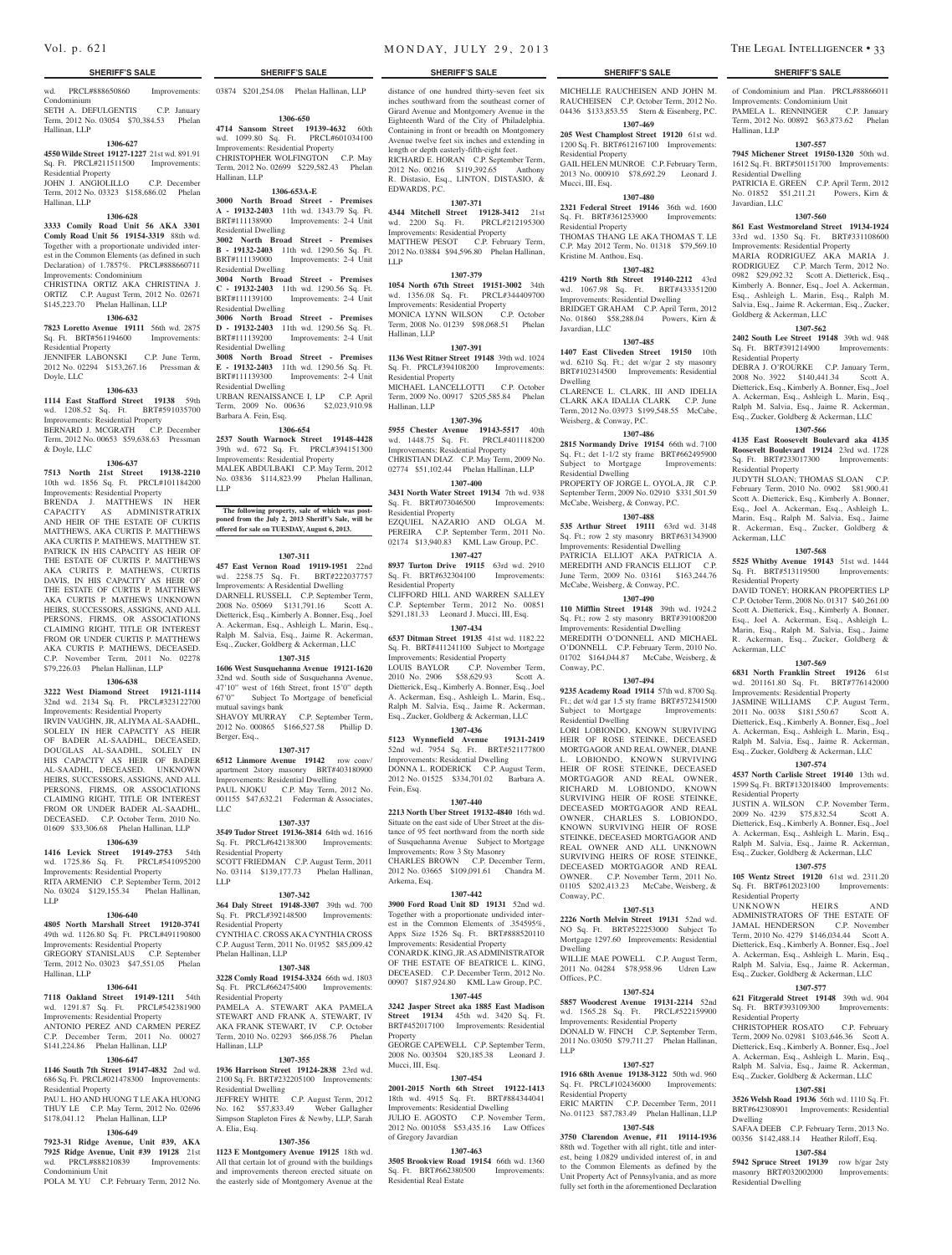wd. PRCL#888650860 Improvements: Condominium

SETH A. DEFULGENTIS C.P. January Term, 2012 No. 03054 $70,384.53 Phelan Hallinan, LLP

**1306-627**

**4550 Wilde Street 19127-1227** 21st wd. 891.91 Sq. Ft. PRCL#211511500 Improvements: Residential Property

JOHN J. ANGIOLILLO C.P. December Term, 2012 No. 03323 $158,686.02 Phelan Hallinan, LLP

**1306-628**

**3333 Comly Road Unit 56 AKA 3301 Comly Road Unit 56 19154-3319** 88th wd. Together with a proportionate undivided interest in the Common Elements (as defined in such Declaration) of 1.7857%. PRCL#888660711 Improvements: Condominium

CHRISTINA ORTIZ AKA CHRISTINA J. ORTIZ C.P. August Term, 2012 No. 02671 $145,223.70 Phelan Hallinan, LLP

**1306-632**

**7823 Loretto Avenue 19111** 56th wd. 2875 Sq. Ft. BRT#561194600 Improvements: Residential Property

JENNIFER LABONSKI C.P. June Term, 2012 No. 02294 $153,267.16 Pressman & Doyle, LLC

**1306-633**

**1114 East Stafford Street 19138** 59th wd. 1208.52 Sq. Ft. BRT#591035700 Improvements: Residential Property

BERNARD J. MCGRATH C.P. December Term, 2012 No. 00653 $59,638.63 Pressman & Doyle, LLC

**1306-637**

**7513 North 21st Street 19138-2210** 10th wd. 1856 Sq. Ft. PRCL#101184200 Improvements: Residential Property

BRENDA J. MATTHEWS IN HER CAPACITY AS ADMINISTRATRIX AND HEIR OF THE ESTATE OF CURTIS MATTHEWS, AKA CURTIS P. MATTHEWS AKA CURTIS P. MATHEWS, MATTHEW ST. PATRICK IN HIS CAPACITY AS HEIR OF THE ESTATE OF CURTIS P. MATTHEWS AKA CURITS P. MATHEWS, CURTIS DAVIS, IN HIS CAPACITY AS HEIR OF THE ESTATE OF CURTIS P. MATTHEWS AKA CURTIS P. MATHEWS UNKNOWN HEIRS, SUCCESSORS, ASSIGNS, AND ALL PERSONS, FIRMS, OR ASSOCIATIONS CLAIMING RIGHT, TITLE OR INTEREST FROM OR UNDER CURTIS P. MATTHEWS AKA CURTIS P. MATHEWS, DECEASED. C.P. November Term, 2011 No. 02278 $79,226.03 Phelan Hallinan, LLP

**1306-638**

**3222 West Diamond Street 19121-1114** 32nd wd. 2134 Sq. Ft. PRCL#323122700 Improvements: Residential Property

IRVIN VAUGHN, JR, ALIYMA AL-SAADHL, SOLELY IN HER CAPACITY AS HEIR OF BADER AL-SAADHL, DECEASED, DOUGLAS AL-SAADHL, SOLELY IN HIS CAPACITY AS HEIR OF BADER AL-SAADHL, DECEASED. UNKNOWN HEIRS, SUCCESSORS, ASSIGNS, AND ALL PERSONS, FIRMS, OR ASSOCIATIONS CLAIMING RIGHT, TITLE OR INTEREST FROM OR UNDER BADER AL-SAADHL, DECEASED. C.P. October Term, 2010 No. 01609 $33,306.68 Phelan Hallinan, LLP

**1306-639**

**1416 Levick Street 19149-2753** 54th wd. 1725.86 Sq. Ft. PRCL#541095200 Improvements: Residential Property

RITA ARMENIO C.P. September Term, 2012 No. 03024 $129,155.34 Phelan Hallinan, LLP

**1306-640**

**4805 North Marshall Street 19120-3741** 49th wd. 1126.80 Sq. Ft. PRCL#491190800 Improvements: Residential Property

GREGORY STANISLAUS C.P. September Term, 2012 No. 03023 $47,551.05 Phelan Hallinan, LLP

**1306-641**

**7118 Oakland Street 19149-1211** 54th wd. 1291.87 Sq. Ft. PRCL#542381900 Improvements: Residential Property

ANTONIO PEREZ AND CARMEN PEREZ C.P. December Term, 2011 No. 00027 $141,224.86 Phelan Hallinan, LLP

**1306-647**

**1146 South 7th Street 19147-4832** 2nd wd. 686 Sq. Ft. PRCL#021478300 Improvements: Residential Property

PAU L. HO AND HUONG T LE AKA HUONG THUY LE C.P. May Term, 2012 No. 02696 $178,041.12 Phelan Hallinan, LLP

**1306-649**

**7923-31 Ridge Avenue, Unit #39, AKA 7925 Ridge Avenue, Unit #39 19128** 21st wd. PRCL#888210839 Improvements: Condominium Unit

POLA M. YU C.P. February Term, 2012 No. 03874 $201,254.08 Phelan Hallinan, LLP

**1306-650**

**4714 Sansom Street 19139-4632** 60th wd. 1099.80 Sq. Ft. PRCL#601034100 Improvements: Residential Property

CHRISTOPHER WOLFINGTON C.P. May Term, 2012 No. 02699 $229,582.43 Phelan Hallinan, LLP

**1306-653A-E**

**3000 North Broad Street - Premises A - 19132-2403** 11th wd. 1343.79 Sq. Ft. BRT#111138900 Improvements: 2-4 Unit Residential Dwelling

**3002 North Broad Street - Premises B - 19132-2403** 11th wd. 1290.56 Sq. Ft. BRT#111139000 Improvements: 2-4 Unit Residential Dwelling

**3004 North Broad Street - Premises C - 19132-2403** 11th wd. 1290.56 Sq. Ft. BRT#111139100 Improvements: 2-4 Unit Residential Dwelling

**3006 North Broad Street - Premises D - 19132-2403** 11th wd. 1290.56 Sq. Ft. BRT#111139200 Improvements: 2-4 Unit Residential Dwelling

**3008 North Broad Street - Premises E - 19132-2403** 11th wd. 1290.56 Sq. Ft. BRT#111139300 Improvements: 2-4 Unit Residential Dwelling

URBAN RENAISSANCE I, LP C.P. April Term, 2009 No. 00636 $2,023,910.98 Barbara A. Fein, Esq.

**1306-654**

**2537 South Warnock Street 19148-4428** 39th wd. 672 Sq. Ft. PRCL#394151300 Improvements: Residential Property

MALEK ABDULBAKI C.P. May Term, 2012 No. 03836 $114,823.99 Phelan Hallinan, LLP

**The following property, sale of which was postponed from the July 2, 2013 Sheriff's Sale, will be offered for sale on TUESDAY, August 6, 2013.**

**1307-311**

**457 East Vernon Road 19119-1951** 22nd wd. 2258.75 Sq. Ft. BRT#222037757 Improvements: A Residential Dwelling

DARNELL RUSSELL C.P. September Term, 2008 No. 05069 $131,791.16 Scott A. Dietterick, Esq., Kimberly A. Bonner, Esq., Joel A. Ackerman, Esq., Ashleigh L. Marin, Esq., Ralph M. Salvia, Esq., Jaime R. Ackerman, Esq., Zucker, Goldberg & Ackerman, LLC

**1307-315**

**1606 West Susquehanna Avenue 19121-1620** 32nd wd. South side of Susquehanna Avenue, 47'10" west of 16th Street, front 15'0" depth 67'0" Subject To Mortgage of beneficial mutual savings bank

SHAVOY MURRAY C.P. September Term, 2012 No. 000865 $166,527.58 Phillip D. Berger, Esq.,

**1307-317**

**6512 Linmore Avenue 19142** row conv/apartment 2story masonry BRT#403180900 Improvements: Residential Dwelling

PAUL NJOKU C.P. May Term, 2012 No. 001155 $47,632.21 Federman & Associates, LLC

**1307-337**

**3549 Tudor Street 19136-3814** 64th wd. 1616 Sq. Ft. PRCL#642138300 Improvements: Residential Property

SCOTT FRIEDMAN C.P. August Term, 2011 No. 03114 $139,177.73 Phelan Hallinan, LLP

**1307-342**

**364 Daly Street 19148-3307** 39th wd. 700 Sq. Ft. PRCL#392148500 Improvements: Residential Property

CYNTHIA C. CROSS AKA CYNTHIA CROSS C.P. August Term, 2011 No. 01952 $85,009.42 Phelan Hallinan, LLP

**1307-348**

**3228 Comly Road 19154-3324** 66th wd. 1803 Sq. Ft. PRCL#662475400 Improvements: Residential Property

PAMELA A. STEWART AKA PAMELA STEWART AND FRANK A. STEWART, IV AKA FRANK STEWART, IV C.P. October Term, 2010 No. 02293 $66,058.76 Phelan Hallinan, LLP

**1307-355**

**1936 Harrison Street 19124-2838** 23rd wd. 2100 Sq. Ft. BRT#232205100 Improvements: Residential Dwelling

JEFFREY WHITE C.P. August Term, 2012 No. 162 $57,833.49 Weber Gallagher Simpson Stapleton Fires & Newby, LLP, Sarah A. Elia, Esq.

**1307-356**

**1123 E Montgomery Avenue 19125** 18th wd. All that certain lot of ground with the buildings and improvements thereon erected situate on the easterly side of Montgomery Avenue at the distance of one hundred thirty-seven feet six inches southward from the southeast corner of Girard Avenue and Montgomery Avenue in the Eighteenth Ward of the City of Philadelphia. Containing in front or breadth on Montgomery Avenue twelve feet six inches and extending in length or depth easterly-fifth-eight feet.

RICHARD E. HORAN C.P. September Term, 2012 No. 00216 $119,392.65 Anthony R. Distasio, Esq., LINTON, DISTASIO, & EDWARDS, P.C.

**1307-371**

**4344 Mitchell Street 19128-3412** 21st wd. 2200 Sq. Ft. PRCL#212195300 Improvements: Residential Property

MATTHEW PESOT C.P. February Term, 2012 No. 03884 $94,596.80 Phelan Hallinan, LLP

**1307-379**

**1054 North 67th Street 19151-3002** 34th wd. 1356.08 Sq. Ft. PRCL#344409700 Improvements: Residential Property

MONICA LYNN WILSON C.P. October Term, 2008 No. 01239 $98,068.51 Phelan Hallinan, LLP

**1307-391**

**1136 West Ritner Street 19148** 39th wd. 1024 Sq. Ft. PRCL#394108200 Improvements: Residential Property

MICHAEL LANCELLOTTI C.P. October Term, 2009 No. 00917 $205,585.84 Phelan Hallinan, LLP

**1307-396**

**5955 Chester Avenue 19143-5517** 40th wd. 1448.75 Sq. Ft. PRCL#401118200 Improvements: Residential Property

CHRISTIAN DIAZ C.P. May Term, 2009 No. 02774 $51,102.44 Phelan Hallinan, LLP

**1307-400**

**3431 North Water Street 19134** 7th wd. 938 Sq. Ft. BRT#073046500 Improvements: Residential Property

EZQUIEL NAZARIO AND OLGA M. PEREIRA C.P. September Term, 2011 No. 02174 $13,940.83 KML Law Group, P.C.

**1307-427**

**8937 Turton Drive 19115** 63rd wd. 2910 Sq. Ft. BRT#632304100 Improvements: Residential Property

CLIFFORD HILL AND WARREN SALLEY C.P. September Term, 2012 No. 00851 $291,181.33 Leonard J. Mucci, III, Esq.

**1307-434**

**6537 Ditman Street 19135** 41st wd. 1182.22 Sq. Ft. BRT#411241100 Subject to Mortgage Improvements: Residential Property

LOUIS BAYLOR C.P. November Term, 2010 No. 2906 $58,629.93 Scott A. Dietterick, Esq., Kimberly A. Bonner, Esq., Joel A. Ackerman, Esq., Ashleigh L. Marin, Esq., Ralph M. Salvia, Esq., Jaime R. Ackerman, Esq., Zucker, Goldberg & Ackerman, LLC

**1307-436**

**5123 Wynnefield Avenue 19131-2419** 52nd wd. 7954 Sq. Ft. BRT#521177800 Improvements: Residential Dwelling

DONNA L. RODERICK C.P. August Term, 2012 No. 01525 $334,701.02 Barbara A. Fein, Esq.

**1307-440**

**2213 North Uber Street 19132-4840** 16th wd. Situate on the east side of Uber Street at the distance of 95 feet northward from the north side of Susquehanna Avenue Subject to Mortgage Improvements: Row 3 Sty Masonry

CHARLES BROWN C.P. December Term, 2012 No. 03665 $109,091.61 Chandra M. Arkema, Esq.

**1307-442**

**3900 Ford Road Unit 8D 19131** 52nd wd. Together with a proportionate undivided interest in the Common Elements of .354595%, Appx Size 1526 Sq. Ft. BRT#888520110 Improvements: Residential Property

CONARD K. KING, JR. AS ADMINISTRATOR OF THE ESTATE OF BEATRICE L. KING, DECEASED. C.P. December Term, 2012 No. 00907 $187,924.80 KML Law Group, P.C.

**1307-445**

**3242 Jasper Street aka 1885 East Madison Street 19134** 45th wd. 3420 Sq. Ft. BRT#452017100 Improvements: Residential Property

GEORGE CAPEWELL C.P. September Term, 2008 No. 003504 $20,185.38 Leonard J. Mucci, III, Esq.

**1307-454**

**2001-2015 North 6th Street 19122-1413** 18th wd. 4915 Sq. Ft. BRT#884344041 Improvements: Residential Dwelling

JULIO E. AGOSTO C.P. November Term, 2012 No. 001058 $53,435.16 Law Offices of Gregory Javardian

**1307-463**

**3505 Brookview Road 19154** 66th wd. 1360 Sq. Ft. BRT#662380500 Improvements: Residential Real Estate

MICHELLE RAUCHEISEN AND JOHN M. RAUCHEISEN C.P. October Term, 2012 No. 04436 $133,853.55 Stern & Eisenberg, P.C.

**1307-469**

**205 West Champlost Street 19120** 61st wd. 1200 Sq. Ft. BRT#612167100 Improvements: Residential Property

GAIL HELEN MUNROE C.P. February Term, 2013 No. 000910 $78,692.29 Leonard J. Mucci, III, Esq.

**1307-480**

**2321 Federal Street 19146** 36th wd. 1600 Sq. Ft. BRT#361253900 Improvements: Residential Property

THOMAS THANG LE AKA THOMAS T. LE C.P. May 2012 Term, No. 01318 $79,569.10 Kristine M. Anthou, Esq.

**1307-482**

**4219 North 8th Street 19140-2212** 43rd wd. 1067.98 Sq. Ft. BRT#433351200 Improvements: Residential Dwelling

BRIDGET GRAHAM C.P. April Term, 2012 No. 01860 $58,288.04 Powers, Kirn & Javardian, LLC

**1307-485**

**1407 East Cliveden Street 19150** 10th wd. 6210 Sq. Ft.; det w/gar 2 sty masonry BRT#102314500 Improvements: Residential Dwelling

CLARENCE L. CLARK, III AND IDELIA CLARK AKA IDALIA CLARK C.P. June Term, 2012 No. 03973 $199,548.55 McCabe, Weisberg, & Conway, P.C.

**1307-486**

**2815 Normandy Drive 19154** 66th wd. 7100 Sq. Ft.; det 1-1/2 sty frame BRT#662495900 Subject to Mortgage Improvements: Residential Dwelling

PROPERTY OF JORGE L. OYOLA, JR C.P. September Term, 2009 No. 02910 $331,501.59 McCabe, Weisberg, & Conway, P.C.

**1307-488**

**535 Arthur Street 19111** 63rd wd. 3148 Sq. Ft.; row 2 sty masonry BRT#631343900 Improvements: Residential Dwelling

PATRICIA ELLIOT AKA PATRICIA A. MEREDITH AND FRANCIS ELLIOT C.P. June Term, 2009 No. 03161 $163,244.76 McCabe, Weisberg, & Conway, P.C.

**1307-490**

**110 Mifflin Street 19148** 39th wd. 1924.2 Sq. Ft.; row 2 sty masonry BRT#391008200 Improvements: Residential Dwelling

MEREDITH O'DONNELL AND MICHAEL O'DONNELL C.P. February Term, 2010 No. 01702 $164,044.87 McCabe, Weisberg, & Conway, P.C.

**1307-494**

**9235 Academy Road 19114** 57th wd. 8700 Sq. Ft.; det w/d gar 1.5 sty frame BRT#572341500 Subject to Mortgage Improvements: Residential Dwelling

LORI LOBIONDO, KNOWN SURVIVING HEIR OF ROSE STEINKE, DECEASED MORTGAGOR AND REAL OWNER, DIANE L. LOBIONDO, KNOWN SURVIVING HEIR OF ROSE STEINKE, DECEASED MORTGAGOR AND REAL OWNER, RICHARD M. LOBIONDO, KNOWN SURVIVING HEIR OF ROSE STEINKE, DECEASED MORTGAGOR AND REAL OWNER, CHARLES S. LOBIONDO, KNOWN SURVIVING HEIR OF ROSE STEINKE, DECEASED MORTGAGOR AND REAL OWNER AND ALL UNKNOWN SURVIVING HEIRS OF ROSE STEINKE, DECEASED MORTGAGOR AND REAL OWNER. C.P. November Term, 2011 No. 01105 $202,413.23 McCabe, Weisberg, & Conway, P.C.

**1307-513**

**2226 North Melvin Street 19131** 52nd wd. NO Sq. Ft. BRT#522253000 Subject To Mortgage 1297.60 Improvements: Residential Dwelling

WILLIE MAE POWELL C.P. August Term, 2011 No. 04284 $78,958.96 Udren Law Offices, P.C.

**1307-524**

**5857 Woodcrest Avenue 19131-2214** 52nd wd. 1565.28 Sq. Ft. PRCL#522159900 Improvements: Residential Property

DONALD W. FINCH C.P. September Term, 2011 No. 03050 $79,711.27 Phelan Hallinan, LLP

**1307-527**

**1916 68th Avenue 19138-3122** 50th wd. 960 Sq. Ft. PRCL#102436000 Improvements: Residential Property

ERIC MARTIN C.P. December Term, 2011 No. 01123 $87,783.49 Phelan Hallinan, LLP

**1307-548**

**3750 Clarendon Avenue, #11 19114-1936** 88th wd. Together with all right, title and interest, being 1.0829 undivided interest of, in and to the Common Elements as defined by the Unit Property Act of Pennsylvania, and as more fully set forth in the aforementioned Declaration of Condominium and Plan. PRCL#888866011 Improvements: Condominium Unit

PAMELA L. RENNINGER C.P. January Term, 2012 No. 00892 $63,873.62 Phelan Hallinan, LLP

**1307-557**

**7945 Michener Street 19150-1320** 50th wd. 1612 Sq. Ft. BRT#501151700 Improvements: Residential Dwelling

PATRICIA E. GREEN C.P. April Term, 2012 No. 01852 $51,211.21 Powers, Kirn & Javardian, LLC

**1307-560**

**861 East Westmoreland Street 19134-1924** 33rd wd. 1350 Sq. Ft. BRT#331108600 Improvements: Residential Property

MARIA RODRIGUEZ AKA MARIA J. RODRIGUEZ C.P. March Term, 2012 No. 0982 $29,092.32 Scott A. Dietterick, Esq., Kimberly A. Bonner, Esq., Joel A. Ackerman, Esq., Ashleigh L. Marin, Esq., Ralph M. Salvia, Esq., Jaime R. Ackerman, Esq., Zucker, Goldberg & Ackerman, LLC

**1307-562**

**2402 South Lee Street 19148** 39th wd. 948 Sq. Ft. BRT#391214900 Improvements: Residential Property

DEBRA J. O'ROURKE C.P. January Term, 2008 No. 3922 $140,441.34 Scott A. Dietterick, Esq., Kimberly A. Bonner, Esq., Joel A. Ackerman, Esq., Ashleigh L. Marin, Esq., Ralph M. Salvia, Esq., Jaime R. Ackerman, Esq., Zucker, Goldberg & Ackerman, LLC

**1307-566**

**4135 East Roosevelt Boulevard aka 4135 Roosevelt Boulevard 19124** 23rd wd. 1728 Sq. Ft. BRT#233017300 Improvements: Residential Property

JUDYTH SLOAN; THOMAS SLOAN C.P. February Term, 2010 No. 0902 $81,900.41 Scott A. Dietterick, Esq., Kimberly A. Bonner, Esq., Joel A. Ackerman, Esq., Ashleigh L. Marin, Esq., Ralph M. Salvia, Esq., Jaime R. Ackerman, Esq., Zucker, Goldberg & Ackerman, LLC

**1307-568**

**5525 Whitby Avenue 19143** 51st wd. 1444 Sq. Ft. BRT#513119500 Improvements: Residential Property

DAVID TONEY; HORKAN PROPERTIES LP C.P. October Term, 2008 No. 01317 $40,261.00 Scott A. Dietterick, Esq., Kimberly A. Bonner, Esq., Joel A. Ackerman, Esq., Ashleigh L. Marin, Esq., Ralph M. Salvia, Esq., Jaime R. Ackerman, Esq., Zucker, Goldberg & Ackerman, LLC

**1307-569**

**6831 North Franklin Street 19126** 61st wd. 201161.80 Sq. Ft. BRT#776142000 Improvements: Residential Property

JASMINE WILLIAMS C.P. August Term, 2011 No. 0038 $181,550.67 Scott A. Dietterick, Esq., Kimberly A. Bonner, Esq., Joel A. Ackerman, Esq., Ashleigh L. Marin, Esq., Ralph M. Salvia, Esq., Jaime R. Ackerman, Esq., Zucker, Goldberg & Ackerman, LLC

**1307-574**

**4537 North Carlisle Street 19140** 13th wd. 1599 Sq. Ft. BRT#132018400 Improvements: Residential Property

JUSTIN A. WILSON C.P. November Term, 2009 No. 4239 $75,832.54 Scott A. Dietterick, Esq., Kimberly A. Bonner, Esq., Joel A. Ackerman, Esq., Ashleigh L. Marin, Esq., Ralph M. Salvia, Esq., Jaime R. Ackerman, Esq., Zucker, Goldberg & Ackerman, LLC

**1307-575**

**105 Wentz Street 19120** 61st wd. 2311.20 Sq. Ft. BRT#612023100 Improvements: Residential Property

UNKNOWN HEIRS AND ADMINISTRATORS OF THE ESTATE OF JAMAL HENDERSON C.P. November Term, 2010 No. 4279 $146,034.44 Scott A. Dietterick, Esq., Kimberly A. Bonner, Esq., Joel A. Ackerman, Esq., Ashleigh L. Marin, Esq., Ralph M. Salvia, Esq., Jaime R. Ackerman, Esq., Zucker, Goldberg & Ackerman, LLC

**1307-577**

**621 Fitzgerald Street 19148** 39th wd. 904 Sq. Ft. BRT#393109300 Improvements: Residential Property

CHRISTOPHER ROSATO C.P. February Term, 2009 No. 02981 $103,646.36 Scott A. Dietterick, Esq., Kimberly A. Bonner, Esq., Joel A. Ackerman, Esq., Ashleigh L. Marin, Esq., Ralph M. Salvia, Esq., Jaime R. Ackerman, Esq., Zucker, Goldberg & Ackerman, LLC

**1307-581**

**3526 Welsh Road 19136** 56th wd. 1110 Sq. Ft. BRT#642308901 Improvements: Residential Dwelling

SAFAA DEEB C.P. February Term, 2013 No. 00356 $142,488.14 Heather Riloff, Esq.

**1307-584**

**5942 Spruce Street 19139** row b/gar 2sty masonry BRT#032002000 Improvements: Residential Dwelling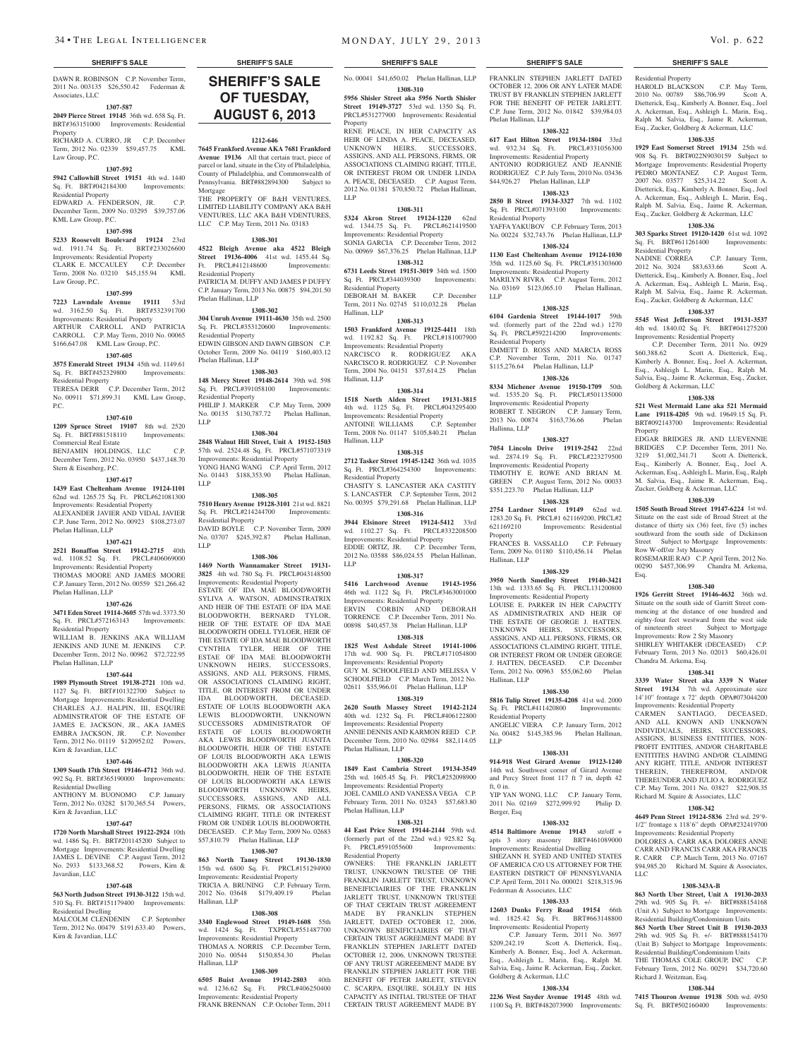## SHERIFF'S SALE

DAWN R. ROBINSON C.P. November Term, 2011 No. 003135 $26,550.42 Federman & Associates, LLC

**1307-587**

**2049 Pierce Street 19145** 36th wd. 658 Sq. Ft. BRT#363151000 Improvements: Residential Property

RICHARD A. CURRO, JR C.P. December Term, 2012 No. 02339 $59,457.75 KML Law Group, P.C.

**1307-592**

**5942 Callowhill Street 19151** 4th wd. 1440 Sq. Ft. BRT#042184300 Improvements: Residential Property

EDWARD A. FENDERSON, JR. C.P. December Term, 2009 No. 03295 $39,757.06 KML Law Group, P.C.

**1307-598**

**5233 Roosevelt Boulevard 19124** 23rd wd. 1911.74 Sq. Ft. BRT#233026600 Improvements: Residential Property

CLARK E. MCCAULEY C.P. December Term, 2008 No. 03210 $45,155.94 KML Law Group, P.C.

**1307-599**

**7223 Lawndale Avenue 19111** 53rd wd. 3162.50 Sq. Ft. BRT#532391700 Improvements: Residential Property

ARTHUR CARROLL AND PATRICIA CARROLL C.P. May Term, 2010 No. 00065 $166,647.08 KML Law Group, P.C.

**1307-605**

**3575 Emerald Street 19134** 45th wd. 1149.61 Sq. Ft. BRT#452329800 Improvements: Residential Property

TERESA DERR C.P. December Term, 2012 No. 00911 $71,899.31 KML Law Group, P.C.

**1307-610**

**1209 Spruce Street 19107** 8th wd. 2520 Sq. Ft. BRT#881518110 Improvements: Commercial Real Estate

BENJAMIN HOLDINGS, LLC C.P. December Term, 2012 No. 03950 $437,148.70 Stern & Eisenberg, P.C.

**1307-617**

**1439 East Cheltenham Avenue 19124-1101** 62nd wd. 1265.75 Sq. Ft. PRCL#621081300 Improvements: Residential Property

ALEXANDER JAVIER AND VIDAL JAVIER C.P. June Term, 2012 No. 00923 $108,273.07 Phelan Hallinan, LLP

**1307-621**

**2521 Bonaffon Street 19142-2715** 40th wd. 1108.52 Sq. Ft. PRCL#406069000 Improvements: Residential Property

THOMAS MOORE AND JAMES MOORE C.P. January Term, 2012 No. 00559 $21,266.42 Phelan Hallinan, LLP

**1307-626**

**3471 Eden Street 19114-3605** 57th wd. 3373.50 Sq. Ft. PRCL#572163143 Improvements: Residential Property

WILLIAM B. JENKINS AKA WILLIAM JENKINS AND JUNE M. JENKINS C.P. December Term, 2012 No. 00962 $72,722.95 Phelan Hallinan, LLP

**1307-644**

**1989 Plymouth Street 19138-2721** 10th wd. 1127 Sq. Ft. BRT#101322700 Subject to Mortgage Improvements: Residential Dwelling

CHARLES A.J. HALPIN, III, ESQUIRE ADMINSTRATOR OF THE ESTATE OF JAMES E. JACKSON, JR., AKA JAMES EMBRA JACKSON, JR. C.P. November Term, 2012 No. 01119 $120952.02 Powers, Kirn & Javardian, LLC

**1307-646**

**1309 South 17th Street 19146-4712** 36th wd. 992 Sq. Ft. BRT#365190000 Improvements: Residential Dwelling

ANTHONY M. BUONOMO C.P. January Term, 2012 No. 03282 $170,365.54 Powers, Kirn & Javardian, LLC

**1307-647**

**1720 North Marshall Street 19122-2924** 10th wd. 1486 Sq. Ft. BRT#201145200 Subject to Mortgage Improvements: Residential Dwelling

JAMES L. DEVINE C.P. August Term, 2012 No. 2933 $133,368.52 Powers, Kirn & Javardian, LLC

**1307-648**

**563 North Judson Street 19130-3122** 15th wd. 510 Sq. Ft. BRT#151179400 Improvements: Residential Dwelling

MALCOLM CLENDENIN C.P. September Term, 2012 No. 00479 $191,633.40 Powers, Kirn & Javardian, LLC

# SHERIFF'S SALE OF TUESDAY, AUGUST 6, 2013

**1212-646**

**7645 Frankford Avenue AKA 7681 Frankford Avenue 19136** All that certain tract, piece of parcel or land, situate in the City of Philadelphia, County of Philadelphia, and Commonwealth of Pennsylvania. BRT#882894300 Subject to Mortgage

THE PROPERTY OF B&H VENTURES, LIMITED LIABILITY COMPANY AKA B&H VENTURES, LLC AKA B&H VDENTURES, LLC C.P. May Term, 2011 No. 03183

**1308-301**

**4522 Bleigh Avenue aka 4522 Bleigh Street 19136-4006** 41st wd. 1455.44 Sq. Ft. PRCL#412148600 Improvements: Residential Property

PATRICIA M. DUFFY AND JAMES P DUFFY C.P. January Term, 2013 No. 00875 $94,201.50 Phelan Hallinan, LLP

**1308-302**

**304 Unruh Avenue 19111-4630** 35th wd. 2500 Sq. Ft. PRCL#353120600 Improvements: Residential Property

EDWIN GIBSON AND DAWN GIBSON C.P. October Term, 2009 No. 04119 $160,403.12 Phelan Hallinan, LLP

**1308-303**

**148 Mercy Street 19148-2614** 39th wd. 598 Sq. Ft. PRCL#391058100 Improvements: Residential Property

PHILIP J. MARKER C.P. May Term, 2009 No. 00135 $130,787.72 Phelan Hallinan, LLP

**1308-304**

**2848 Walnut Hill Street, Unit A 19152-1503** 57th wd. 2524.48 Sq. Ft. PRCL#571073319 Improvements: Residential Property

YONG HANG WANG C.P. April Term, 2012 No. 01443 $188,353.90 Phelan Hallinan, LLP

**1308-305**

**7510 Henry Avenue 19128-3101** 21st wd. 8821 Sq. Ft. PRCL#214244700 Improvements: Residential Property

DAVID BOYLE C.P. November Term, 2009 No. 03707 $245,392.87 Phelan Hallinan, LLP

**1308-306**

**1469 North Wannamaker Street 19131-3825** 4th wd. 780 Sq. Ft. PRCL#043148500 Improvements: Residential Property

ESTATE OF IDA MAE BLOODWORTH SYLIVA A. WATSON, ADMINSTRATRIX AND HEIR OF THE ESTATE OF IDA MAE BLOODWORTH, BERNARD TYLOR, HEIR OF THE ESTATE OF IDA MAE BLOODWORTH ODELL TYLOER, HEIR OF THE ESTATE OF IDA MAE BLOODWORTH CYNTHIA TYLER, HEIR OF THE ESTAE OF IDA MAE BLOODWORTH UNKNOWN HEIRS, SUCCESSORS, ASSIGNS, AND ALL PERSONS, FIRMS, OR ASSOCIATIONS CLAIMING RIGHT, TITLE, OR INTEREST FROM OR UNDER IDA BLOODWORTH, DECEASED. ESTATE OF LOUIS BLOODWORTH AKA LEWIS BLOODWORTH, UNKNOWN SUCCESSORS ADMINISTRATOR OF ESTATE OF LOUIS BLOODWORTH AKA LEWIS BLOODWORTH JUANITA BLOODWORTH, HEIR OF THE ESTATE OF LOUIS BLOODWORTH AKA LEWIS BLOODWORTH AKA LEWIS JUANITA BLOODWORTH, HEIR OF THE ESTATE OF LOUIS BLOODWORTH AKA LEWIS BLOODWORTH UNKNOWN HEIRS, SUCCESSORS, ASSIGNS, AND ALL PERSONS, FIRMS, OR ASSOCIATIONS CLAIMING RIGHT, TITLE OR INTEREST FROM OR UNDER LOUIS BLOODWORTH, DECEASED. C.P. May Term, 2009 No. 02683 $57,810.79 Phelan Hallinan, LLP

**1308-307**

**863 North Taney Street 19130-1830** 15th wd. 6800 Sq. Ft. PRCL#151294900 Improvements: Residential Property

TRICIA A. BRUNING C.P. February Term, 2012 No. 03648 $179,409.19 Phelan Hallinan, LLP

**1308-308**

**3340 Englewood Street 19149-1608** 55th wd. 1424 Sq. Ft. TXPRCL#551487700 Improvements: Residential Property

THOMAS A. NORRIS C.P. December Term, 2010 No. 00544 $150,854.30 Phelan Hallinan, LLP

**1308-309**

**6505 Buist Avenue 19142-2803** 40th wd. 1236.62 Sq. Ft. PRCL#406250400 Improvements: Residential Property

FRANK BRENNAN C.P. October Term, 2011 No. 00041 $41,650.02 Phelan Hallinan, LLP

**1308-310**

**5956 Shisler Street aka 5956 North Shisler Street 19149-3727** 53rd wd. 1350 Sq. Ft. PRCL#531277900 Improvements: Residential Property

RENE PEACE, IN HER CAPACITY AS HEIR OF LINDA A. PEACE, DECEASED, UNKNOWN HEIRS, SUCCESSORS, ASSIGNS, AND ALL PERSONS, FIRMS, OR ASSOCIATIONS CLAIMING RIGHT, TITLE, OR INTEREST FROM OR UNDER LINDA A. PEACE, DECEASED. C.P. August Term, 2012 No. 01381 $70,850.72 Phelan Hallinan, LLP

**1308-311**

**5324 Akron Street 19124-1220** 62nd wd. 1344.75 Sq. Ft. PRCL#621419500 Improvements: Residential Property

SONIA GARCIA C.P. December Term, 2012 No. 00969 $67,376.25 Phelan Hallinan, LLP

**1308-312**

**6731 Leeds Street 19151-3019** 34th wd. 1500 Sq. Ft. PRCL#344039300 Improvements: Residential Property

DEBORAH M. BAKER C.P. December Term, 2011 No. 02745 $110,032.28 Phelan Hallinan, LLP

**1308-313**

**1503 Frankford Avenue 19125-4411** 18th wd. 1192.82 Sq. Ft. PRCL#181007900 Improvements: Residential Property

NARCISCO R. RODRIGUEZ AKA NARCISCO R. RODRIGUEZ C.P. November Term, 2004 No. 04151 $37,614.25 Phelan Hallinan, LLP

**1308-314**

**1518 North Alden Street 19131-3815** 4th wd. 1125 Sq. Ft. PRCL#043295400 Improvements: Residential Property

ANTOINE WILLIAMS C.P. September Term, 2008 No. 01147 $105,840.21 Phelan Hallinan, LLP

**1308-315**

**2712 Tasker Street 19145-1242** 36th wd. 1035 Sq. Ft. PRCL#364254300 Improvements: Residential Property

CHASITY S. LANCASTER AKA CASTITY S. LANCASTER C.P. September Term, 2012 No. 00395 $79,291.68 Phelan Hallinan, LLP

**1308-316**

**3944 Elsinore Street 19124-5412** 33rd wd. 1102.27 Sq. Ft. PRCL#332208500 Improvements: Residential Property

EDDIE ORTIZ, JR. C.P. December Term, 2012 No. 03588 $86,024.55 Phelan Hallinan, LLP

**1308-317**

**5416 Larchwood Avenue 19143-1956** 46th wd. 1122 Sq. Ft. PRCL#3463001000 Improvements: Residential Property

ERVIN CORBIN AND DEBORAH TORRENCE C.P. December Term, 2011 No. 00898 $40,457.38 Phelan Hallinan, LLP

**1308-318**

**1825 West Ashdale Street 19141-1006** 17th wd. 900 Sq. Ft. PRCL#171054800 Improvements: Residential Property

GUY M. SCHOOLFIELD AND MELISSA V SCHOOLFIELD C.P. March Term, 2012 No. 02611 $35,966.01 Phelan Hallinan, LLP

**1308-319**

**2620 South Massey Street 19142-2124** 40th wd. 1232 Sq. Ft. PRCL#406122800 Improvements: Residential Property

ANNIE DENNIS AND KARMON REED C.P. December Term, 2010 No. 02984 $82,114.05 Phelan Hallinan, LLP

**1308-320**

**1849 East Cambria Street 19134-3549** 25th wd. 1605.45 Sq. Ft. PRCL#252098900 Improvements: Residential Property

JOEL CAMILO AND VANESSA VEGA C.P. February Term, 2011 No. 03243 $57,683.80 Phelan Hallinan, LLP

**1308-321**

**44 East Price Street 19144-2144** 59th wd. (formerly part of the 22nd wd.) 925.82 Sq. Ft. PRCL#591055600 Improvements: Residential Property

OWNERS: THE FRANKLIN JARLETT TRUST, UNKNOWN TRUSTEE OF THE FRANKLIN JARLETT TRUST, UNKNOWN BENEFICIAIRIES OF THE FRANKLIN JARLETT TRUST, UNKNOWN TRUSTEE OF THAT CERTAIN TRUST AGREEMENT MADE BY FRANKLIN STEPHEN JARLETT, DATED OCTOBER 12, 2006, UNKNOWN BENIFICIAIRIES OF THAT CERTAIN TRUST AGREEMENT MADE BY FRANKLIN STEPHEN JARLETT DATED OCTOBER 12, 2006, UNKNOWN TRUSTEE OF ANY TRUST AGREEMENT MADE BY FRANKLIN STEPHEN JARLETT FOR THE BENEFIT OF PETER JARLETT, STEVEN C. SCARPA, ESQUIRE, SOLELY IN HIS CAPACITY AS INITIAL TRUSTEE OF THAT CERTAIN TRUST AGREEMENT MADE BY FRANKLIN STEPHEN JARLETT DATED OCTOBER 12, 2006 OR ANY LATER MADE TRUST BY FRANKLIN STEPHEN JARLETT FOR THE BENEFIT OF PETER JARLETT. C.P. June Term, 2012 No. 01842 $39,984.03 Phelan Hallinan, LLP

**1308-322**

**617 East Hilton Street 19134-1804** 33rd wd. 932.34 Sq. Ft. PRCL#331056300 Improvements: Residential Property

ANTONIO RODRIGUEZ AND JEANNIE RODRIGUEZ C.P. July Term, 2010 No. 03436 $44,926.27 Phelan Hallinan, LLP

**1308-323**

**2850 B Street 19134-3327** 7th wd. 1102 Sq. Ft. PRCL#071393100 Improvements: Residential Property

YAFFA YAKUBOV C.P. February Term, 2013 No. 00224 $32,743.76 Phelan Hallinan, LLP

**1308-324**

**1130 East Cheltenham Avenue 19124-1030** 35th wd. 1125.60 Sq. Ft. PRCL#351303600 Improvements: Residential Property

MARILYN RIVRA C.P. August Term, 2012 No. 03169 $123,065.10 Phelan Hallinan, LLP

**1308-325**

**6104 Gardenia Street 19144-1017** 59th wd. (formerly part of the 22nd wd.) 1270 Sq. Ft. PRCL#592214200 Improvements: Residential Property

EMMETT D. ROSS AND MARCIA ROSS C.P. November Term, 2011 No. 01747 $115,276.64 Phelan Hallinan, LLP

**1308-326**

**8334 Michener Avenue 19150-1709** 50th wd. 1535.20 Sq. Ft. PRCL#501135000 Improvements: Residential Property

ROBERT T. NEGRON C.P. January Term, 2013 No. 00874 $163,736.66 Phelan Hallinna, LLP

**1308-327**

**7054 Lincoln Drive 19119-2542** 22nd wd. 2874.19 Sq. Ft. PRCL#223279500 Improvements: Residential Property

TIMOTHY E. ROWE AND BRIAN M. GREEN C.P. August Term, 2012 No. 00033 $351,223.70 Phelan Hallinan, LLP

**1308-328**

**2754 Lardner Street 19149** 62nd wd. 1283.20 Sq. Ft. PRCL#1 621169200, PRCL#2 621169210 Improvements: Residential Property

FRANCES B. VASSALLO C.P. February Term, 2009 No. 01180 $110,456.14 Phelan Hallinan, LLP

**1308-329**

**3950 North Smedley Street 19140-3421** 13th wd. 1333.65 Sq. Ft. PRCL131200800 Improvements: Residential Property

LOUISE E. PARKER IN HER CAPACITY AS ADMINISTRATRIX AND HEIR OF THE ESTATE OF GEORGE J. HATTEN. UNKNOWN HEIRS, SUCCESSORS, ASSIGNS, AND ALL PERSONS, FIRMS, OR ASSOCIATIONS CLAIMING RIGHT, TITLE, OR INTEREST FROM OR UNDER GEORGE J. HATTEN, DECEASED. C.P. December Term, 2012 No. 00963 $55,062.60 Phelan Hallinan, LLP

**1308-330**

**5816 Tulip Street 19135-4208** 41st wd. 2000 Sq. Ft. PRCL#411420800 Improvements: Residential Property

ANGELIC VIERA C.P. January Term, 2012 No. 00482 $145,385.96 Phelan Hallinan, LLP

**1308-331**

**914-918 West Girard Avenue 19123-1240** 14th wd. Southwest corner of Girard Avenue and Percy Street front 117 ft 7 in, depth 42 ft, 0 in.

YIP YAN WONG, LLC C.P. January Term, 2011 No. 02169 $272,999.92 Philip D. Berger, Esq

**1308-332**

**4514 Baltimore Avenue 19143** str/off + apts 3 story masonry BRT#461089000 Improvements: Residential Dwelling

SHEZANN H. SYED AND UNITED STATES OF AMERICA C/O US ATTORNEY FOR THE EASTERN DISTRICT OF PENNSYLVANIA C.P. April Term, 2011 No. 000021 $218,315.96 Federman & Associates, LLC

**1308-333**

**12603 Dunks Ferry Road 19154** 66th wd. 1825.42 Sq. Ft. BRT#663148800 Improvements: Residential Property

C.P. January Term, 2011 No. 3697 $209,242.19 Scott A. Dietterick, Esq., Kimberly A. Bonner, Esq., Joel A. Ackerman, Esq., Ashleigh L. Marin, Esq., Ralph M. Salvia, Esq., Jaime R. Ackerman, Esq., Zucker, Goldberg & Ackerman, LLC

**1308-334**

**2236 West Snyder Avenue 19145** 48th wd. 1100 Sq. Ft. BRT#482073900 Improvements: Residential Property

HAROLD BLACKSON C.P. May Term, 2010 No. 00789 $86,706.99 Scott A. Dietterick, Esq., Kimberly A. Bonner, Esq., Joel A. Ackerman, Esq., Ashleigh L. Marin, Esq., Ralph M. Salvia, Esq., Jaime R. Ackerman, Esq., Zucker, Goldberg & Ackerman, LLC

**1308-335**

**1929 East Somerset Street 19134** 25th wd. 908 Sq. Ft. BRT#022N9030159 Subject to Mortgage Improvements: Residential Property

PEDRO MONTANEZ C.P. August Term, 2007 No. 03577 $25,314.22 Scott A. Dietterick, Esq., Kimberly A. Bonner, Esq., Joel A. Ackerman, Esq., Ashleigh L. Marin, Esq., Ralph M. Salvia, Esq., Jaime R. Ackerman, Esq., Zucker, Goldberg & Ackerman, LLC

**1308-336**

**303 Sparks Street 19120-1420** 61st wd. 1092 Sq. Ft. BRT#611261400 Improvements: Residential Property

NADINE CORREA C.P. January Term, 2012 No. 3024 $83,633.66 Scott A. Dietterick, Esq., Kimberly A. Bonner, Esq., Joel A. Ackerman, Esq., Ashleigh L. Marin, Esq., Ralph M. Salvia, Esq., Jaime R. Ackerman, Esq., Zucker, Goldberg & Ackerman, LLC

**1308-337**

**5545 West Jefferson Street 19131-3537** 4th wd. 1840.02 Sq. Ft. BRT#041275200 Improvements: Residential Property

C.P. December Term, 2011 No. 0929 $60,388.62 Scott A. Dietterick, Esq., Kimberly A. Bonner, Esq., Joel A. Ackerman, Esq., Ashleigh L. Marin, Esq., Ralph M. Salvia, Esq., Jaime R. Ackerman, Esq., Zucker, Goldberg & Ackerman, LLC

**1308-338**

**521 West Mermaid Lane aka 521 Mermaid Lane 19118-4205** 9th wd. 19649.15 Sq. Ft. BRT#092143700 Improvements: Residential Property

EDGAR BRIDGES JR. AND LUEVENNIE BRIDGES C.P. December Term, 2011 No. 3219 $1,002,341.71 Scott A. Dietterick, Esq., Kimberly A. Bonner, Esq., Joel A. Ackerman, Esq., Ashleigh L. Marin, Esq., Ralph M. Salvia, Esq., Jaime R. Ackerman, Esq., Zucker, Goldberg & Ackerman, LLC

**1308-339**

**1505 South Broad Street 19147-6224** 1st wd. Situate on the east side of Broad Street at the distance of thirty six (36) feet, five (5) inches southward from the south side of Dickinson Street Subject to Mortgage Improvements: Row W-off/str 3sty Masonry

ROSEMARIE RAO C.P. April Term, 2012 No. 00290 $457,306.99 Chandra M. Arkema, Esq.

**1308-340**

**1926 Gerritt Street 19146-4632** 36th wd. Situate on the south side of Garritt Street commencing at the distance of one hundred and eighty-four feet westward from the west side of nineteenth street Subject to Mortgage Improvements: Row 2 Sty Masonry

SHIRLEY WHITAKER (DECEASED) C.P. February Term, 2013 No. 02013 $60,426.01 Chandra M. Arkema, Esq.

**1308-341**

**3339 Water Street aka 3339 N Water Street 19134** 7th wd. Approximate size 14'10" frontage x 72' depth OPA#073044200 Improvements: Residential Property

CARMEN SANTIAGO, DECEASED, AND ALL KNOWN AND UNKNOWN INDIVIDUALS, HEIRS, SUCCESSORS, ASSIGNS, BUSINESS ENTITITIES, NON-PROFIT ENTITIES, AND/OR CHARITABLE ENTITITES HAVING AND/OR CLAIMING ANY RIGHT, TITLE, AND/OR INTEREST THEREIN, THEREFROM, AND/OR THEREUNDER AND JULIO A. RODRIGUEZ C.P. May Term, 2011 No. 03827 $22,908.35 Richard M. Squire & Associates, LLC

**1308-342**

**4649 Penn Street 19124-5836** 23rd wd. 29'9-1/2" frontage x 118'6" depth OPA#232419700 Improvements: Residential Property

DOLORES A. CARR AKA DOLORES ANNE CARR AND FRANCIS CARR AKA FRANCIS R. CARR C.P. March Term, 2013 No. 07167 $94,985.20 Richard M. Squire & Associates, LLC

**1308-343A-B**

**863 North Uber Street, Unit A 19130-2033** 29th wd. 905 Sq. Ft. +/- BRT#888154168 (Unit A) Subject to Mortgage Improvements: Residential Building/Condominium Units

**863 North Uber Street Unit B 19130-2033** 29th wd. 905 Sq. Ft. +/- BRT#888154170 (Unit B) Subject to Mortgage Improvements: Residential Building/Condominium Units

THE THOMAS COLE GROUP, INC C.P. February Term, 2012 No. 00291 $34,720.60 Richard J. Weitzman, Esq.

**1308-344**

**7415 Thouron Avenue 19138** 50th wd. 4950 Sq. Ft. BRT#502160400 Improvements: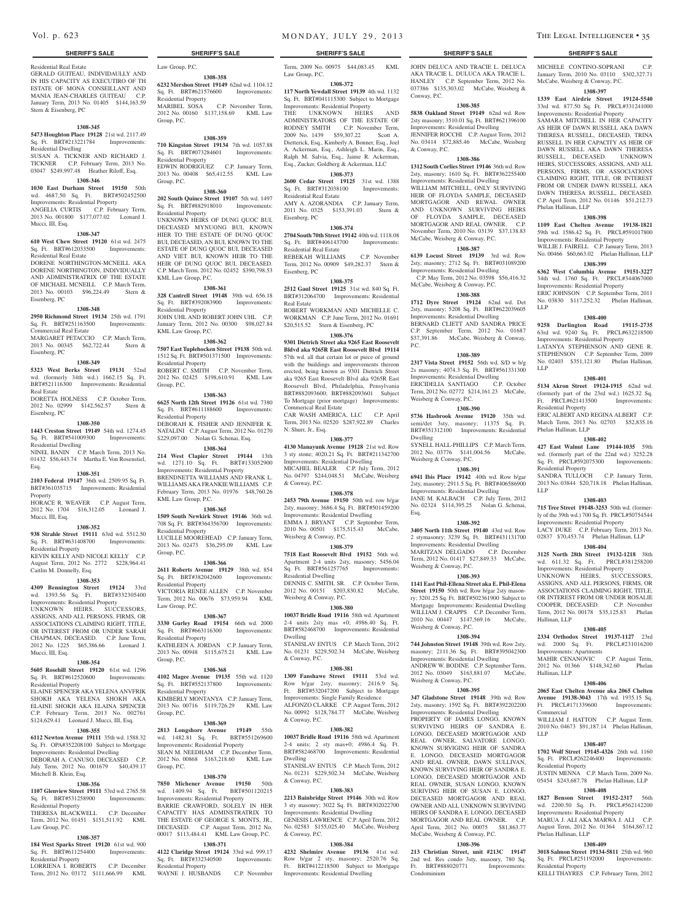## SHERIFF'S SALE

Residential Real Estate
GERALD GUITEAU, INDIVIDUALLY AND IN HIS CAPACITY AS EXECUTIRO OF TH ESTATE OF MONA CONSEILLANT AND MANIA JEAN-CHARLES GUITEAU C.P. January Term, 2013 No. 01405 $144,163.59 Stern & Eisenberg, PC

**1308-345**

**5473 Houghton Place 19128** 21st wd. 2117.49 Sq. Ft. BRT#213221784 Improvements: Residential Dwelling
SUSAN A. TICKNER AND RICHARD J. TICKNER C.P. February Term, 2013 No. 03047 $249,997.48 Heather Riloff, Esq.

**1308-346**

**1030 East Durham Street 19150** 50th wd. 4687.50 Sq. Ft. BRT#502452500 Improvements: Residential Property
ANGELIA CURTIS C.P. February Term, 2013 No. 001800 $177,077.02 Leonard J. Mucci, III, Esq.

**1308-347**

**610 West Chew Street 19120** 61st wd. 2475 Sq. Ft. BRT#612033500 Improvements: Residential Real Estate
DORENE NORTHINGTON-MCNEILL AKA DORENE NORTHINGTON, INDIVIDUALLY AND ADMINISTRATRIX OF THE ESTATE OF MICHAEL MCNEILL C.P. March Term, 2013 No. 00103 $96,224.49 Stern & Eisenberg, PC

**1308-348**

**2950 Richmond Street 19134** 25th wd. 1791 Sq. Ft. BRT#251163500 Improvements: Commercial Real Estate
MARGARET PETACCIO C.P. March Term, 2013 No. 00345 $62,722.44 Stern & Eisenberg, PC

**1308-349**

**5323 West Berks Street 19131** 52nd wd. (formerly 34th wd.) 1662.15 Sq. Ft. BRT#521116300 Improvements: Residential Real Estate
DORETTA HOLNESS C.P. October Term, 2012 No. 02999 $142,562.57 Stern & Eisenberg, PC

**1308-350**

**1443 Creston Street 19149** 54th wd. 1274.45 Sq. Ft. BRT#541009300 Improvements: Residential Dwelling
NINEL BANIN C.P. March Term, 2013 No. 01432 $56,443.74 Martha E. Von Rosenstiel, Esq.

**1308-351**

**2103 Federal 19147** 36th wd. 2509.95 Sq. Ft. BRT#361035715 Improvements: Residential Property
HORACE R. WEAVER C.P. August Term, 2012 No. 1704 $16,312.05 Leonard J. Mucci, III, Esq.

**1308-352**

**938 Strahle Street 19111** 63rd wd. 5512.50 Sq. Ft. BRT#631408700 Improvements: Residential Property
KEVIN KELLY AND NICOLE KELLY C.P. August Term, 2012 No. 2772 $228,964.41 Caitlin M. Donnelly, Esq.

**1308-353**

**4309 Bennington Street 19124** 33rd wd. 1393.56 Sq. Ft. BRT#332305400 Improvements: Residential Property
UNKNOWN HEIRS, SUCCESSORS, ASSIGNS, AND ALL PERSONS, FIRMS, OR ASSOCIATIONS CLAIMING RIGHT, TITLE, OR INTEREST FROM OR UNDER SARAH CHAPMAN, DECEASED. C.P. June Term, 2012 No. 1225 $65,386.66 Leonard J. Mucci, III, Esq.

**1308-354**

**5605 Rosehill Street 19120** 61st wd. 1296 Sq. Ft. BRT#612520600 Improvements: Residential Property
ELAINE SPENCER AKA YELENA ANVFRIK SHOKH AKA YELENA SHOKH AKA ELAINE SHOKH AKA ELAINA SPENCER C.P. February Term, 2013 No. 002761 $124,629.41 Leonard J. Mucci, III, Esq.

**1308-355**

**6112 Newton Avenue 19111** 35th wd. 1588.32 Sq. Ft. OPA#352208100 Subject to Mortgage Improvements: Residential Dwelling
DEBORAH A. CANUSO, DECEASED C.P. July Term, 2012 No. 001679 $40,439.17 Mitchell B. Klein, Esq.

**1308-356**

**1107 Glenview Street 19111** 53rd wd. 2765.58 Sq. Ft. BRT#531258900 Improvements: Residential Property
THERESA BLACKWELL C.P. December Term, 2012 No. 01451 $151,511.92 KML Law Group, P.C.

**1308-357**

**184 West Sparks Street 19120** 61st wd. 900 Sq. Ft. BRT#611254400 Improvements: Residential Property
LORRIENA I. ROBERTS C.P. December Term, 2012 No. 03172 $111,666.99 KML Law Group, P.C.

**1308-358**

**6232 Mershon Street 19149** 62nd wd. 1104.12 Sq. Ft. BRT#621576600 Improvements: Residential Property
MARIBEL SOSA C.P. November Term, 2012 No. 00160 $137,158.69 KML Law Group, P.C.

**1308-359**

**710 Kingston Street 19134** 7th wd. 1057.88 Sq. Ft. BRT#073284601 Improvements: Residential Property
EDWIN RODRIGUEZ C.P. January Term, 2013 No. 00408 $65,412.55 KML Law Group, P.C.

**1308-360**

**202 South Quince Street 19107** 5th wd. 1497 Sq. Ft. BRT#882918010 Improvements: Residential Property
UNKNOWN HEIRS OF DUNG QUOC BUI, DECEASED MYNUONG BUI, KNOWN HIER TO THE ESTATE OF DUNG QUOC BUI, DECEASED, AN BUI, KNOWN TO THE ESTATE OF DUNG QUOC BUI, DECEASED AND VIET BUI, KNOWN HEIR TO THE HEIR OF DUNG QUOC BUI, DECEASED. C.P. March Term, 2012 No. 02452 $390,798.53 KML Law Group, P.C.

**1308-361**

**328 Cantrell Street 19148** 39th wd. 656.18 Sq. Ft. BRT#392083900 Improvements: Residential Property
JOHN UHL AND ROBERT JOHN UHL C.P. January Term, 2012 No. 00300 $98,027.84 KML Law Group, P.C.

**1308-362**

**7507 East Tuplehocken Street 19138** 50th wd. 1512 Sq. Ft. BRT#501371500 Improvements: Residential Property
ROBERT C. SMITH C.P. November Term, 2012 No. 02425 $198,610.91 KML Law Group, P.C.

**1308-363**

**6625 North 12th Street 19126** 61st wd. 7380 Sq. Ft. BRT#611188600 Improvements: Residential Property
DEBORAH K. FISHER AND JENNIFER K. NATALINI C.P. August Term, 2012 No. 01270 $229,097.00 Nolan G. Schenai, Esq.

**1308-364**

**214 West Clapier Street 19144** 13th wd. 1271.10 Sq. Ft. BRT#133052900 Improvements: Residential Property
BRENDNETTA WILLIAMS AND FRANK L. WILLIAMS AKA FRANKIE WILLIAMS C.P. February Term, 2013 No. 01976 $48,760.26 KML Law Group, P.C.

**1308-365**

**1509 South Newkirk Street 19146** 36th wd. 708 Sq. Ft. BRT#364356700 Improvements: Residential Property
LUCILLE MOOREHEAD C.P. January Term, 2013 No. 02473 $36,295.09 KML Law Group, P.C.

**1308-366**

**2611 Roberts Avenue 19129** 38th wd. 854 Sq. Ft. BRT#382042600 Improvements: Residential Property
VICTORIA RENEE ALLEN C.P. November Term, 2012 No. 00676 $73,959.94 KML Law Group, P.C.

**1308-367**

**3330 Gurley Road 19154** 66th wd. 2000 Sq. Ft. BRT#663116300 Improvements: Residential Property
KATHLEEN A. JORDAN C.P. January Term, 2013 No. 00948 $115,675.21 KML Law Group, P.C.

**1308-368**

**4102 Magee Avenue 19135** 55th wd. 1120 Sq. Ft. BRT#552137800 Improvements: Residential Property
KIMBERLY MONTANYA C.P. January Term, 2013 No. 00716 $119,726.29 KML Law Group, P.C.

**1308-369**

**2813 Longshore Avenue 19149** 55th wd. 1482.81 Sq. Ft. BRT#551269600 Improvements: Residential Property
SEAN M. NEEDHAM C.P. December Term, 2012 No. 00868 $163,218.60 KML Law Group, P.C.

**1308-370**

**7850 Michener Avenue 19150** 50th wd. 1409.94 Sq. Ft. BRT#501120215 Improvements: Residential Property
BARRIE CRAWFORD, SOLELY IN HER CAPACITY HAS ADMINSTRATRIX TO THE ESTATE OF GEORGE S. MONTS, JR., DECEASED. C.P. August Term, 2012 No. 00017 $113,484.41 KML Law Group, P.C.

**1308-371**

**4122 Claridge Street 19124** 33rd wd. 999.17 Sq. Ft. BRT#332340500 Improvements: Residential Property
WAYNE J. HUSBANDS C.P. November Term, 2009 No. 00975 $44,083.45 KML Law Group, P.C.

**1308-372**

**117 North Yewdall Street 19139** 4th wd. 1132 Sq. Ft. BRT#041115300 Subject to Mortgage Improvements: Residential Property
THE UNKNOWN HEIRS AND ADMINISTRATORS OF THE ESTATE OF RODNEY SMITH C.P. November Term, 2009 No. 1439 $59,307.22 Scott A. Dietterick, Esq., Kimberly A. Bonner, Esq., Joel A. Ackerman, Esq., Ashleigh L. Marin, Esq., Ralph M. Salvia, Esq., Jaime R. Ackerman, Esq., Zucker, Goldberg & Ackerman, LLC

**1308-373**

**2600 Cedar Street 19125** 31st wd. 1388 Sq. Ft. BRT#312038100 Improvements: Residential Real Estate
AMY A. AZORANDIA C.P. January Term, 2011 No. 0325 $153,391.03 Stern & Eisenberg, PC

**1308-374**

**2704 South 70th Street 19142** 40th wd. 1118.08 Sq. Ft. BRT#406143700 Improvements: Residential Real Estate
REBEKAH WILLIAMS C.P. November Term, 2012 No. 00909 $49,282.37 Stern & Eisenberg, PC

**1308-375**

**2512 Gaul Street 19125** 31st wd. 840 Sq. Ft. BRT#312064700 Improvements: Residential Real Estate
ROBERT WORKMAN AND MICHELLE C. WORKMAN C.P. June Term, 2012 No. 01691 $20,515.52 Stern & Eisenberg, PC

**1308-376**

**9301 Dietrich Street aka 9265 East Roosevelt Bldvd aka 9265R East Roosevelt Blvd 19114** 57th wd. all that certain lot or piece of ground with the buildings and improvements thereon erected, being known as 9301 Dietrich Street aka 9265 East Roosevelt Blvd aka 9265R East Roosevelt Blvd, Philadelphia, Pensylvania BRT#882093600; BRT#882093601 Subject To Mortgage (prior mortgage) Improvements: Commerical Real Estate
CAR WASH AMERICA, LLC C.P. April Term, 2013 No. 02520 $287,922.89 Charles N. Shurr, Jr., Esq.

**1308-377**

**4130 Manayunk Avenue 19128** 21st wd. Row 3 sty stone; 4020.21 Sq. Ft. BRT#211342700 Improvements: Residential Dwelling
MICAHEL BEALER C.P. July Term, 2012 No. 04797 $244,048.51 McCabe, Weisberg & Conway, P.C.

**1308-378**

**2453 79th Avenue 19150** 50th wd. row b/gar 2sty, masonry; 3686.4 Sq. Ft. BRT#501459200 Improvements: Residential Dwelling
EMMA J. BRYANT C.P. September Term, 2010 No. 00501 $175,515.43 McCabe, Weisberg & Conway, P.C.

**1308-379**

**7518 East Roosevelt Blvd 19152** 56th wd. Apartment 2-4 units 2sty, masonry; 5456.04 Sq. Ft. BRT#561257765 Improvements: Residential Dwelling
DENNIS C. SMITH, SR. C.P. October Term, 2012 No. 00151 $203,830.82 McCabe, Weisberg & Conway, P.C.

**1308-380**

**10037 Bridle Road 19116** 58th wd. Apartment 2-4 units 2sty mas +0; 4986.40 Sq. Ft. BRT#582468700 Improvements: Residential Dwelling
STANISLAV ENTUS C.P. March Term, 2012 No. 01231 $229,502.34 McCabe, Weisberg & Conway, P.C.

**1308-381**

**1309 Fanshawe Street 19111** 53rd wd. Row b/gar 2sty, masonry; 2416.9 Sq. Ft. BRT#532047200 Subject to Mortgage Improvements: Single Family Residence
ALFONZO CLARKE C.P. August Term, 2012 No. 00992 $128,784.77 McCabe, Weisberg & Conway, P.C.

**1308-382**

**10037 Bridle Road 19116** 58th wd. Apartment 2-4 units; 2 sty mas+0; 4986.4 Sq. Ft. BRT#582468700 Improvements: Residential Dwelling
STANISLAV ENTUS C.P. March Term, 2012 No. 01231 $229,502.34 McCabe, Weisberg & Conway, P.C.

**1308-383**

**2213 Bainbridge Street 19146** 30th wd. Row 3 sty masonry; 3022 Sq. Ft. BRT#302022700 Improvements: Residential Dwelling
GENESIS LAWRENCE C.P. April Term, 2012 No. 02583 $155,025.40 McCabe, Weisberg & Conway, P.C.

**1308-384**

**4232 Shelmire Avenue 19136** 41st wd. Row b/gar 2 sty, masonry; 2520.76 Sq. Ft. BRT#412218500 Subject to Mortgage Improvements: Residential Dwelling
JOHN DELUCA AND TRACIE L. DELUCA AKA TRACIE L. DULUCA AKA TRACIE L. HANLEY C.P. September Term, 2012 No. 037386 $135,303.02 McCabe, Weisberg & Conway, P.C.

**1308-385**

**5838 Oakland Street 19149** 62nd wd. Row 2sty masonry; 3510.01 Sq. Ft. BRT#621396100 Improvements: Residential Dwelling
JENNIFER ROCCHI C.P. August Term, 2012 No. 03414 $72,885.46 McCabe, Weisberg & Conway, P.C.

**1308-386**

**1312 South Corlies Street 19146** 36th wd. Row 2sty, masonry; 1610 Sq. Ft. BRT#362255400 Improvements: Residential Dwelling
WILLIAM MITCHELL, ONLY SURVIVING HEIR OF FLOYDA SAMPLE, DECEASED MORTGAGOR AND REWAL OWNER AND UNKNOWN SURVIVING HEIRS OF FLOYDA SAMPLE, DECEASED MORTGAGOR AND REAL OWNER. C.P. November Term, 2010 No. 03139 $37,138.83 McCabe, Weisberg & Conway, P.C.

**1308-387**

**6139 Locust Street 19139** 3rd wd. Row 2sty, masonry; 2712 Sq. Ft. BRT#031089200 Improvements: Residential Dwelling
C.P. May Term, 2012 No. 03598 $56,416.32 McCabe, Weisberg & Conway, P.C.

**1308-388**

**1712 Dyre Street 19124** 62nd wd. Det 2sty, masonry; 5208 Sq. Ft. BRT#622039605 Improvements: Residential Dwelling
BERNARD CLIETT AND SANDRA PRICE C.P. September Term, 2012 No. 01687 $37,391.86 McCabe, Weisberg & Conway, P.C.

**1308-389**

**2317 Vista Street 19152** 56th wd. S/D w b/g 2s masonry; 4074.3 Sq. Ft. BRT#561331300 Improvements: Residential Dwelling
ERICIDELIA SANTIAGO C.P. October Term, 2012 No. 02772 $214,161.23 McCabe, Weisberg & Conway, P.C.

**1308-390**

**5736 Hasbrook Avenue 19120** 35th wd. semi/det 3sty, masonry; 11375 Sq. Ft. BRT#351312100 Improvements: Residential Dwelling
SYNELL HALL-PHILLIPS C.P. March Term, 2012 No. 03776 $141,004.56 McCabe, Weisberg & Conway, P.C.

**1308-391**

**6941 Ibis Place 19142** 40th wd. Row b/gar 2sty, masonry; 2911.5 Sq. Ft. BRT#406586900 Improvements: Residential Dwelling
JANE M. KALBACH C.P. July Term, 2012 No. 02324 $114,395.25 Nolan G. Schenai, Esq.

**1308-392**

**3405 North 11th Street 19140** 43rd wd. Row 2 stymasonry; 3239 Sq. Ft. BRT#431131700 Improvements: Residential Dwelling
MARITZAN DELGADO C.P. December Term, 2012 No. 01417 $27,849.33 McCabe, Weisberg & Conway, P.C.

**1308-393**

**1141 East Phil-Ellena Street aka E. Phil-Elena Street 19150** 50th wd. Row b/gar 2sty masonry; 3201.25 Sq. Ft. BRT#502361900 Subject to Mortgage Improvements: Residential Dwelling
WILLIAM J. CRAPPS C.P. December Term, 2010 No. 00447 $147,569.16 McCabe, Weisberg & Conway, P.C.

**1308-394**

**744 Johnston Street 19148** 39th wd. Row 2sty, masonry; 2111.36 Sq. Ft. BRT#395042300 Improvements: Residential Dwelling
ANDREW W. BODINE C.P. September Term, 2012 No. 03049 $163,881.07 McCabe, Weisberg & Conway, P.C.

**1308-395**

**347 Gladstone Street 19148** 39th wd. Row 2sty, masonry; 1592 Sq. Ft. BRT#392202200 Improvements: Residential Dwelling
PROPERTY OF JAMES LONGO, KNOWN SURVIVING HEIRS OF SANDRA E. LONGO, DECEASED MORTGAGOR AND REAL OWNER, SALVATORE LONGO, KNOWN SURVIGING HEIR OF SANDRA E. LONGO, DECEASED MORTGAGOR AND REAL OWNER, DAWN SULLIVAN, KNOWN SURVIVING HEIR OF SANDRA E. LONGO, DECEASED MORTGAGOR AND REAL OWNER, SUSAN LONGO, KNOWN SURIVING HEIR OF SUSAN E. LONGO, DECEASED MORTGAGOR AND REAL OWNER AND ALL UNKNOWN SURVIVING HEIRS OF SANDRA E. LONGO, DECEASED MORTGAGOR AND REAL OWNER. C.P. April Term, 2012 No. 00075 $81,863.77 McCabe, Weisberg & Conway, P.C.

**1308-396**

**213 Christian Street, unit #213C 19147** 2nd wd. Res condo 3sty, masonry, 780 Sq. Ft. BRT#888020771 Improvements: Condominium
MICHELE CONTINO-SOPRANI C.P. January Term, 2010 No. 03110 $302,327.71 McCabe, Weisberg & Conway, P.C.

**1308-397**

**1339 East Airdrie Street 19124-5540** 33rd wd. 877.50 Sq. Ft. PRCL#331241000 Improvements: Residential Property
SAMARA MITCHELL IN HER CAPACITY AS HEIR OF DAWN RUSSELL AKA DAWN THERESA RUSSELL, DECEASED, TRINA RUSSELL IN HER CAPACITY AS HEIR OF DAWN RUSSELL AKA DAWN THERESA RUSSELL, DECEASED. UNKNOWN HEIRS, SUCCESSORS, ASSIGNS, AND ALL PERSONS, FIRMS, OR ASSOCIATIONS CLAIMING RIGHT, TITLE, OR INTEREST FROM OR UNDER DAWN RUSSELL AKA DAWN THERESA RUSSELL, DECEASED. C.P. April Term, 2012 No. 01146 $51,212.73 Phelan Hallinan, LLP

**1308-398**

**1109 East Chelten Avenue 19138-1821** 59th wd. 1586.42 Sq. Ft. PRCL#591017800 Improvements: Residential Property
WILLIE J. FAIRELL C.P. January Term, 2013 No. 00466 $60,663.02 Phelan Hallinan, LLP

**1308-399**

**6362 West Columbia Avenue 19151-3227** 34th wd. 1760 Sq. Ft. PRCL#344067000 Improvements: Residential Property
ERIC JOHNSON C.P. September Term, 2011 No. 03830 $117,252.32 Phelan Hallinan, LLP

**1308-400**

**9258 Darlington Road 19115-2735** 63rd wd. 9240 Sq. Ft. PRCL#632218500 Improvements: Residential Property
LATANYA STEPHENSON AND GENE R. STEPHENSON C.P. September Term, 2009 No. 02403 $351,121.80 Phelan Hallinan, LLP

**1308-401**

**5134 Akron Street 19124-1915** 62nd wd. (formerly part of the 23rd wd.) 1625.32 Sq. Ft. PRCL#621413500 Improvements: Residential Property
ERIC ALBERT AND REGINA ALBERT C.P. March Term, 2013 No. 02703 $52,835.16 Phelan Hallinan, LLP

**1308-402**

**427 East Walnut Lane 19144-1035** 59th wd. (formerly part of the 22nd wd.) 3252.28 Sq. Ft. PRCL#592075300 Improvements: Residential Property
SANDRA TULLOCH C.P. January Term, 2013 No. 03844 $20,718.18 Phelan Hallinan, LLP

**1308-403**

**715 Tree Street 19148-3253** 50th wd. (formerly of the 39th wd.) 700 Sq. Ft. PRCL#50754544 Improvements: Residential Property
LACY DUKE C.P. February Term, 2013 No. 02837 $70,453.74 Phelan Hallinan, LLP

**1308-404**

**3125 North 28th Street 19132-1218** 38th wd. 611.32 Sq. Ft. PRCL#381258200 Improvements: Residential Property
UNKNOWN HEIRS, SUCCESSORS, ASSIGNS, AND ALL PERSONS, FIRMS, OR ASSOCIATIONS CLAIMING RIGHT, TITLE, OR INTEREST FROM OR UNDER ROSALIE COOPER, DECEASED. C.P. November Term, 2012 No. 00178 $35,125.83 Phelan Hallinan, LLP

**1308-405**

**2334 Orthodox Street 19137-1127** 23rd wd. 2000 Sq. Ft. PRCL#231016200 Improvements: Apartments
MAHIR CENANOVIC C.P. August Term, 2012 No. 01366 $148,342.60 Phelan Hallinan, LLP

**1308-406**

**2065 East Chelten Avenue aka 2065 Chelten Avenue 19138-3043** 17th wd. 1935.15 Sq. Ft. PRCL#171339600 Improvements: Commercial
WILLIAM J. HATTON C.P. August Term, 2010 No. 04673 $91,187.14 Phelan Hallinan, LLP

**1308-407**

**1702 Wolf Street 19145-4326** 26th wd. 1160 Sq. Ft. PRCL#262246400 Improvements: Residential Property
JUSTIN MENNA C.P. March Term, 2009 No. 05454 $243,687.78 Phelan Hallinan, LLP

**1308-408**

**1827 Benson Street 19152-2317** 56th wd. 2200.50 Sq. Ft. PRCL#562142200 Improvements: Residential Property
MARUA J. ALI AKA MARWA J. ALI C.P. August Term, 2012 No. 01364 $164,867.12 Phelan Hallinan, LLP

**1308-409**

**3018 Salmon Street 19134-5811** 25th wd. 960 Sq. Ft. PRCL#251192000 Improvements: Residential Property
KELLI THAYRES C.P. February Term, 2012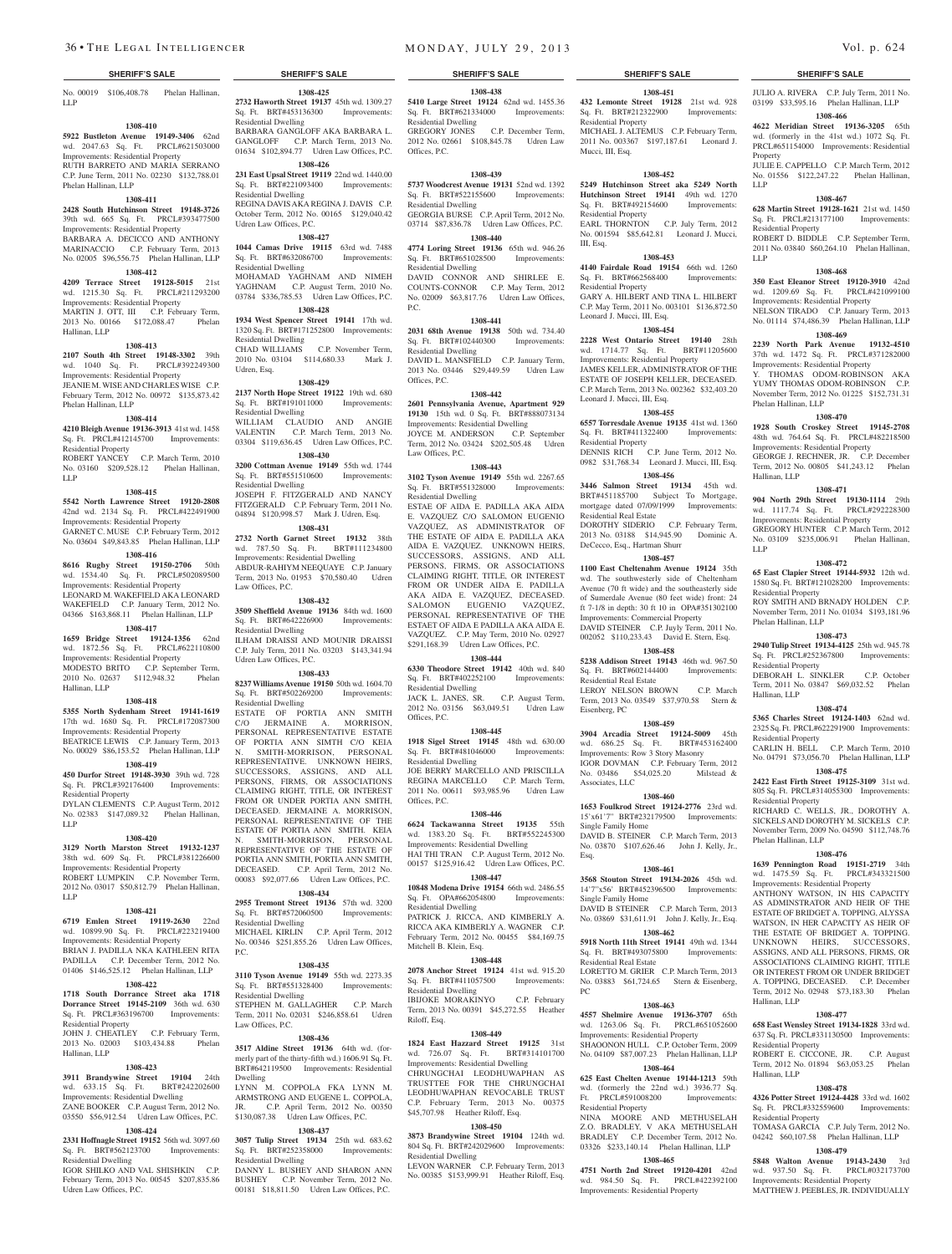**SHERIFF'S SALE**

No. 00019 $106,408.78 Phelan Hallinan, LLP

**1308-410**

**5922 Bustleton Avenue 19149-3406** 62nd wd. 2047.63 Sq. Ft. PRCL#621503000 Improvements: Residential Property
RUTH BARRETO AND MARIA SERRANO C.P. June Term, 2011 No. 02230 $132,788.01 Phelan Hallinan, LLP

**1308-411**

**2428 South Hutchinson Street 19148-3726** 39th wd. 665 Sq. Ft. PRCL#393477500 Improvements: Residential Property
BARBARA A. DECICCO AND ANTHONY MARINACCIO C.P. February Term, 2013 No. 02005 $96,556.75 Phelan Hallinan, LLP

**1308-412**

**4209 Terrace Street 19128-5015** 21st wd. 1215.30 Sq. Ft. PRCL#211293200 Improvements: Residential Property
MARTIN J. OTT, III C.P. February Term, 2013 No. 00166 $172,088.47 Phelan Hallinan, LLP

**1308-413**

**2107 South 4th Street 19148-3302** 39th wd. 1040 Sq. Ft. PRCL#392249300 Improvements: Residential Property
JEANIE M. WISE AND CHARLES WISE C.P. February Term, 2012 No. 00972 $135,873.42 Phelan Hallinan, LLP

**1308-414**

**4210 Bleigh Avenue 19136-3913** 41st wd. 1458 Sq. Ft. PRCL#412145700 Improvements: Residential Property
ROBERT YANCEY C.P. March Term, 2010 No. 03160 $209,528.12 Phelan Hallinan, LLP

**1308-415**

**5542 North Lawrence Street 19120-2808** 42nd wd. 2134 Sq. Ft. PRCL#422491900 Improvements: Residential Property
GARNET C. MUSE C.P. February Term, 2012 No. 03604 $49,843.85 Phelan Hallinan, LLP

**1308-416**

**8616 Rugby Street 19150-2706** 50th wd. 1534.40 Sq. Ft. PRCL#502089500 Improvements: Residential Property
LEONARD M. WAKEFIELD AKA LEONARD WAKEFIELD C.P. January Term, 2012 No. 04366 $163,868.11 Phelan Hallinan, LLP

**1308-417**

**1659 Bridge Street 19124-1356** 62nd wd. 1872.56 Sq. Ft. PRCL#622110800 Improvements: Residential Property
MODESTO BRITO C.P. September Term, 2010 No. 02637 $112,948.32 Phelan Hallinan, LLP

**1308-418**

**5355 North Sydenham Street 19141-1619** 17th wd. 1680 Sq. Ft. PRCL#172087300 Improvements: Residential Property
BEATRICE LEWIS C.P. January Term, 2013 No. 00029 $86,153.52 Phelan Hallinan, LLP

**1308-419**

**450 Durfor Street 19148-3930** 39th wd. 728 Sq. Ft. PRCL#392176400 Improvements: Residential Property
DYLAN CLEMENTS C.P. August Term, 2012 No. 02383 $147,089.32 Phelan Hallinan, LLP

**1308-420**

**3129 North Marston Street 19132-1237** 38th wd. 609 Sq. Ft. PRCL#381226600 Improvements: Residential Property
ROBERT LUMPKIN C.P. November Term, 2012 No. 03017 $50,812.79 Phelan Hallinan, LLP

**1308-421**

**6719 Emlen Street 19119-2630** 22nd wd. 10899.90 Sq. Ft. PRCL#223219400 Improvements: Residential Property
BRIAN J. PADILLA NKA KATHLEEN RITA PADILLA C.P. December Term, 2012 No. 01406 $146,525.12 Phelan Hallinan, LLP

**1308-422**

**1718 South Dorrance Street aka 1718 Dorrance Street 19145-2109** 36th wd. 630 Sq. Ft. PRCL#363196700 Improvements: Residential Property
JOHN J. CHEATLEY C.P. February Term, 2013 No. 02003 $103,434.88 Phelan Hallinan, LLP

**1308-423**

**3911 Brandywine Street 19104** 24th wd. 633.15 Sq. Ft. BRT#242202600 Improvements: Residential Dwelling
ZANE BOOKER C.P. August Term, 2012 No. 03550 $56,912.54 Udren Law Offices, P.C.

**1308-424**

**2331 Hoffnagle Street 19152** 56th wd. 3097.60 Sq. Ft. BRT#562123700 Improvements: Residential Dwelling
IGOR SHILKO AND VAL SHISHKIN C.P. February Term, 2013 No. 00545 $207,835.86 Udren Law Offices, P.C.

**1308-425**

**2732 Haworth Street 19137** 45th wd. 1309.27 Sq. Ft. BRT#453136300 Improvements: Residential Dwelling
BARBARA GANGLOFF AKA BARBARA L. GANGLOFF C.P. March Term, 2013 No. 01634 $102,894.77 Udren Law Offices, P.C.

**1308-426**

**231 East Upsal Street 19119** 22nd wd. 1440.00 Sq. Ft. BRT#221093400 Improvements: Residential Dwelling
REGINA DAVIS AKA REGINA J. DAVIS C.P. October Term, 2012 No. 00165 $129,040.42 Udren Law Offices, P.C.

**1308-427**

**1044 Camas Drive 19115** 63rd wd. 7488 Sq. Ft. BRT#632086700 Improvements: Residential Dwelling
MOHAMAD YAGHNAM AND NIMEH YAGHNAM C.P. August Term, 2010 No. 03784 $336,785.53 Udren Law Offices, P.C.

**1308-428**

**1934 West Spencer Street 19141** 17th wd. 1320 Sq. Ft. BRT#171252800 Improvements: Residential Dwelling
CHAD WILLIAMS C.P. November Term, 2010 No. 03104 $114,680.33 Mark J. Udren, Esq.

**1308-429**

**2137 North Hope Street 19122** 19th wd. 680 Sq. Ft. BRT#191011000 Improvements: Residential Dwelling
WILLIAM CLAUDIO AND ANGIE VALENTIN C.P. March Term, 2013 No. 03304 $119,636.45 Udren Law Offices, P.C.

**1308-430**

**3200 Cottman Avenue 19149** 55th wd. 1744 Sq. Ft. BRT#551510600 Improvements: Residential Dwelling
JOSEPH F. FITZGERALD AND NANCY FITZGERALD C.P. February Term, 2011 No. 04894 $120,998.57 Mark J. Udren, Esq.

**1308-431**

**2732 North Garnet Street 19132** 38th wd. 787.50 Sq. Ft. BRT#111234800 Improvements: Residential Dwelling
ABDUR-RAHIYM NEEQUAYE C.P. January Term, 2013 No. 01953 $70,580.40 Udren Law Offices, P.C.

**1308-432**

**3509 Sheffield Avenue 19136** 84th wd. 1600 Sq. Ft. BRT#642226900 Improvements: Residential Dwelling
ILHAM DRAISSI AND MOUNIR DRAISSI C.P. July Term, 2011 No. 03203 $143,341.94 Udren Law Offices, P.C.

**1308-433**

**8237 Williams Avenue 19150** 50th wd. 1604.70 Sq. Ft. BRT#502269200 Improvements: Residential Dwelling
ESTATE OF PORTIA ANN SMITH C/O JERMAINE A. MORRISON, PERSONAL REPRESENTATIVE ESTATE OF PORTIA ANN SIMTH C/O KEIA N. SMITH-MORRISON, PERSONAL REPRESENTATIVE. UNKNOWN HEIRS, SUCCESSORS, ASSIGNS, AND ALL PERSONS, FIRMS, OR ASSOCIATIONS CLAIMING RIGHT, TITLE, OR INTEREST FROM OR UNDER PORTIA ANN SMITH, DECEASED. JERMAINE A. MORRISON, PERSONAL REPRESENTATIVE OF THE ESTATE OF PORTIA ANN SMITH. KEIA N. SMITH-MORRISON, PERSONAL REPRESENTATIVE OF THE ESTATE OF PORTIA ANN SMITH, PORTIA ANN SMITH, DECEASED. C.P. April Term, 2012 No. 00083 $92,077.66 Udren Law Offices, P.C.

**1308-434**

**2955 Tremont Street 19136** 57th wd. 3200 Sq. Ft. BRT#572060500 Improvements: Residential Dwelling
MICHAEL KIRLIN C.P. April Term, 2012 No. 00346 $251,855.26 Udren Law Offices, P.C.

**1308-435**

**3110 Tyson Avenue 19149** 55th wd. 2273.35 Sq. Ft. BRT#551328400 Improvements: Residential Dwelling
STEPHEN M. GALLAGHER C.P. March Term, 2011 No. 02031 $246,858.61 Udren Law Offices, P.C.

**1308-436**

**3517 Aldine Street 19136** 64th wd. (formerly part of the thirty-fifth wd.) 1606.91 Sq. Ft. BRT#642119500 Improvements: Residential Dwelling
LYNN M. COPPOLA FKA LYNN M. ARMSTRONG AND EUGENE L. COPPOLA, JR. C.P. April Term, 2012 No. 00350 $130,087.38 Udren Law Offices, P.C.

**1308-437**

**3057 Tulip Street 19134** 25th wd. 683.62 Sq. Ft. BRT#252358000 Improvements: Residential Dwelling
DANNY L. BUSHEY AND SHARON ANN BUSHEY C.P. November Term, 2012 No. 00181 $18,811.50 Udren Law Offices, P.C.

**1308-438**

**5410 Large Street 19124** 62nd wd. 1455.36 Sq. Ft. BRT#621334000 Improvements: Residential Dwelling
GREGORY JONES C.P. December Term, 2012 No. 02661 $108,845.78 Udren Law Offices, P.C.

**1308-439**

**5737 Woodcrest Avenue 19131** 52nd wd. 1392 Sq. Ft. BRT#522155600 Improvements: Residential Dwelling
GEORGIA BURSE C.P. April Term, 2012 No. 03714 $87,836.78 Udren Law Offices, P.C.

**1308-440**

**4774 Loring Street 19136** 65th wd. 946.26 Sq. Ft. BRT#651028500 Improvements: Residential Dwelling
DAVID CONNOR AND SHIRLEE E. COUNTS-CONNOR C.P. May Term, 2012 No. 02009 $63,817.76 Udren Law Offices, P.C.

**1308-441**

**2031 68th Avenue 19138** 50th wd. 734.40 Sq. Ft. BRT#102440300 Improvements: Residential Dwelling
DAVID L. MANSFIELD C.P. January Term, 2013 No. 03446 $29,449.59 Udren Law Offices, P.C.

**1308-442**

**2601 Pennsylvania Avenue, Apartment 929 19130** 15th wd. 0 Sq. Ft. BRT#888073134 Improvements: Residential Dwelling
JOYCE M. ANDERSON C.P. September Term, 2012 No. 03424 $202,505.48 Udren Law Offices, P.C.

**1308-443**

**3102 Tyson Avenue 19149** 55th wd. 2267.65 Sq. Ft. BRT#551328000 Improvements: Residential Dwelling
ESTAE OF AIDA E. PADILLA AKA AIDA E. VAZQUEZ C/O SALOMON EUGENIO VAZQUEZ, AS ADMINISTRATOR OF THE ESTATE OF AIDA E. PADILLA AKA AIDA E. VAZQUEZ. UNKNOWN HEIRS, SUCCESSORS, ASSIGNS, AND ALL PERSONS, FIRMS, OR ASSOCIATIONS CLAIMING RIGHT, TITLE, OR INTEREST FROM OR UNDER AIDA E. PADILLA AKA AIDA E. VAZQUEZ, DECEASED. SALOMON EUGENIO VAZQUEZ, PERSONAL REPRESENTATIVE OF THE ESTAET OF AIDA E PADILLA AKA AIDA E. VAZQUEZ. C.P. May Term, 2010 No. 02927 $291,168.39 Udren Law Offices, P.C.

**1308-444**

**6330 Theodore Street 19142** 40th wd. 840 Sq. Ft. BRT#402252100 Improvements: Residential Dwelling
JACK L. JANES, SR. C.P. August Term, 2012 No. 03156 $63,049.51 Udren Law Offices, P.C.

**1308-445**

**1918 Sigel Street 19145** 48th wd. 630.00 Sq. Ft. BRT#481046000 Improvements: Residential Dwelling
JOE BERRY MARCELLO AND PRISCILLA REGINA MARCELLO C.P. March Term, 2011 No. 00611 $93,985.96 Udren Law Offices, P.C.

**1308-446**

**6624 Tackawanna Street 19135** 55th wd. 1383.20 Sq. Ft. BRT#552245300 Improvements: Residential Dwelling
HAI THI TRAN C.P. August Term, 2012 No. 00157 $125,916.42 Udren Law Offices, P.C.

**1308-447**

**10848 Modena Drive 19154** 66th wd. 2486.55 Sq. Ft. OPA#662054800 Improvements: Residential Dwelling
PATRICK J. RICCA, AND KIMBERLY A. RICCA AKA KIMBERLY A. WAGNER C.P. February Term, 2012 No. 00455 $84,169.75 Mitchell B. Klein, Esq.

**1308-448**

**2078 Anchor Street 19124** 41st wd. 915.20 Sq. Ft. BRT#411057500 Improvements: Residential Dwelling
IBIJOKE MORAKINYO C.P. February Term, 2013 No. 00391 $45,272.55 Heather Riloff, Esq.

**1308-449**

**1824 East Hazzard Street 19125** 31st wd. 726.07 Sq. Ft. BRT#314101700 Improvements: Residential Dwelling
CHRUNGCHAI LEODHUWAPHAN AS TRUSTTEE FOR THE CHRUNGCHAI LEODHUWAPHAN REVOCABLE TRUST C.P. February Term, 2013 No. 00375 $45,707.98 Heather Riloff, Esq.

**1308-450**

**3873 Brandywine Street 19104** 124th wd. 804 Sq. Ft. BRT#242029600 Improvements: Residential Dwelling
LEVON WARNER C.P. February Term, 2013 No. 00385 $153,999.91 Heather Riloff, Esq.

**1308-451**

**432 Lemonte Street 19128** 21st wd. 928 Sq. Ft. BRT#212322900 Improvements: Residential Property
MICHAEL J. ALTEMUS C.P. February Term, 2011 No. 003367 $197,187.61 Leonard J. Mucci, III, Esq.

**1308-452**

**5249 Hutchinson Street aka 5249 North Hutchinson Street 19141** 49th wd. 1270 Sq. Ft. BRT#492154600 Improvements: Residential Property
EARL THORNTON C.P. July Term, 2012 No. 001594 $85,642.81 Leonard J. Mucci, III, Esq.

**1308-453**

**4140 Fairdale Road 19154** 66th wd. 1260 Sq. Ft. BRT#662568400 Improvements: Residential Property
GARY A. HILBERT AND TINA L. HILBERT C.P. May Term, 2011 No. 003101 $136,872.50 Leonard J. Mucci, III, Esq.

**1308-454**

**2228 West Ontario Street 19140** 28th wd. 1714.77 Sq. Ft. BRT#11205600 Improvements: Residential Property
JAMES KELLER, ADMINISTRATOR OF THE ESTATE OF JOSEPH KELLER, DECEASED. C.P. March Term, 2013 No. 002362 $32,403.20 Leonard J. Mucci, III, Esq.

**1308-455**

**6557 Torresdale Avenue 19135** 41st wd. 1360 Sq. Ft. BRT#411322400 Improvements: Residential Property
DENNIS RICH C.P. June Term, 2012 No. 0982 $31,768.34 Leonard J. Mucci, III, Esq.

**1308-456**

**3446 Salmon Street 19134** 45th wd. BRT#451185700 Subject To Mortgage, mortgage dated 07/09/1999 Improvements: Residential Real Estate
DOROTHY SIDERIO C.P. February Term, 2013 No. 03188 $14,945.90 Dominic A. DeCecco, Esq., Hartman Shurr

**1308-457**

**1100 East Cheltenham Avenue 19124** 35th wd. The southwesterly side of Cheltenham Avenue (70 ft wide) and the southeasterly side of Sumerdale Avenue (80 feet wide) front: 24 ft 7-1/8 in depth: 30 ft 10 in OPA#351302100 Improvements: Commercial Property
DAVID STEINER C.P. Juyly Term, 2011 No. 002052 $110,233.43 David E. Stern, Esq.

**1308-458**

**5238 Addison Street 19143** 46th wd. 967.50 Sq. Ft. BRT#602144400 Improvements: Residential Real Estate
LEROY NELSON BROWN C.P. March Term, 2013 No. 03549 $37,970.58 Stern & Eisenberg, PC

**1308-459**

**3904 Arcadia Street 19124-5009** 45th wd. 686.25 Sq. Ft. BRT#453162400 Improvements: Row 3 Story Masonry
IGOR DOVMAN C.P. February Term, 2012 No. 03486 $54,025.20 Milstead & Associates, LLC

**1308-460**

**1653 Foulkrod Street 19124-2776** 23rd wd. 15'x61'7" BRT#232179500 Improvements: Single Family Home
DAVID B. STEINER C.P. March Term, 2013 No. 03870 $107,626.46 John J. Kelly, Jr., Esq.

**1308-461**

**3568 Stouton Street 19134-2026** 45th wd. 14'7"x56' BRT#452396500 Improvements: Single Family Home
DAVID B STEINER C.P. March Term, 2013 No. 03869 $31,611.91 John J. Kelly, Jr., Esq.

**1308-462**

**5918 North 11th Street 19141** 49th wd. 1344 Sq. Ft. BRT#493075800 Improvements: Residential Real Estate
LORETTO M. GRIER C.P. March Term, 2013 No. 03883 $61,724.65 Stern & Eisenberg, PC

**1308-463**

**4557 Shelmire Avenue 19136-3707** 65th wd. 1263.06 Sq. Ft. PRCL#651052600 Improvements: Residential Property
SHAOONON HULL C.P. October Term, 2009 No. 04109 $87,007.23 Phelan Hallinan, LLP

**1308-464**

**625 East Chelten Avenue 19144-1213** 59th wd. (formerly the 22nd wd.) 3936.77 Sq. Ft. PRCL#591008200 Improvements: Residential Property
NINA MOORE AND METHUSELAH Z.O. BRADLEY, V AKA METHUSELAH BRADLEY C.P. December Term, 2012 No. 03326 $233,140.14 Phelan Hallinan, LLP

**1308-465**

**4751 North 2nd Street 19120-4201** 42nd wd. 984.50 Sq. Ft. PRCL#422392100 Improvements: Residential Property
JULIO A. RIVERA C.P. July Term, 2011 No. 03199 $33,595.16 Phelan Hallinan, LLP

**1308-466**

**4622 Meridian Street 19136-3205** 65th wd. (formerly in the 41st wd.) 1072 Sq. Ft. PRCL#651154000 Improvements: Residential Property
JULIE E. CAPPELLO C.P. March Term, 2012 No. 01556 $122,247.22 Phelan Hallinan, LLP

**1308-467**

**628 Martin Street 19128-1621** 21st wd. 1450 Sq. Ft. PRCL#213177100 Improvements: Residential Property
ROBERT D. BIDDLE C.P. September Term, 2011 No. 03840 $60,264.10 Phelan Hallinan, LLP

**1308-468**

**350 East Eleanor Street 19120-3910** 42nd wd. 1209.69 Sq. Ft. PRCL#421099100 Improvements: Residential Property
NELSON TIRADO C.P. January Term, 2013 No. 01114 $74,486.39 Phelan Hallinan, LLP

**1308-469**

**2239 North Park Avenue 19132-4510** 37th wd. 1472 Sq. Ft. PRCL#371282000 Improvements: Residential Property
Y. THOMAS ODOM-ROBINSON AKA YUMY THOMAS ODOM-ROBINSON C.P. November Term, 2012 No. 01225 $152,731.31 Phelan Hallinan, LLP

**1308-470**

**1928 South Croskey Street 19145-2708** 48th wd. 764.64 Sq. Ft. PRCL#482218500 Improvements: Residential Property
GEORGE J. RECHNER, JR. C.P. December Term, 2012 No. 00805 $41,243.12 Phelan Hallinan, LLP

**1308-471**

**904 North 29th Street 19130-1114** 29th wd. 1117.74 Sq. Ft. PRCL#292228300 Improvements: Residential Property
GREGORY HUNTER C.P. March Term, 2012 No. 03109 $235,006.91 Phelan Hallinan, LLP

**1308-472**

**65 East Clapier Street 19144-5932** 12th wd. 1580 Sq. Ft. BRT#121028200 Improvements: Residential Property
ROY SMITH AND BRNADY HOLDEN C.P. November Term, 2011 No. 01034 $193,181.96 Phelan Hallinan, LLP

**1308-473**

**2940 Tulip Street 19134-4125** 25th wd. 945.78 Sq. Ft. PRCL#252367800 Improvements: Residential Property
DEBORAH L. SINKLER C.P. October Term, 2011 No. 03847 $69,032.52 Phelan Hallinan, LLP

**1308-474**

**5365 Charles Street 19124-1403** 62nd wd. 2325 Sq. Ft. PRCL#622291900 Improvements: Residential Property
CARLIN H. BELL C.P. March Term, 2010 No. 04791 $73,056.70 Phelan Hallinan, LLP

**1308-475**

**2422 East Firth Street 19125-3109** 31st wd. 805 Sq. Ft. PRCL#314055300 Improvements: Residential Property
RICHARD C. WELLS, JR., DOROTHY A. SICKELS AND DOROTHY M. SICKELS C.P. November Term, 2009 No. 04590 $112,748.76 Phelan Hallinan, LLP

**1308-476**

**1639 Pennington Road 19151-2719** 34th wd. 1475.59 Sq. Ft. PRCL#343321500 Improvements: Residential Property
ANTHONY WATSON, IN HIS CAPACITY AS ADMINSTRATOR AND HEIR OF THE ESTATE OF BRIDGET A. TOPPING, ALYSSA WATSON, IN HER CAPACITY AS HEIR OF THE ESTATE OF BRIDGET A. TOPPING. UNKNOWN HEIRS, SUCCESSORS, ASSIGNS, AND ALL PERSONS, FIRMS, OR ASSOCIATIONS CLAIMING RIGHT, TITLE OR INTEREST FROM OR UNDER BRIDGET A. TOPPING, DECEASED. C.P. December Term, 2012 No. 02948 $73,183.30 Phelan Hallinan, LLP

**1308-477**

**658 East Wensley Street 19134-1828** 33rd wd. 637 Sq. Ft. PRCL#331130500 Improvements: Residential Property
ROBERT E. CICCONE, JR. C.P. August Term, 2012 No. 01894 $63,053.25 Phelan Hallinan, LLP

**1308-478**

**4326 Potter Street 19124-4428** 33rd wd. 1602 Sq. Ft. PRCL#332559600 Improvements: Residential Property
TOMASA GARCIA C.P. July Term, 2012 No. 04242 $60,107.58 Phelan Hallinan, LLP

**1308-479**

**5848 Walton Avenue 19143-2430** 3rd wd. 937.50 Sq. Ft. PRCL#032173700 Improvements: Residential Property
MATTHEW J. PEEBLES, JR. INDIVIDUALLY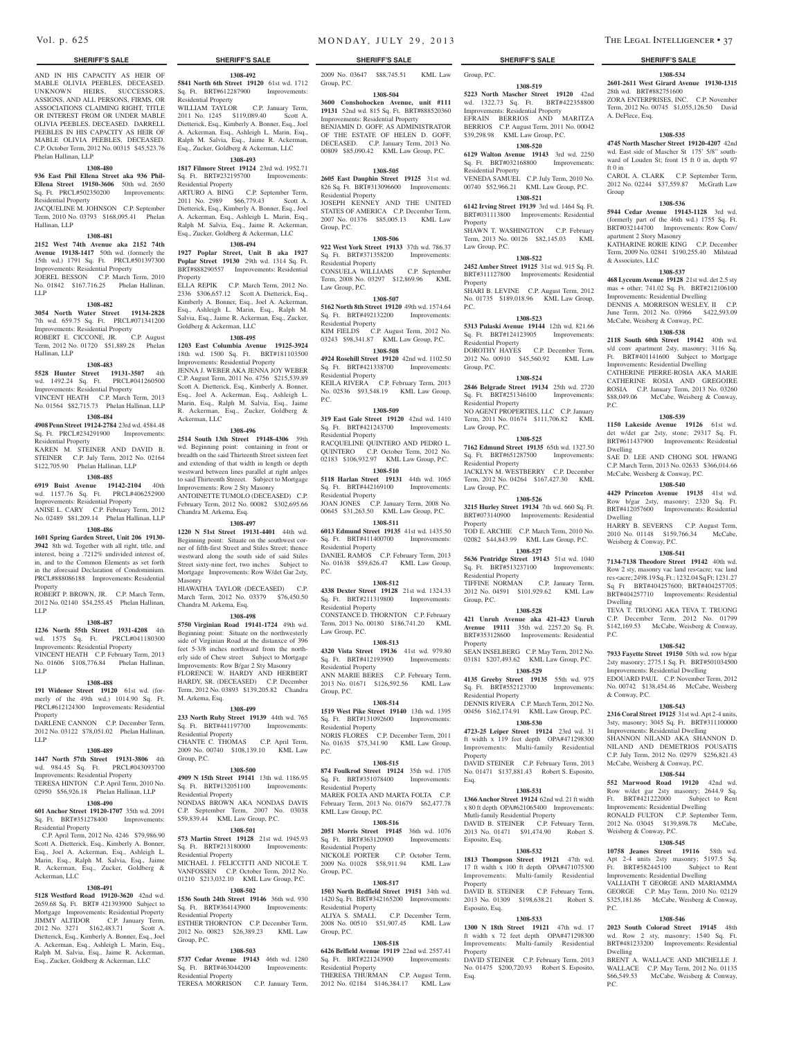AND IN HIS CAPACITY AS HEIR OF MABLE OLIVIA PEEBLES, DECEASED. UNKNOWN HEIRS, SUCCESSORS, ASSIGNS, AND ALL PERSONS, FIRMS, OR ASSOCIATIONS CLAIMING RIGHT, TITLE OR INTEREST FROM OR UNDER MABLE OLIVIA PEEBLES, DECEASED. DARRELL PEEBLES IN HIS CAPACITY AS HEIR OF MABLE OLIVIA PEEBLES, DECEASED. C.P. October Term, 2012 No. 00315 $45,523.76 Phelan Hallinan, LLP

**1308-480**

**936 East Phil Ellena Street aka 936 Phil-Ellena Street 19150-3606** 50th wd. 2650 Sq. Ft. PRCL#502350200 Improvements: Residential Property

JACQUELINE M. JOHNSON C.P. September Term, 2010 No. 03793 $168,095.41 Phelan Hallinan, LLP

**1308-481**

**2152 West 74th Avenue aka 2152 74th Avenue 19138-1417** 50th wd. (formerly the 15th wd.) 1791 Sq. Ft. PRCL#501397300 Improvements: Residential Property

JOEREL BESSON C.P. March Term, 2010 No. 01842 $167,716.25 Phelan Hallinan, LLP

**1308-482**

**3054 North Water Street 19134-2828** 7th wd. 659.75 Sq. Ft. PRCL#071341200 Improvements: Residential Property

ROBERT E. CICCONE, JR. C.P. August Term, 2012 No. 01720 $51,889.28 Phelan Hallinan, LLP

**1308-483**

**5528 Hunter Street 19131-3507** 4th wd. 1492.24 Sq. Ft. PRCL#041260500 Improvements: Residential Property

VINCENT HEATH C.P. March Term, 2013 No. 01564 $82,715.73 Phelan Hallinan, LLP

**1308-484**

**4908 Penn Street 19124-2784** 23rd wd. 4584.48 Sq. Ft. PRCL#234291900 Improvements: Residential Property

KAREN M. STEINER AND DAVID B. STEINER C.P. July Term, 2012 No. 02164 $122,705.90 Phelan Hallinan, LLP

**1308-485**

**6919 Buist Avenue 19142-2104** 40th wd. 1157.76 Sq. Ft. PRCL#406252900 Improvements: Residential Property

ANISE L. CARY C.P. February Term, 2012 No. 02489 $81,209.14 Phelan Hallinan, LLP

**1308-486**

**1601 Spring Garden Street, Unit 206 19130-3942** 8th wd. Together with all right, title, and interest, being a .7212% undivided interest of, in, and to the Common Elements as set forth in the aforesaid Declaration of Condominium. PRCL#888086188 Improvements: Residential Property

ROBERT P. BROWN, JR. C.P. March Term, 2012 No. 02140 $54,255.45 Phelan Hallinan, LLP

**1308-487**

**1236 North 55th Street 19131-4208** 4th wd. 1575 Sq. Ft. PRCL#041180300 Improvements: Residential Property

VINCENT HEATH C.P. February Term, 2013 No. 01606 $108,776.84 Phelan Hallinan, LLP

**1308-488**

**191 Widener Street 19120** 61st wd. (formerly of the 49th wd.) 1014.90 Sq. Ft. PRCL#612124300 Improvements: Residential Property

DARLENE CANNON C.P. December Term, 2012 No. 03122 $78,051.02 Phelan Hallinan, LLP

**1308-489**

**1447 North 57th Street 19131-3806** 4th wd. 984.45 Sq. Ft. PRCL#043093700 Improvements: Residential Property

TERESA HINTON C.P. April Term, 2010 No. 02950 $56,926.18 Phelan Hallinan, LLP

**1308-490**

**601 Anchor Street 19120-1707** 35th wd. 2091 Sq. Ft. BRT#351278400 Improvements: Residential Property

C.P. April Term, 2012 No. 4246 $79,986.90 Scott A. Dietterick, Esq., Kimberly A. Bonner, Esq., Joel A. Ackerman, Esq., Ashleigh L. Marin, Esq., Ralph M. Salvia, Esq., Jaime R. Ackerman, Esq., Zucker, Goldberg & Ackerman, LLC

**1308-491**

**5128 Westford Road 19120-3620** 42nd wd. 2659.68 Sq. Ft. BRT# 421393900 Subject to Mortgage Improvements: Residential Property

JIMMY ALTIDOR C.P. January Term, 2012 No. 3271 $162,483.71 Scott A. Dietterick, Esq., Kimberly A. Bonner, Esq., Joel A. Ackerman, Esq., Ashleigh L. Marin, Esq., Ralph M. Salvia, Esq., Jaime R. Ackerman, Esq., Zucker, Goldberg & Ackerman, LLC

**1308-492**

**5841 North 6th Street 19120** 61st wd. 1712 Sq. Ft. BRT#612287900 Improvements: Residential Property

WILLIAM TAYLOR C.P. January Term, 2011 No. 1245 $119,089.40 Scott A. Dietterick, Esq., Kimberly A. Bonner, Esq., Joel A. Ackerman, Esq., Ashleigh L. Marin, Esq., Ralph M. Salvia, Esq., Jaime R. Ackerman, Esq., Zucker, Goldberg & Ackerman, LLC

**1308-493**

**1817 Filmore Street 19124** 23rd wd. 1952.71 Sq. Ft. BRT#232195700 Improvements: Residential Property

ARTURO A. BING C.P. September Term, 2011 No. 2989 $66,779.43 Scott A. Dietterick, Esq., Kimberly A. Bonner, Esq., Joel A. Ackerman, Esq., Ashleigh L. Marin, Esq., Ralph M. Salvia, Esq., Jaime R. Ackerman, Esq., Zucker, Goldberg & Ackerman, LLC

**1308-494**

**1927 Poplar Street, Unit B aka 1927 Poplar Street 19130** 29th wd. 1314 Sq. Ft. BRT#888290557 Improvements: Residential Property

ELLA REPIK C.P. March Term, 2012 No. 2336 $306,657.12 Scott A. Dietterick, Esq., Kimberly A. Bonner, Esq., Joel A. Ackerman, Esq., Ashleigh L. Marin, Esq., Ralph M. Salvia, Esq., Jaime R. Ackerman, Esq., Zucker, Goldberg & Ackerman, LLC

**1308-495**

**1203 East Columbia Avenue 19125-3924** 18th wd. 1500 Sq. Ft. BRT#181103500 Improvements: Residential Property

JENNA J. WEBER AKA JENNA JOY WEBER C.P. August Term, 2011 No. 4756 $215,539.89 Scott A. Dietterick, Esq., Kimberly A. Bonner, Esq., Joel A. Ackerman, Esq., Ashleigh L. Marin, Esq., Ralph M. Salvia, Esq., Jaime R. Ackerman, Esq., Zucker, Goldberg & Ackerman, LLC

**1308-496**

**2514 South 13th Street 19148-4306** 39th wd. Beginning point: containing in front or breadth on the said Thirteenth Street sixteen feet and extending of that width in length or depth westward between lines parallel at right angles to said Thirteenth Street. Subject to Mortgage Improvements: Row 2 Sty Masonry

ANTOINETTE TUMOLO (DECEASED) C.P. February Term, 2012 No. 00082 $302,695.66 Chandra M. Arkema, Esq.

**1308-497**

**1220 N 51st Street 19131-4401** 44th wd. Beginning point: Situate on the southwest corner of fifth-first Street and Stiles Street; thence westward along the south side of said Stiles Street sixty-nine feet, two inches Subject to Mortgage Improvements: Row W/det Gar 2sty, Masonry

HIAWATHA TAYLOR (DECEASED) C.P. March Term, 2012 No. 03379 $76,450.50 Chandra M. Arkema, Esq.

**1308-498**

**5750 Virginian Road 19141-1724** 49th wd. Beginning point: Situate on the northwesterly side of Virginian Road at the distance of 396 feet 5-3/8 inches northward from the northerly side of Chew street Subject to Mortgage Improvements: Row B/gar 2 Sty Masonry

FLORENCE W. HARDY AND HERBERT HARDY, SR. (DECEASED) C.P. December Term, 2012 No. 03893 $139,205.82 Chandra M. Arkema, Esq.

**1308-499**

**233 North Ruby Street 19139** 44th wd. 765 Sq. Ft. BRT#441197700 Improvements: Residential Property

CHANTE C. THOMAS C.P. April Term, 2009 No. 00740 $108,139.10 KML Law Group, P.C.

**1308-500**

**4909 N 15th Street 19141** 13th wd. 1186.95 Sq. Ft. BRT#132051100 Improvements: Residential Property

NONDAS BROWN AKA NONDAS DAVIS C.P. September Term, 2007 No. 03038 $59,839.44 KML Law Group, P.C.

**1308-501**

**573 Martin Street 19128** 21st wd. 1945.93 Sq. Ft. BRT#213180000 Improvements: Residential Property

MICHAEL J. FELICCITTI AND NICOLE T. VANFOSSEN C.P. October Term, 2012 No. 01210 $213,032.10 KML Law Group, P.C.

**1308-502**

**1536 South 24th Street 19146** 36th wd. 930 Sq. Ft. BRT#364143900 Improvements: Residential Property

ESTHER THORNTON C.P. December Term, 2012 No. 00823 $26,389.23 KML Law Group, P.C.

**1308-503**

**5737 Cedar Avenue 19143** 46th wd. 1280 Sq. Ft. BRT#463044200 Improvements: Residential Property

TERESA MORRISON C.P. January Term, 2009 No. 03647 $88,745.51 KML Law Group, P.C.

**1308-504**

**3600 Conshohocken Avenue, unit #111 19131** 52nd wd. 815 Sq. Ft. BRT#888520360 Improvements: Residential Property

BENJAMIN D. GOFF, AS ADMINISTRATOR OF THE ESTATE OF HELEN D. GOFF, DECEASED. C.P. January Term, 2013 No. 00809 $85,090.42 KML Law Group, P.C.

**1308-505**

**2605 East Dauphin Street 19125** 31st wd. 826 Sq. Ft. BRT#313096600 Improvements: Residential Property

JOSEPH KENNEY AND THE UNITED STATES OF AMERICA C.P. December Term, 2007 No. 01376 $85,005.13 KML Law Group, P.C.

**1308-506**

**922 West York Street 19133** 37th wd. 786.37 Sq. Ft. BRT#371358200 Improvements: Residential Property

CONSUELA WILLIAMS C.P. September Term, 2008 No. 03297 $12,869.96 KML Law Group, P.C.

**1308-507**

**5162 North 8th Street 19120** 49th wd. 1574.64 Sq. Ft. BRT#492132200 Improvements: Residential Property

KIM FIELDS C.P. August Term, 2012 No. 03243 $98,341.87 KML Law Group, P.C.

**1308-508**

**4924 Rosehill Street 19120** 42nd wd. 1102.50 Sq. Ft. BRT#421338700 Improvements: Residential Property

KEILA RIVERA C.P. February Term, 2013 No. 02536 $93,548.19 KML Law Group, P.C.

**1308-509**

**319 East Gale Street 19120** 42nd wd. 1410 Sq. Ft. BRT#421243700 Improvements: Residential Property

RACQUELINE QUINTERO AND PEDRO L. QUINTERO C.P. October Term, 2012 No. 02183 $106,932.97 KML Law Group, P.C.

**1308-510**

**5118 Harlan Street 19131** 44th wd. 1065 Sq. Ft. BRT#442169100 Improvements: Residential Property

JOAN JONES C.P. January Term, 2008 No. 00645 $31,263.50 KML Law Group, P.C.

**1308-511**

**6013 Edmund Street 19135** 41st wd. 1435.50 Sq. Ft. BRT#411400700 Improvements: Residential Property

DANIEL RAMOS C.P. February Term, 2013 No. 01638 $59,626.47 KML Law Group, P.C.

**1308-512**

**4338 Dexter Street 19128** 21st wd. 1324.33 Sq. Ft. BRT#211319800 Improvements: Residential Property

CONSTANCE D. THORNTON C.P. February Term, 2013 No. 00180 $186,741.20 KML Law Group, P.C.

**1308-513**

**4320 Vista Street 19136** 41st wd. 979.80 Sq. Ft. BRT#412193900 Improvements: Residential Property

ANN MARIE BERES C.P. February Term, 2013 No. 01671 $126,592.56 KML Law Group, P.C.

**1308-514**

**1519 West Pike Street 19140** 13th wd. 1395 Sq. Ft. BRT#131092600 Improvements: Residential Property

NORIS FLORES C.P. December Term, 2011 No. 01635 $75,341.90 KML Law Group, P.C.

**1308-515**

**874 Foulkrod Street 19124** 35th wd. 1705 Sq. Ft. BRT#351078400 Improvements: Residential Property

MAREK FOLTA AND MARTA FOLTA C.P. February Term, 2013 No. 01679 $62,477.78 KML Law Group, P.C.

**1308-516**

**2051 Morris Street 19145** 36th wd. 1076 Sq. Ft. BRT#363120900 Improvements: Residential Property

NICKOLE PORTER C.P. October Term, 2009 No. 01028 $58,911.94 KML Law Group, P.C.

**1308-517**

**1503 North Redfield Street 19151** 34th wd. 1420 Sq. Ft. BRT#342165200 Improvements: Residential Property

ALIYA S. SMALL C.P. December Term, 2008 No. 00510 $51,907.45 KML Law Group, P.C.

**1308-518**

**6426 Belfield Avenue 19119** 22nd wd. 2557.41 Sq. Ft. BRT#221243900 Improvements: Residential Property

THERESA THURMAN C.P. August Term, 2012 No. 02184 $146,384.17 KML Law Group, P.C.

**1308-519**

**5223 North Mascher Street 19120** 42nd wd. 1322.73 Sq. Ft. BRT#422358800 Improvements: Residential Property

EFRAIN BERRIOS AND MARITZA BERRIOS C.P. August Term, 2011 No. 00042 $39,298.98 KML Law Group, P.C.

**1308-520**

**6129 Walton Avenue 19143** 3rd wd. 2250 Sq. Ft. BRT#032168800 Improvements: Residential Property

VENEDA SAMUEL C.P. July Term, 2010 No. 00740 $52,966.21 KML Law Group, P.C.

**1308-521**

**6142 Irving Street 19139** 3rd wd. 1464 Sq. Ft. BRT#031113800 Improvements: Residential Property

SHAWN T. WASHINGTON C.P. February Term, 2013 No. 00126 $82,145.03 KML Law Group, P.C.

**1308-522**

**2452 Amber Street 19125** 31st wd. 915 Sq. Ft. BRT#311127800 Improvements: Residential Property

SHARI B. LEVINE C.P. August Term, 2012 No. 01735 $189,018.96 KML Law Group, P.C.

**1308-523**

**5313 Pulaski Avenue 19144** 12th wd. 821.66 Sq. Ft. BRT#124123905 Improvements: Residential Property

DOROTHY HAYES C.P. December Term, 2012 No. 00910 $45,560.92 KML Law Group, P.C.

**1308-524**

**2846 Belgrade Street 19134** 25th wd. 2720 Sq. Ft. BRT#251346100 Improvements: Residential Property

NO AGENT PROPERTIES, LLC C.P. January Term, 2011 No. 01674 $111,706.82 KML Law Group, P.C.

**1308-525**

**7162 Edmund Street 19135** 65th wd. 1327.50 Sq. Ft. BRT#651287500 Improvements: Residential Property

JACKLYN M. WESTBERRY C.P. December Term, 2012 No. 04264 $167,427.30 KML Law Group, P.C.

**1308-526**

**3215 Hurley Street 19134** 7th wd. 660 Sq. Ft. BRT#073140900 Improvements: Residential Property

TOD E. ARCHIE C.P. March Term, 2010 No. 02082 $44,843.99 KML Law Group, P.C.

**1308-527**

**5636 Pentridge Street 19143** 51st wd. 1040 Sq. Ft. BRT#513237100 Improvements: Residential Property

TIFFINE NORMAN C.P. January Term, 2012 No. 04591 $101,929.62 KML Law Group, P.C.

**1308-528**

**421 Unruh Avenue aka 421-423 Unruh Avenue 19111** 35th wd. 2257.20 Sq. Ft. BRT#353128600 Improvements: Residential Property

SEAN INSELBERG C.P. May Term, 2012 No. 03181 $207,493.62 KML Law Group, P.C.

**1308-529**

**4135 Greeby Street 19135** 55th wd. 975 Sq. Ft. BRT#552123700 Improvements: Residential Property

DENNIS RIVERA C.P. March Term, 2012 No. 00456 $162,174.91 KML Law Group, P.C.

**1308-530**

**4723-25 Leiper Street 19124** 23rd wd. 31 ft width x 119 feet depth OPA#471298300 Improvements: Multi-family Residential Property

DAVID STEINER C.P. February Term, 2013 No. 01471 $137,881.43 Robert S. Esposito, Esq.

**1308-531**

**1366 Anchor Street 19124** 62nd wd. 21 ft width x 80 ft depth OPA#621065400 Improvements: Multi-family Residential Property

DAVID B. STEINER C.P. February Term, 2013 No. 01471 $91,474.90 Robert S. Esposito, Esq.

**1308-532**

**1813 Thompson Street 19121** 47th wd. 17 ft width x 100 ft depth OPA#471075300 Improvements: Multi-family Residential Property

DAVID B. STEINER C.P. February Term, 2013 No. 01309 $198,638.21 Robert S. Esposito, Esq.

**1308-533**

**1300 N 18th Street 19121** 47th wd. 17 ft width x 72 feet depth OPA#471298300 Improvements: Multi-family Residential Property

DAVID STEINER C.P. February Term, 2013 No. 01475 $200,720.93 Robert S. Esposito, Esq.

**1308-534**

**2601-2611 West Girard Avenue 19130-1315** 28th wd. BRT#882751600

ZORA ENTERPRISES, INC. C.P. November Term, 2012 No. 00745 $1,055,126.50 David A. DeFlece, Esq.

**1308-535**

**4745 North Mascher Street 19120-4207** 42nd wd. East side of Mascher St 175' 5/8" southward of Louden St; front 15 ft 0 in, depth 97 ft 0 in

CAROL A. CLARK C.P. September Term, 2012 No. 02244 $37,559.87 McGrath Law Group

**1308-536**

**5944 Cedar Avenue 19143-1128** 3rd wd. (formerly part of the 46th wd.) 1755 Sq. Ft. BRT#032144700 Improvements: Row Conv/apartment 2 Story Masonry

KATHARINE RORIE KING C.P. December Term, 2009 No. 02841 $190,255.40 Milstead & Associates, LLC

**1308-537**

**468 Lyceum Avenue 19128** 21st wd. det 2.5 sty mas + other; 741.02 Sq. Ft. BRT#212106100 Improvements: Residential Dwelling

DENNIS A. MORRISON WESLEY, II C.P. June Term, 2012 No. 03966 $422,593.09 McCabe, Weisberg & Conway, P.C.

**1308-538**

**2118 South 60th Street 19142** 40th wd. s/d conv apartment 2sty, masonry; 3116 Sq. Ft. BRT#401141600 Subject to Mortgage Improvements: Residential Dwelling

CATHERINE PIERRE-ROSIA AKA MARIE CATHERINE ROSIA AND GREGOIRE ROSIA C.P. January Term, 2013 No. 03260 $88,049.06 McCabe, Weisberg & Conway, P.C.

**1308-539**

**1150 Lakeside Avenue 19126** 61st wd. det w/det gar 2sty, stone; 29317 Sq. Ft. BRT#611437900 Improvements: Residential Dwelling

SAE D. LEE AND CHONG SOL HWANG C.P. March Term, 2013 No. 02633 $366,014.66 McCabe, Weisberg & Conway, P.C.

**1308-540**

**4429 Princeton Avenue 19135** 41st wd. Row b/gar 2sty, masonry; 2320 Sq. Ft. BRT#412057600 Improvements: Residential Dwelling

HARRY B. SEVERNS C.P. August Term, 2010 No. 01148 $159,766.34 McCabe, Weisberg & Conway, P.C.

**1308-541**

**7134-7138 Theodore Street 19142** 40th wd. Row 2 sty, masonry vac land res<acre; vac land res<acre; 2498.19 Sq. Ft.; 1232.04 Sq Ft; 1231.27 Sq Ft BRT#404257600; BRT#404257705; BRT#404257710 Improvements: Residential Dwelling

TEVA T. TRUONG AKA TEVA T. TRUONG C.P. December Term, 2012 No. 01799 $142,169.53 McCabe, Weisberg & Conway, P.C.

**1308-542**

**7933 Fayette Street 19150** 50th wd. row b/gar 2sty masonry; 2775.1 Sq. Ft. BRT#501034500 Improvements: Residential Dwelling

EDOUARD PAUL C.P. November Term, 2012 No. 00742 $138,454.46 McCabe, Weisberg & Conway, P.C.

**1308-543**

**2316 Coral Street 19125** 31st wd. Apt 2-4 units, 3sty, masonry; 3045 Sq. Ft. BRT#311100000 Improvements: Residential Dwelling

SHANNON NILAND AKA SHANNON D. NILAND AND DEMETRIOS POUSATIS C.P. July Term, 2012 No. 02979 $256,821.43 McCabe, Weisberg & Conway, P.C.

**1308-544**

**552 Marwood Road 19120** 42nd wd. Row w/det gar 2sty masonry; 2644.9 Sq. Ft. BRT#421222000 Subject to Rent Improvements: Residential Dwelling

RONALD FULTON C.P. September Term, 2012 No. 03045 $139,898.78 McCabe, Weisberg & Conway, P.C.

**1308-545**

**10758 Jeanes Street 19116** 58th wd. Apt 2-4 units 2sty masonry; 5197.5 Sq. Ft. BRT#582445100 Subject to Rent Improvements: Residential Dwelling

VALLIATH T GEORGE AND MARIAMMA GEORGE C.P. May Term, 2010 No. 02129 $325,181.86 McCabe, Weisberg & Conway, P.C.

**1308-546**

**2023 South Colorad Street 19145** 48th wd. Row 2 sty, masonry; 1540 Sq. Ft. BRT#481233200 Improvements: Residential Dwelling

BRENT A. WALLACE AND MICHELLE J. WALLACE C.P. May Term, 2012 No. 01135 $66,549.53 McCabe, Weisberg & Conway, P.C.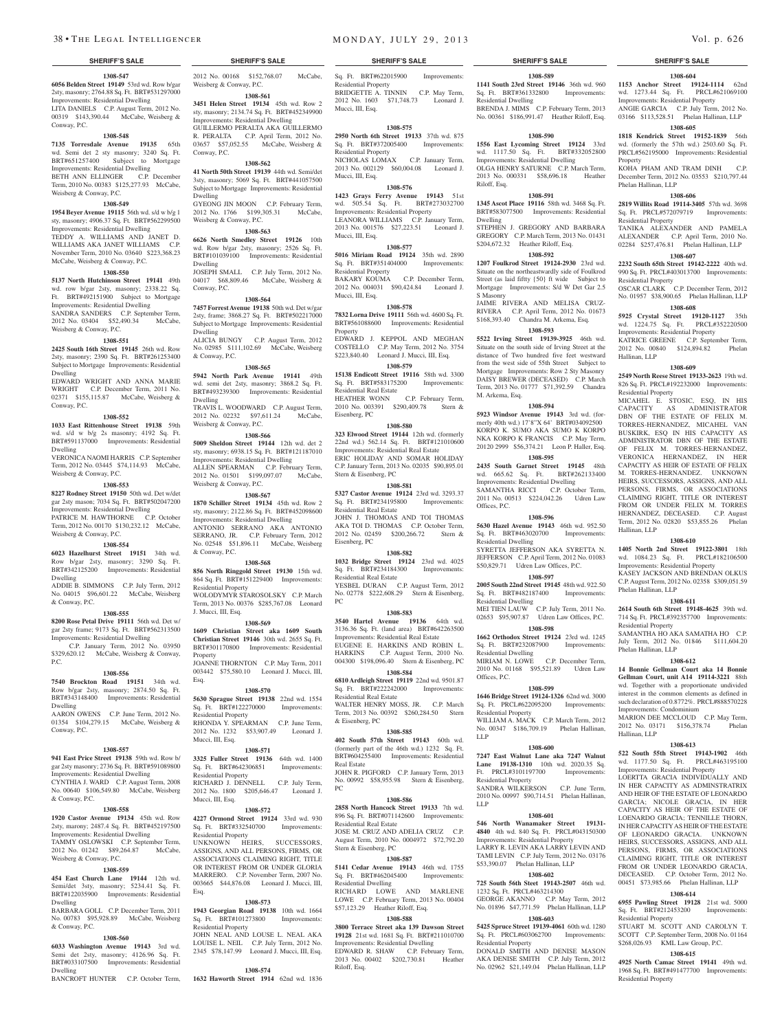**SHERIFF'S SALE**

**1308-547**

**6056 Belden Street 19149** 53rd wd. Row b/gar 2sty, masonry; 2764.88 Sq. Ft. BRT#531297000 Improvements: Residential Dwelling
LITA DANIELS C.P. August Term, 2012 No. 00319 $143,390.44 McCabe, Weisberg & Conway, P.C.

**1308-548**

**7135 Torresdale Avenue 19135** 65th wd. Semi det 2 sty masonry; 3240 Sq. Ft. BRT#651257400 Subject to Mortgage Improvements: Residential Dwelling
BETH ANN ELLINGER C.P. December Term, 2010 No. 00383 $125,277.93 McCabe, Weisberg & Conway, P.C.

**1308-549**

**1954 Beyer Avenue 19115** 56th wd. s/d w b/g 1 sty, masonry; 4906.37 Sq. Ft. BRT#562299500 Improvements: Residential Dwelling
TEDDY A. WILLIAMS AND JANET D. WILLIAMS AKA JANET WILLIAMS C.P. November Term, 2010 No. 03640 $223,368.23 McCabe, Weisberg & Conway, P.C.

**1308-550**

**5137 North Hutchinson Street 19141** 49th wd. row b/gar 2sty, masonry; 2338.22 Sq. Ft. BRT#492151900 Subject to Mortgage Improvements: Residential Dwelling
SANDRA SANDERS C.P. September Term, 2012 No. 03404 $52,490.34 McCabe, Weisberg & Conway, P.C.

**1308-551**

**2425 South 16th Street 19145** 26th wd. Row 2sty, masonry; 2390 Sq. Ft. BRT#261253400 Subject to Mortgage Improvements: Residential Dwelling
EDWARD WRIGHT AND ANNA MARIE WRIGHT C.P. December Term, 2011 No. 02371 $155,115.87 McCabe, Weisberg & Conway, P.C.

**1308-552**

**1033 East Rittenhouse Street 19138** 59th wd. s/d w b/g 2s masonry; 4192 Sq. Ft. BRT#591137000 Improvements: Residential Dwelling
VERONICA NAOMI HARRIS C.P. September Term, 2012 No. 03445 $74,114.93 McCabe, Weisberg & Conway, P.C.

**1308-553**

**8227 Rodney Street 19150** 50th wd. Det w/det gar 2sty mason; 7034 Sq. Ft. BRT#502047200 Improvements: Residential Dwelling
PATRICE M. HAWTHORNE C.P. October Term, 2012 No. 00170 $130,232.12 McCabe, Weisberg & Conway, P.C.

**1308-554**

**6023 Hazelhurst Street 19151** 34th wd. Row b/gar 2sty, masonry; 3290 Sq. Ft. BRT#342125200 Improvements: Residential Dwelling
ADDIE B. SIMMONS C.P. July Term, 2012 No. 04015 $96,601.22 McCabe, Weisberg & Conway, P.C.

**1308-555**

**8200 Rose Petal Drive 19111** 56th wd. Det w/ gar 2sty frame; 9173 Sq. Ft. BRT#562313500 Improvements: Residential Dwelling
C.P. January Term, 2012 No. 03950 $329,620.12 McCabe, Weisberg & Conway, P.C.

**1308-556**

**7540 Brockton Road 19151** 34th wd. Row b/gar 2sty, masonry; 2874.50 Sq. Ft. BRT#343148400 Improvements: Residential Dwelling
AARON OWENS C.P. June Term, 2012 No. 01354 $104,279.15 McCabe, Weisberg & Conway, P.C.

**1308-557**

**941 East Price Street 19138** 59th wd. Row b/ gar 2sty masonry; 2736 Sq. Ft. BRT#591089800 Improvements: Residential Dwelling
CYNTHIA J. WARD C.P. August Term, 2008 No. 00640 $106,549.80 McCabe, Weisberg & Conway, P.C.

**1308-558**

**1920 Castor Avenue 19134** 45th wd. Row 2sty, masonry; 2487.4 Sq. Ft. BRT#452197500 Improvements: Residential Dwelling
TAMMY OSLOWSKI C.P. September Term, 2012 No. 01242 $89,264.87 McCabe, Weisberg & Conway, P.C.

**1308-559**

**454 East Church Lane 19144** 12th wd. Semi/det 3sty, masonry; 5234.41 Sq. Ft. BRT#122035900 Improvements: Residential Dwelling
BARBARA GOLL C.P. December Term, 2011 No. 00783 $95,928.89 McCabe, Weisberg & Conway, P.C.

**1308-560**

**6033 Washington Avenue 19143** 3rd wd. Semi det 2sty, masonry; 4126.96 Sq. Ft. BRT#033107500 Improvements: Residential Dwelling
BANCROFT HUNTER C.P. October Term, 2012 No. 00168 $152,768.07 McCabe, Weisberg & Conway, P.C.

**1308-561**

**3451 Helen Street 19134** 45th wd. Row 2 sty, masonry; 2134.74 Sq. Ft. BRT#452349900 Improvements: Residential Dwelling
GUILLERMO PERALTA AKA GUILLERMO R. PERALTA C.P. April Term, 2012 No. 03657 $57,052.55 McCabe, Weisberg & Conway, P.C.

**1308-562**

**41 North 50th Street 19139** 44th wd. Semi/det 3sty, masonry; 5069 Sq. Ft. BRT#441057500 Subject to Mortgage Improvements: Residential Dwelling
GYEONG JIN MOON C.P. February Term, 2012 No. 1766 $199,305.31 McCabe, Weisberg & Conway, P.C.

**1308-563**

**6626 North Smedley Street 19126** 10th wd. Row b/gar 2sty, masonry; 2526 Sq. Ft. BRT#101039100 Improvements: Residential Dwelling
JOSEPH SMALL C.P. July Term, 2012 No. 04017 $68,809.46 McCabe, Weisberg & Conway, P.C.

**1308-564**

**7457 Forrest Avenue 19138** 50th wd. Det w/gar 2sty, frame; 3868.27 Sq. Ft. BRT#502217000 Subject to Mortgage Improvements: Residential Dwelling
ALICIA BUNGY C.P. August Term, 2012 No. 02985 $111,102.69 McCabe, Weisberg & Conway, P.C.

**1308-565**

**5942 North Park Avenue 19141** 49th wd. semi det 2sty, masonry; 3868.2 Sq. Ft. BRT#493239300 Improvements: Residential Dwelling
TRAVIS L. WOODWARD C.P. August Term, 2012 No. 02232 $97,611.24 McCabe, Weisberg & Conway, P.C.

**1308-566**

**5009 Sheldon Street 19144** 12th wd. det 2 sty, masonry; 6938.15 Sq. Ft. BRT#121187010 Improvements: Residential Dwelling
ALLEN SPEARMAN C.P. February Term, 2012 No. 01501 $199,097.07 McCabe, Weisberg & Conway, P.C.

**1308-567**

**1870 Schiller Street 19134** 45th wd. Row 2 sty, masonry; 2122.86 Sq. Ft. BRT#452098600 Improvements: Residential Dwelling
ANTONIO SERRANO AKA ANTONIO SERRANO, JR. C.P. February Term, 2012 No. 02548 $51,896.11 McCabe, Weisberg & Conway, P.C.

**1308-568**

**856 North Ringgold Street 19130** 15th wd. 864 Sq. Ft. BRT#151229400 Improvements: Residential Property
WOLODYMYR STAROSOLSKY C.P. March Term, 2013 No. 00376 $285,767.08 Leonard J. Mucci, III, Esq.

**1308-569**

**1609 Christian Street aka 1609 South Christian Street 19146** 30th wd. 2655 Sq. Ft. BRT#301170800 Improvements: Residential Property
JOANNE THORNTON C.P. May Term, 2011 003442 $75,580.10 Leonard J. Mucci, III, Esq.

**1308-570**

**5630 Sprague Street 19138** 22nd wd. 1554 Sq. Ft. BRT#122270000 Improvements: Residential Property
RHONDA Y. SPEARMAN C.P. June Term, 2012 No. 1232 $53,907.49 Leonard J. Mucci, III, Esq.

**1308-571**

**3325 Fuller Street 19136** 64th wd. 1400 Sq. Ft. BRT#642306851 Improvements: Residential Property
RICHARD J. DENNELL C.P. July Term, 2012 No. 1800 $205,646.47 Leonard J. Mucci, III, Esq.

**1308-572**

**4227 Ormond Street 19124** 33rd wd. 930 Sq. Ft. BRT#332540700 Improvements: Residential Property
UNKNOWN HEIRS, SUCCESSORS, ASSIGNS, AND ALL PERSONS, FIRMS, OR ASSOCIATIONS CLAIMING RIGHT, TITLE OR INTEREST FROM OR UNDER GLORIA MARRERO. C.P. November Term, 2007 No. 003665 $44,876.08 Leonard J. Mucci, III, Esq.

**1308-573**

**1943 Georgian Road 19138** 10th wd. 1664 Sq. Ft. BRT#101273800 Improvements: Residential Property
JOHN NEAL AND LOUSE L. NEAL AKA LOUISE L. NEIL C.P. July Term, 2012 No. 2345 $78,147.99 Leonard J. Mucci, III, Esq.

**1308-574**

**1632 Haworth Street 1914** 62nd wd. 1836 Sq. Ft. BRT#622015900 Improvements: Residential Property
BRIDGETTE A. TINNIN C.P. May Term, 2012 No. 1603 $71,748.73 Leonard J. Mucci, III, Esq.

**1308-575**

**2950 North 6th Street 19133** 37th wd. 875 Sq. Ft. BRT#372005400 Improvements: Residential Property
NICHOLAS LOMAX C.P. January Term, 2013 No. 002129 $60,004.08 Leonard J. Mucci, III, Esq.

**1308-576**

**1423 Grays Ferry Avenue 19143** 51st wd. 505.54 Sq. Ft. BRT#273032700 Improvements: Residential Property
LEANORA WILLIAMS C.P. January Term, 2013 No. 001576 $27,223.51 Leonard J. Mucci, III, Esq.

**1308-577**

**5016 Miriam Road 19124** 35th wd. 2890 Sq. Ft. BRT#351404000 Improvements: Residential Property
BAKARY KOUMA C.P. December Term, 2012 No. 004031 $90,424.84 Leonard J. Mucci, III, Esq.

**1308-578**

**7832 Lorna Drive 19111** 56th wd. 4600 Sq. Ft. BRT#561088600 Improvements: Residential Property
EDWARD J. KEPPOL AND MEGHAN COSTELLO C.P. May Term, 2012 No. 3754 $223,840.40 Leonard J. Mucci, III, Esq.

**1308-579**

**15138 Endicott Street 19116** 58th wd. 3300 Sq. Ft. BRT#583175200 Improvements: Residential Real Estate
HEATHER WONN C.P. February Term, 2010 No. 003391 $290,409.78 Stern & Eisenberg, PC

**1308-580**

**323 Elwood Street 19144** 12th wd. (formerly 22nd wd.) 562.14 Sq. Ft. BRT#121010600 Improvements: Residential Real Estate
ERIC HOLIDAY AND SOMAR HOLIDAY C.P. January Term, 2013 No. 02035 $90,895.01 Stern & Eisenberg, PC

**1308-581**

**5327 Castor Avenue 19124** 23rd wd. 3293.37 Sq. Ft. BRT#234195800 Improvements: Residential Real Estate
JOHN J. THOMOAS AND TOI THOMAS AKA TOI D. THOMAS C.P. October Term, 2012 No. 02459 $200,266.72 Stern & Eisenberg, PC

**1308-582**

**1032 Bridge Street 19124** 23rd wd. 4025 Sq. Ft. BRT#234184300 Improvements: Residential Real Estate
YESBEL DURAN C.P. August Term, 2012 No. 02778 $222,608.29 Stern & Eisenberg, PC

**1308-583**

**3540 Hartel Avenue 19136** 64th wd. 3136.36 Sq. Ft. (land area) BRT#642263500 Improvements: Residential Real Estate
EUGENE E. HARKINS AND ROBIN L. HARKINS C.P. August Term, 2010 No. 004300 $198,096.40 Stern & Eisenberg, PC

**1308-584**

**6810 Ardleigh Street 19119** 22nd wd. 9501.87 Sq. Ft. BRT#222242000 Improvements: Residential Real Estate
WALTER HENRY MOSS, JR. C.P. March Term, 2013 No. 00392 $260,284.50 Stern & Eisenberg, PC

**1308-585**

**402 South 57th Street 19143** 60th wd. (formerly part of the 46th wd.) 1232 Sq. Ft. BRT#604255400 Improvements: Residential Real Estate
JOHN R. PIGFORD C.P. January Term, 2013 No. 00992 $58,955.98 Stern & Eisenberg, PC

**1308-586**

**2858 North Hancock Street 19133** 7th wd. 896 Sq. Ft. BRT#071142600 Improvements: Residential Real Estate
JOSE M. CRUZ AND ADELIA CRUZ C.P. August Term, 2010 No. 0004972 $72,792.20 Stern & Eisenberg, PC

**1308-587**

**5141 Cedar Avenue 19143** 46th wd. 1755 Sq. Ft. BRT#462045400 Improvements: Residential Dwelling
RICHARD LOWE AND MARLENE LOWE C.P. February Term, 2013 No. 00404 $57,123.29 Heather Riloff, Esq.

**1308-588**

**3800 Terrace Street aka 139 Dawson Street 19128** 21st wd. 1681 Sq. Ft. BRT#211010700 Improvements: Residential Dwelling
EDWARD R. SHAW C.P. February Term, 2013 No. 00402 $202,730.81 Heather Riloff, Esq.

**1308-589**

**1141 South 23rd Street 19146** 36th wd. 960 Sq. Ft. BRT#361332800 Improvements: Residential Dwelling
BRENDA J. MIMS C.P. February Term, 2013 No. 00361 $186,991.47 Heather Riloff, Esq.

**1308-590**

**1556 East Lycoming Street 19124** 33rd wd. 1117.50 Sq. Ft. BRT#332052800 Improvements: Residential Dwelling
OLGA HENRY SATURNE C.P. March Term, 2013 No. 000331 $58,696.18 Heather Riloff, Esq.

**1308-591**

**1345 Ascot Place 19116** 58th wd. 3468 Sq. Ft. BRT#583077500 Improvements: Residential Dwelling
STEPHEN J. GREGORY AND BARBARA GREGORY C.P. March Term, 2013 No. 01431 $204,672.32 Heather Riloff, Esq.

**1308-592**

**1207 Foulkrod Street 19124-2930** 23rd wd. Situate on the northeastwardly side of Foulkrod Street (as laid fifty {50} ft wide Subject to Mortgage Improvements: S/d W Det Gar 2.5 S Masonry
JAIME RIVERA AND MELISA CRUZ-RIVERA C.P. April Term, 2012 No. 01673 $168,393.40 Chandra M. Arkema, Esq.

**1308-593**

**5522 Irving Street 19139-3925** 46th wd. Situate on the south side of Irving Street at the distance of Two hundred five feet westward from the west side of 55th Street Subject to Mortgage Improvements: Row 2 Sty Masonry
DAISY BREWER (DECEASED) C.P. March Term, 2013 No. 01777 $71,392.59 Chandra M. Arkema, Esq.

**1308-594**

**5923 Windsor Avenue 19143** 3rd wd. (formerly 40th wd.) 17'8"X 64' BRT#034092500
KORPO K. SUMO AKA SUMO K KORPO NKA KORPO K FRANCIS C.P. May Term, 20120 2999 $56,374.21 Leon P. Haller, Esq.

**1308-595**

**2435 South Garnet Street 19145** 48th wd. 665.62 Sq. Ft. BRT#262133400 Improvements: Residential Dwelling
SAMANTHA RICCI C.P. October Term, 2011 No. 00513 $224,042.26 Udren Law Offices, P.C.

**1308-596**

**5630 Hazel Avenue 19143** 46th wd. 952.50 Sq. Ft. BRT#463020700 Improvements: Residential Dwelling
SYRETTA JEFFERSON AKA SYRETTA N. JEFFERSON C.P. April Term, 2012 No. 01083 $50,829.71 Udren Law Offices, P.C.

**1308-597**

**2005 South 22nd Street 19145** 48th wd. 922.50 Sq. Ft. BRT#482187400 Improvements: Residential Dwelling
MEI TIEN LAUW C.P. July Term, 2011 No. 02653 $95,907.87 Udren Law Offices, P.C.

**1308-598**

**1662 Orthodox Street 19124** 23rd wd. 1245 Sq. Ft. BRT#232087900 Improvements: Residential Dwelling
MIRIAM N. LOWE C.P. December Term, 2010 No. 01168 $95,521.89 Udren Law Offices, P.C.

**1308-599**

**1646 Bridge Street 19124-1326** 62nd wd. 3000 Sq. Ft. PRCL#622095200 Improvements: Residential Property
WILLIAM A. MACK C.P. March Term, 2012 No. 00347 $186,709.19 Phelan Hallinan, LLP

**1308-600**

**7247 East Walnut Lane aka 7247 Walnut Lane 19138-1310** 10th wd. 2020.35 Sq. Ft. PRCL#3101197700 Improvements: Residential Property
SANDRA WILKERSON C.P. June Term, 2010 No. 00997 $90,714.51 Phelan Hallinan, LLP

**1308-601**

**546 North Wanamaker Street 19131-4840** 4th wd. 840 Sq. Ft. PRCL#043150300 Improvements: Residential Property
LARRY R. LEVIN AKA LARRY LEVIN AND TAMI LEVIN C.P. July Term, 2012 No. 03176 $53,390.07 Phelan Hallinan, LLP

**1308-602**

**725 South 56th Street 19143-2507** 46th wd. 1232 Sq. Ft. PRCL#463214300
GEORGE AKANNO C.P. May Term, 2012 No. 01896 $47,771.59 Phelan Hallinan, LLP

**1308-603**

**5425 Spruce Street 19139-4061** 60th wd. 1280 Sq. Ft. PRCL#603062700 Improvements: Residential Property
DONALD SMITH AND DENISE MASON AKA DENISE SMITH C.P. July Term, 2012 No. 02962 $21,149.04 Phelan Hallinan, LLP

**1308-604**

**1153 Anchor Street 19124-1114** 62nd wd. 1273.44 Sq. Ft. PRCL#621069100 Improvements: Residential Property
ANGIE GARCIA C.P. July Term, 2012 No. 03166 $113,528.51 Phelan Hallinan, LLP

**1308-605**

**1818 Kendrick Street 19152-1839** 56th wd. (formerly the 57th wd.) 2503.60 Sq. Ft. PRCL#562195000 Improvements: Residential Property
KOHA PHAM AND TRAM DINH C.P. December Term, 2012 No. 03553 $210,797.44 Phelan Hallinan, LLP

**1308-606**

**2819 Willits Road 19114-3405** 57th wd. 3698 Sq. Ft. PRCL#572079719 Improvements: Residential Property
TANIKA ALEXANDER AND PAMELA ALEXANDER C.P. April Term, 2010 No. 02284 $257,476.81 Phelan Hallinan, LLP

**1308-607**

**2232 South 65th Street 19142-2222** 40th wd. 990 Sq. Ft. PRCL#403013700 Improvements: Residential Property
OSCAR CLARK C.P. December Term, 2012 No. 01957 $38,900.65 Phelan Hallinan, LLP

**1308-608**

**5925 Crystal Street 19120-1127** 35th wd. 1224.75 Sq. Ft. PRCL#352220500 Improvements: Residential Property
KATRICE GREENE C.P. September Term, 2012 No. 00840 $124,894.82 Phelan Hallinan, LLP

**1308-609**

**2549 North Reese Street 19133-2623** 19th wd. 826 Sq. Ft. PRCL#192232000 Improvements: Residential Property
MICHAEL E. STOSIC, ESQ, IN HIS CAPACITY AS ADMINISTRATOR DBN OF THE ESTATE OF FELIX M. TORRES-HERNANDEZ, MICAEL VAN BUSKIRK, ESQ IN HIS CAPACITY AS ADMINISTRATOR DBN OF THE ESTATE OF FELIX M. TORRES-HERNANDEZ, VERONICA HERNANDEZ, IN HER CAPACITY AS HEIR OF ESTATE OF FELIX M. TORRES-HERNANDEZ. UNKNOWN HEIRS, SUCCESSORS, ASSIGNS, AND ALL PERSONS, FIRMS, OR ASSOCIATIONS CLAIMING RIGHT, TITLE OR INTEREST FROM OR UNDER FELIX M. TORRES HERNANDEZ, DECEASED. C.P. August Term, 2012 No. 02820 $53,855.26 Phelan Hallinan, LLP

**1308-610**

**1405 North 2nd Street 19122-3801** 18th wd. 1084.23 Sq. Ft. PRCL#182106500 Improvements: Residential Property
KASEY JACKSON AND BRENDAN OLKUS C.P. August Term, 2012 No. 02358 $309,051.59 Phelan Hallinan, LLP

**1308-611**

**2614 South 6th Street 19148-4625** 39th wd. 714 Sq. Ft. PRCL#392357700 Improvements: Residential Property
SAMANTHA HO AKA SAMATHA HO C.P. July Term, 2012 No. 01846 $111,604.20 Phelan Hallinan, LLP

**1308-612**

**14 Bonnie Gellman Court aka 14 Bonnie Gellman Court, unit A14 19114-3221** 88th wd. Together with a proportionate undivided interest in the common elements as defined in such declaration of 0.8772%. PRCL#888570228 Improvements: Condominium
MARION DEE MCCLOUD C.P. May Term, 2012 No. 03171 $156,378.74 Phelan Hallinan, LLP

**1308-613**

**522 South 55th Street 19143-1902** 46th wd. 1177.50 Sq. Ft. PRCL#463195100 Improvements: Residential Property
LOERTTA GRACIA INDIVIDUALLY AND IN HER CAPACITY AS ADMINSTRATRIX AND HEIR OF THE ESTATE OF LEONARDO GARCIA; NICOLE GRACIA, IN HER CAPACITY AS HEIR OF THE ESTATE OF LOENARDO GRACIA; TENNILLE THORN, IN HER CAPACITY AS HEIR OF THE ESTATE OF LEONARDO GRACIA. UNKNOWN HEIRS, SUCCESSORS, ASSIGNS, AND ALL PERSONS, FIRMS, OR ASSOCIATIONS CLAIMING RIGHT, TITLE OR INTEREST FROM OR UNDER LEONARDO GRACIA, DECEASED. C.P. October Term, 2012 No. 00451 $73,985.66 Phelan Hallinan, LLP

**1308-614**

**6955 Pawling Street 19128** 21st wd. 5000 Sq. Ft. BRT#212453200 Improvements: Residential Property
STUART M. SCOTT AND CAROLYN T. SCOTT C.P. September Term, 2008 No. 01164 $268,026.93 KML Law Group, P.C.

**1308-615**

**4925 North Camac Street 19141** 49th wd. 1968 Sq. Ft. BRT#491477700 Improvements: Residential Property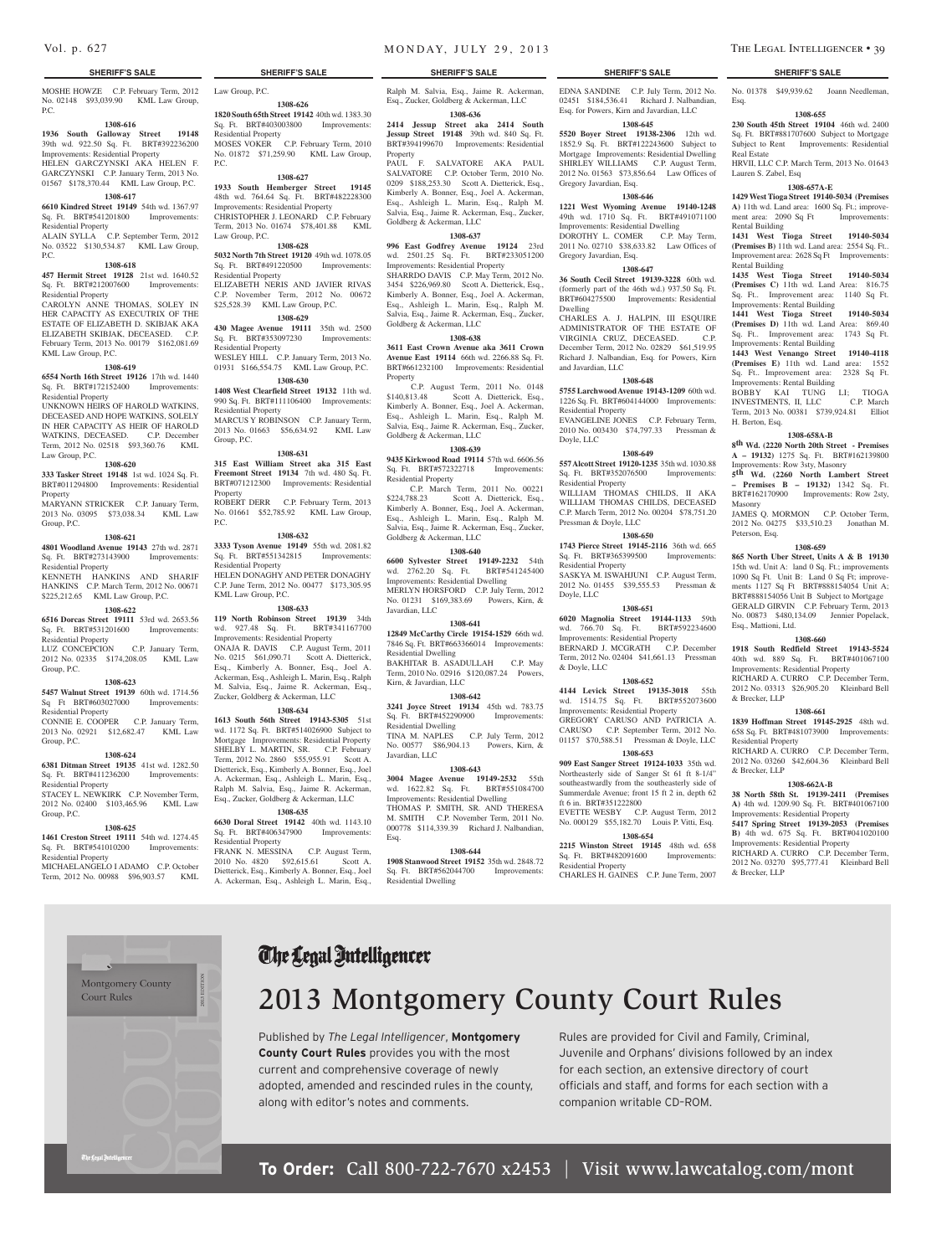## SHERIFF'S SALE

MOSHE HOWZE C.P. February Term, 2012 No. 02148 $93,039.90 KML Law Group, P.C.

**1308-616**

**1936 South Galloway Street 19148** 39th wd. 922.50 Sq. Ft. BRT#392236200 Improvements: Residential Property
HELEN GARCZYNSKI AKA HELEN F. GARCZYNSKI C.P. January Term, 2013 No. 01567 $178,370.44 KML Law Group, P.C.

**1308-617**

**6610 Kindred Street 19149** 54th wd. 1367.97 Sq. Ft. BRT#541201800 Improvements: Residential Property
ALAIN SYLLA C.P. September Term, 2012 No. 03522 $130,534.87 KML Law Group, P.C.

**1308-618**

**457 Hermit Street 19128** 21st wd. 1640.52 Sq. Ft. BRT#212007600 Improvements: Residential Property
CAROLYN ANNE THOMAS, SOLEY IN HER CAPACITY AS EXECUTRIX OF THE ESTATE OF ELIZABETH D. SKIBJAK AKA ELIZABETH SKIBJAK, DECEASED. C.P. February Term, 2013 No. 00179 $162,081.69 KML Law Group, P.C.

**1308-619**

**6554 North 16th Street 19126** 17th wd. 1440 Sq. Ft. BRT#172152400 Improvements: Residential Property
UNKNOWN HEIRS OF HAROLD WATKINS, DECEASED AND HOPE WATKINS, SOLELY IN HER CAPACITY AS HEIR OF HAROLD WATKINS, DECEASED. C.P. December Term, 2012 No. 02518 $93,360.76 KML Law Group, P.C.

**1308-620**

**333 Tasker Street 19148** 1st wd. 1024 Sq. Ft. BRT#011294800 Improvements: Residential Property
MARYANN STRICKER C.P. January Term, 2013 No. 03095 $73,038.34 KML Law Group, P.C.

**1308-621**

**4801 Woodland Avenue 19143** 27th wd. 2871 Sq. Ft. BRT#273143900 Improvements: Residential Property
KENNETH HANKINS AND SHARIF HANKINS C.P. March Term, 2012 No. 00671 $225,212.65 KML Law Group, P.C.

**1308-622**

**6516 Dorcas Street 19111** 53rd wd. 2653.56 Sq. Ft. BRT#531201600 Improvements: Residential Property
LUZ CONCEPCION C.P. January Term, 2012 No. 02335 $174,208.05 KML Law Group, P.C.

**1308-623**

**5457 Walnut Street 19139** 60th wd. 1714.56 Sq Ft. BRT#603027000 Improvements: Residential Property
CONNIE E. COOPER C.P. January Term, 2013 No. 02921 $12,682.47 KML Law Group, P.C.

**1308-624**

**6381 Ditman Street 19135** 41st wd. 1282.50 Sq. Ft. BRT#411236200 Improvements: Residential Property
STACEY L. NEWKIRK C.P. November Term, 2012 No. 02400 $103,465.96 KML Law Group, P.C.

**1308-625**

**1461 Creston Street 19111** 54th wd. 1274.45 Sq. Ft. BRT#541010200 Improvements: Residential Property
MICHAELANGELO I ADAMO C.P. October Term, 2012 No. 00988 $96,903.57 KML Law Group, P.C.

**1308-626**

**1820 South 65th Street 19142** 40th wd. 1383.30 Sq. Ft. BRT#403003800 Improvements: Residential Property
MOSES VOKER C.P. February Term, 2010 No. 01872 $71,259.90 KML Law Group, P.C.

**1308-627**

**1933 South Hemberger Street 19145** 48th wd. 764.64 Sq. Ft. BRT#482228300 Improvements: Residential Property
CHRISTOPHER J. LEONARD C.P. February Term, 2013 No. 01674 $78,401.88 KML Law Group, P.C.

**1308-628**

**5032 North 7th Street 19120** 49th wd. 1078.05 Sq. Ft. BRT#491220500 Improvements: Residential Property
ELIZABETH NERIS AND JAVIER RIVAS C.P. November Term, 2012 No. 00672 $25,528.39 KML Law Group, P.C.

**1308-629**

**430 Magee Avenue 19111** 35th wd. 2500 Sq. Ft. BRT#353097230 Improvements: Residential Property
WESLEY HILL C.P. January Term, 2013 No. 01931 $166,554.75 KML Law Group, P.C.

**1308-630**

**1408 West Clearfield Street 19132** 11th wd. 990 Sq. Ft. BRT#111106400 Improvements: Residential Property
MARCUS Y ROBINSON C.P. January Term, 2013 No. 01663 $56,634.92 KML Law Group, P.C.

**1308-631**

**315 East William Street aka 315 East Freemont Street 19134** 7th wd. 480 Sq. Ft. BRT#071212300 Improvements: Residential Property
ROBERT DERR C.P. February Term, 2013 No. 01661 $52,785.92 KML Law Group, P.C.

**1308-632**

**3333 Tyson Avenue 19149** 55th wd. 2081.82 Sq. Ft. BRT#551342815 Improvements: Residential Property
HELEN DONAGHY AND PETER DONAGHY C.P. June Term, 2012 No. 00477 $173,305.95 KML Law Group, P.C.

**1308-633**

**119 North Robinson Street 19139** 34th wd. 927.48 Sq. Ft. BRT#341167700 Improvements: Residential Property
ONAJA R. DAVIS C.P. August Term, 2011 No. 0215 $61,090.71 Scott A. Dietterick, Esq., Kimberly A. Bonner, Esq., Joel A. Ackerman, Esq., Ashleigh L. Marin, Esq., Ralph M. Salvia, Esq., Jaime R. Ackerman, Esq., Zucker, Goldberg & Ackerman, LLC

**1308-634**

**1613 South 56th Street 19143-5305** 51st wd. 1172 Sq. Ft. BRT#514026900 Subject to Mortgage Improvements: Residential Property
SHELBY L. MARTIN, SR. C.P. February Term, 2012 No. 2860 $55,955.91 Scott A. Dietterick, Esq., Kimberly A. Bonner, Esq., Joel A. Ackerman, Esq., Ashleigh L. Marin, Esq., Ralph M. Salvia, Esq., Jaime R. Ackerman, Esq., Zucker, Goldberg & Ackerman, LLC

**1308-635**

**6630 Doral Street 19142** 40th wd. 1143.10 Sq. Ft. BRT#406347900 Improvements: Residential Property
FRANK N. MESSINA C.P. August Term, 2010 No. 4820 $92,615.61 Scott A. Dietterick, Esq., Kimberly A. Bonner, Esq., Joel A. Ackerman, Esq., Ashleigh L. Marin, Esq., Ralph M. Salvia, Esq., Jaime R. Ackerman, Esq., Zucker, Goldberg & Ackerman, LLC

**1308-636**

**2414 Jessup Street aka 2414 South Jessup Street 19148** 39th wd. 840 Sq. Ft. BRT#394199670 Improvements: Residential Property
PAUL F. SALVATORE AKA PAUL SALVATORE C.P. October Term, 2010 No. 0209 $188,253.30 Scott A. Dietterick, Esq., Kimberly A. Bonner, Esq., Joel A. Ackerman, Esq., Ashleigh L. Marin, Esq., Ralph M. Salvia, Esq., Jaime R. Ackerman, Esq., Zucker, Goldberg & Ackerman, LLC

**1308-637**

**996 East Godfrey Avenue 19124** 23rd wd. 2501.25 Sq. Ft. BRT#233051200 Improvements: Residential Property
SHARRDO DAVIS C.P. May Term, 2012 No. 3454 $226,969.80 Scott A. Dietterick, Esq., Kimberly A. Bonner, Esq., Joel A. Ackerman, Esq., Ashleigh L. Marin, Esq., Ralph M. Salvia, Esq., Jaime R. Ackerman, Esq., Zucker, Goldberg & Ackerman, LLC

**1308-638**

**3611 East Crown Avenue aka 3611 Crown Avenue East 19114** 66th wd. 2266.88 Sq. Ft. BRT#661232100 Improvements: Residential Property
C.P. August Term, 2011 No. 0148 $140,813.48 Scott A. Dietterick, Esq., Kimberly A. Bonner, Esq., Joel A. Ackerman, Esq., Ashleigh L. Marin, Esq., Ralph M. Salvia, Esq., Jaime R. Ackerman, Esq., Zucker, Goldberg & Ackerman, LLC

**1308-639**

**9435 Kirkwood Road 19114** 57th wd. 6606.56 Sq. Ft. BRT#572322718 Improvements: Residential Property
C.P. March Term, 2011 No. 00221 $224,788.23 Scott A. Dietterick, Esq., Kimberly A. Bonner, Esq., Joel A. Ackerman, Esq., Ashleigh L. Marin, Esq., Ralph M. Salvia, Esq., Jaime R. Ackerman, Esq., Zucker, Goldberg & Ackerman, LLC

**1308-640**

**6600 Sylvester Street 19149-2232** 54th wd. 2762.20 Sq. Ft. BRT#541245400 Improvements: Residential Dwelling
MERLYN HORSFORD C.P. July Term, 2012 No. 01231 $169,383.69 Powers, Kirn, & Javardian, LLC

**1308-641**

**12849 McCarthy Circle 19154-1529** 66th wd. 7846 Sq. Ft. BRT#663366014 Improvements: Residential Dwelling
BAKHITAR B. ASADULLAH C.P. May Term, 2010 No. 02916 $120,087.24 Powers, Kirn, & Javardian, LLC

**1308-642**

**3241 Joyce Street 19134** 45th wd. 783.75 Sq. Ft. BRT#452290900 Improvements: Residential Dwelling
TINA M. NAPLES C.P. July Term, 2012 No. 00577 $86,904.13 Powers, Kirn, & Javardian, LLC

**1308-643**

**3004 Magee Avenue 19149-2532** 55th wd. 1622.82 Sq. Ft. BRT#551084700 Improvements: Residential Dwelling
THOMAS P. SMITH, SR. AND THERESA M. SMITH C.P. November Term, 2011 No. 000778 $114,339.39 Richard J. Nalbandian, Esq.

**1308-644**

**1908 Stanwood Street 19152** 35th wd. 2848.72 Sq. Ft. BRT#562044700 Improvements: Residential Dwelling
EDNA SANDINE C.P. July Term, 2012 No. 02451 $184,536.41 Richard J. Nalbandian, Esq. for Powers, Kirn and Javardian, LLC

**1308-645**

**5520 Boyer Street 19138-2306** 12th wd. 1852.9 Sq. Ft. BRT#122243600 Subject to Mortgage Improvements: Residential Dwelling
SHIRLEY WILLIAMS C.P. August Term, 2012 No. 01563 $73,856.64 Law Offices of Gregory Javardian, Esq.

**1308-646**

**1221 West Wyoming Avenue 19140-1248** 49th wd. 1710 Sq. Ft. BRT#491071100 Improvements: Residential Dwelling
DOROTHY L. COMER C.P. May Term, 2011 No. 02710 $38,633.82 Law Offices of Gregory Javardian, Esq.

**1308-647**

**36 South Cecil Street 19139-3228** 60th wd. (formerly part of the 46th wd.) 937.50 Sq. Ft. BRT#604275500 Improvements: Residential Dwelling
CHARLES A. J. HALPIN, III ESQUIRE ADMINISTRATOR OF THE ESTATE OF VIRGINIA CRUZ, DECEASED. C.P. December Term, 2012 No. 02829 $61,519.95 Richard J. Nalbandian, Esq. for Powers, Kirn and Javardian, LLC

**1308-648**

**5755 Larchwood Avenue 19143-1209** 60th wd. 1226 Sq. Ft. BRT#604144000 Improvements: Residential Property
EVANGELINE JONES C.P. February Term, 2010 No. 003430 $74,797.33 Pressman & Doyle, LLC

**1308-649**

**557 Alcott Street 19120-1235** 35th wd. 1030.88 Sq. Ft. BRT#352076500 Improvements: Residential Property
WILLIAM THOMAS CHILDS, II AKA WILLIAM THOMAS CHILDS, DECEASED C.P. March Term, 2012 No. 00204 $78,751.20 Pressman & Doyle, LLC

**1308-650**

**1743 Pierce Street 19145-2116** 36th wd. 665 Sq. Ft. BRT#365399500 Improvements: Residential Property
SASKYA M. ISWAHJUNI C.P. August Term, 2012 No. 01455 $39,555.53 Pressman & Doyle, LLC

**1308-651**

**6020 Magnolia Street 19144-1133** 59th wd. 766.70 Sq. Ft. BRT#592234600 Improvements: Residential Property
BERNARD J. MCGRATH C.P. December Term, 2012 No. 02404 $41,661.13 Pressman & Doyle, LLC

**1308-652**

**4144 Levick Street 19135-3018** 55th wd. 1514.75 Sq. Ft. BRT#552073600 Improvements: Residential Property
GREGORY CARUSO AND PATRICIA A. CARUSO C.P. September Term, 2012 No. 01157 $70,588.51 Pressman & Doyle, LLC

**1308-653**

**909 East Sanger Street 19124-1033** 35th wd. Northeasterly side of Sanger St 61 ft 8-1/4" southeastwardly from the southeasterly side of Summerdale Avenue; front 15 ft 2 in, depth 62 ft 6 in. BRT#351222800
EVETTE WESBY C.P. August Term, 2012 No. 000129 $55,182.70 Louis P. Vitti, Esq.

**1308-654**

**2215 Winston Street 19145** 48th wd. 658 Sq. Ft. BRT#482091600 Improvements: Residential Property
CHARLES H. GAINES C.P. June Term, 2007 No. 01378 $49,939.62 Joann Needleman, Esq.

**1308-655**

**230 South 45th Street 19104** 46th wd. 2400 Sq. Ft. BRT#881707600 Subject to Mortgage Subject to Rent Improvements: Residential Real Estate
HRVII, LLC C.P. March Term, 2013 No. 01643 Lauren S. Zabel, Esq

**1308-657A-E**

**1429 West Tioga Street 19140-5034 (Premises A)** 11th wd. Land area: 1600 Sq. Ft.; improvement area: 2090 Sq Ft Improvements: Rental Building
**1431 West Tioga Street 19140-5034 (Premises B)** 11th wd. Land area: 2554 Sq. Ft.. Improvement area: 2628 Sq Ft Improvements: Rental Building
**1435 West Tioga Street 19140-5034 (Premises C)** 11th wd. Land Area: 816.75 Sq. Ft.. Improvement area: 1140 Sq. Ft. Improvements: Rental Building
**1441 West Tioga Street 19140-5034 (Premises D)** 11th wd. Land Area: 869.40 Sq. Ft.. Improvement area: 1743 Sq. Ft. Improvements: Rental Building
**1443 West Venango Street 19140-4118 (Premises E)** 11th wd. Land area: 1552 Sq. Ft.. Improvement area: 2328 Sq. Ft. Improvements: Rental Building
BOBBY KAI TUNG LI; TIOGA INVESTMENTS, II, LLC C.P. March Term, 2013 No. 00381 $739,924.81 Elliot H. Berton, Esq.

**1308-658A-B**

**8th Wd. (2220 North 20th Street - Premises A – 19132)** 1275 Sq. Ft. BRT#162139800 Improvements: Row 3sty, Masonry
**5th Wd. (2260 North Lambert Street – Premises B – 19132)** 1342 Sq. Ft. BRT#162170900 Improvements: Row 2sty, Masonry
JAMES Q. MORMON C.P. October Term, 2012 No. 04275 $33,510.23 Jonathan M. Peterson, Esq.

**1308-659**

**865 North Uber Street, Units A & B 19130** 15th wd. Unit A: land 0 Sq. Ft.; improvements 1090 Sq Ft. Unit B: Land 0 Sq Ft; improvements 1127 Sq Ft BRT#888154054 Unit A; BRT#888154056 Unit B Subject to Mortgage
GERALD GIRVIN C.P. February Term, 2013 No. 00873 $480,134.09 Jennier Popelack, Esq., Mattioni, Ltd.

**1308-660**

**1918 South Redfield Street 19143-5524** 40th wd. 889 Sq. Ft. BRT#401067100 Improvements: Residential Property
RICHARD A. CURRO C.P. December Term, 2012 No. 03313 $26,905.20 Kleinbard Bell & Brecker, LLP

**1308-661**

**1839 Hoffman Street 19145-2925** 48th wd. 658 Sq. Ft. BRT#481073900 Improvements: Residential Property
RICHARD A. CURRO C.P. December Term, 2012 No. 03260 $42,604.36 Kleinbard Bell & Brecker, LLP

**1308-662A-B**

**38 North 58th St. 19139-2411 (Premises A)** 4th wd. 1209.90 Sq. Ft. BRT#401067100 Improvements: Residential Property
**5417 Spring Street 19139-2053 (Premises B)** 4th wd. 675 Sq. Ft. BRT#041020100 Improvements: Residential Property
RICHARD A. CURRO C.P. December Term, 2012 No. 03270 $95,777.41 Kleinbard Bell & Brecker, LLP

---

Montgomery County Court Rules

The Legal Intelligencer

# 2013 Montgomery County Court Rules

Published by *The Legal Intelligencer*, **Montgomery County Court Rules** provides you with the most current and comprehensive coverage of newly adopted, amended and rescinded rules in the county, along with editor's notes and comments.

Rules are provided for Civil and Family, Criminal, Juvenile and Orphans' divisions followed by an index for each section, an extensive directory of court officials and staff, and forms for each section with a companion writable CD-ROM.

**To Order:** Call 800-722-7670 x2453 | Visit www.lawcatalog.com/mont